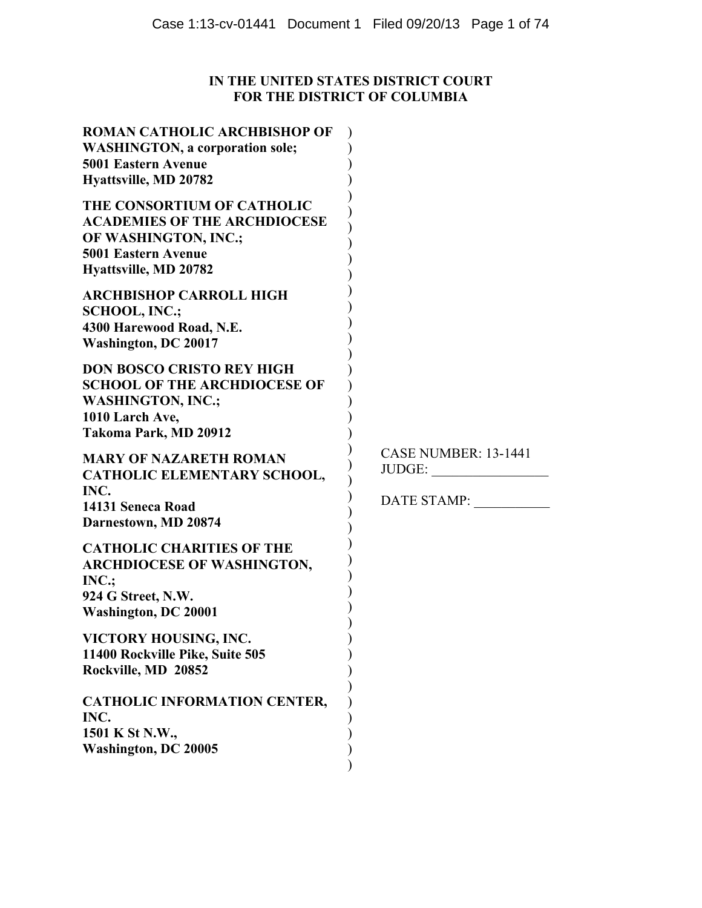# IN THE UNITED STATES DISTRICT COURT
# FOR THE DISTRICT OF COLUMBIA

**ROMAN CATHOLIC ARCHBISHOP OF WASHINGTON, a corporation sole;**
**5001 Eastern Avenue**
**Hyattsville, MD 20782**

**THE CONSORTIUM OF CATHOLIC ACADEMIES OF THE ARCHDIOCESE OF WASHINGTON, INC.;**
**5001 Eastern Avenue**
**Hyattsville, MD 20782**

**ARCHBISHOP CARROLL HIGH SCHOOL, INC.;**
**4300 Harewood Road, N.E.**
**Washington, DC 20017**

**DON BOSCO CRISTO REY HIGH SCHOOL OF THE ARCHDIOCESE OF WASHINGTON, INC.;**
**1010 Larch Ave,**
**Takoma Park, MD 20912**

**MARY OF NAZARETH ROMAN CATHOLIC ELEMENTARY SCHOOL, INC.**
**14131 Seneca Road**
**Darnestown, MD 20874**

**CATHOLIC CHARITIES OF THE ARCHDIOCESE OF WASHINGTON, INC.;**
**924 G Street, N.W.**
**Washington, DC 20001**

**VICTORY HOUSING, INC.**
**11400 Rockville Pike, Suite 505**
**Rockville, MD 20852**

**CATHOLIC INFORMATION CENTER, INC.**
**1501 K St N.W.,**
**Washington, DC 20005**

CASE NUMBER: 13-1441
JUDGE: ________________

DATE STAMP: ___________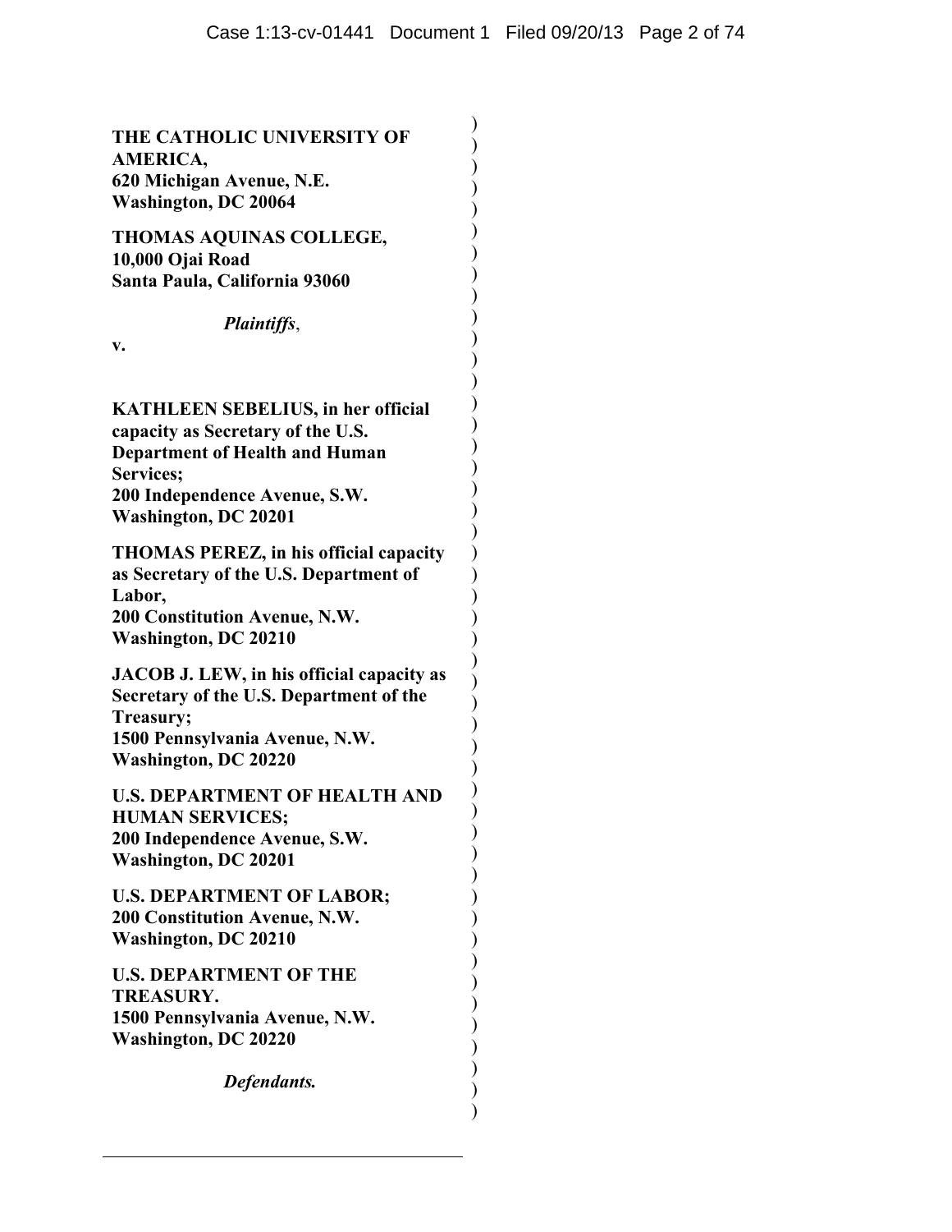**THE CATHOLIC UNIVERSITY OF AMERICA,**
**620 Michigan Avenue, N.E.**
**Washington, DC 20064**

**THOMAS AQUINAS COLLEGE,**
**10,000 Ojai Road**
**Santa Paula, California 93060**

*Plaintiffs*,

**v.**

**KATHLEEN SEBELIUS, in her official capacity as Secretary of the U.S. Department of Health and Human Services;**
**200 Independence Avenue, S.W.**
**Washington, DC 20201**

**THOMAS PEREZ, in his official capacity as Secretary of the U.S. Department of Labor,**
**200 Constitution Avenue, N.W.**
**Washington, DC 20210**

**JACOB J. LEW, in his official capacity as Secretary of the U.S. Department of the Treasury;**
**1500 Pennsylvania Avenue, N.W.**
**Washington, DC 20220**

**U.S. DEPARTMENT OF HEALTH AND HUMAN SERVICES;**
**200 Independence Avenue, S.W.**
**Washington, DC 20201**

**U.S. DEPARTMENT OF LABOR;**
**200 Constitution Avenue, N.W.**
**Washington, DC 20210**

**U.S. DEPARTMENT OF THE TREASURY.**
**1500 Pennsylvania Avenue, N.W.**
**Washington, DC 20220**

***Defendants.***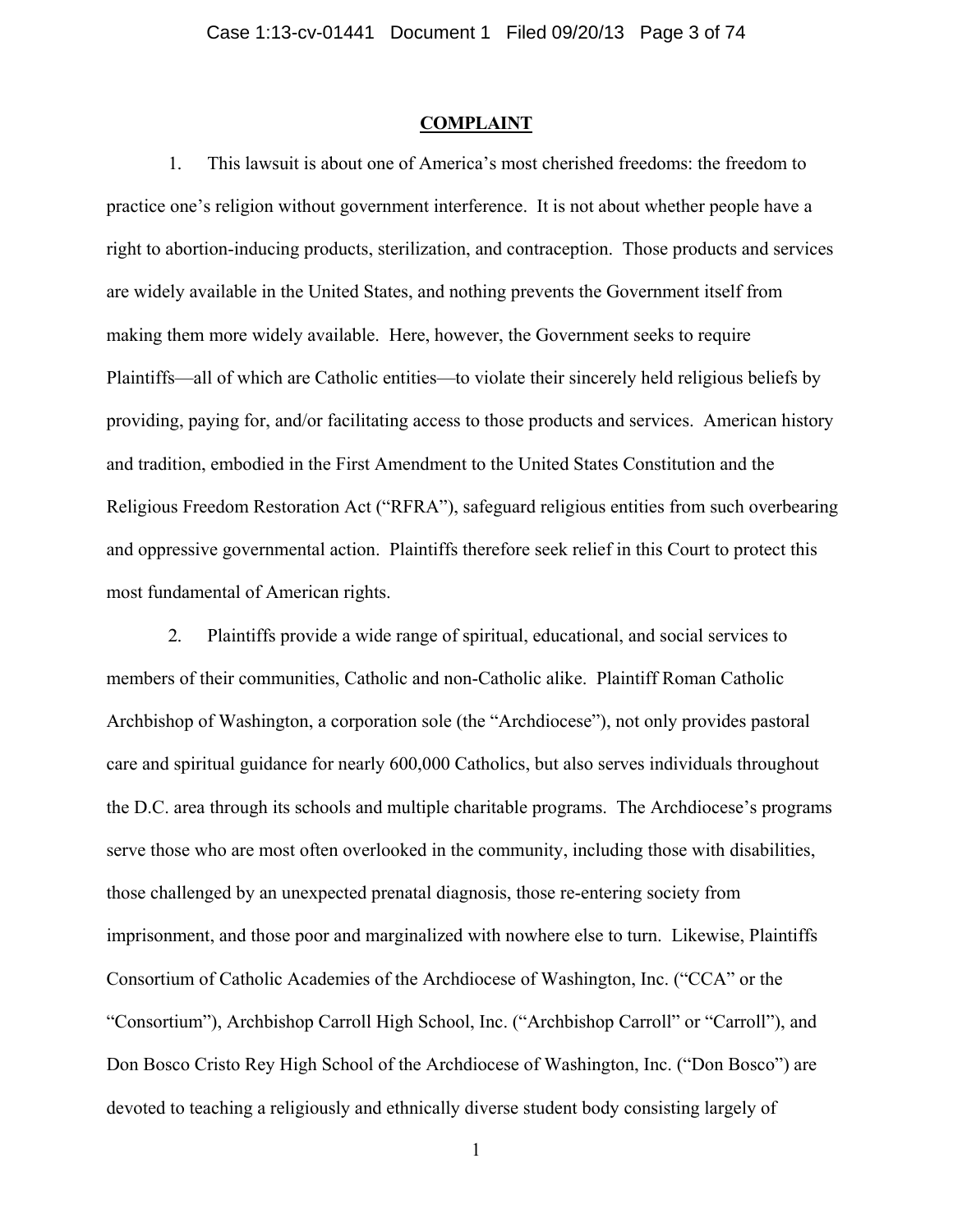## COMPLAINT

1. This lawsuit is about one of America's most cherished freedoms: the freedom to practice one's religion without government interference. It is not about whether people have a right to abortion-inducing products, sterilization, and contraception. Those products and services are widely available in the United States, and nothing prevents the Government itself from making them more widely available. Here, however, the Government seeks to require Plaintiffs—all of which are Catholic entities—to violate their sincerely held religious beliefs by providing, paying for, and/or facilitating access to those products and services. American history and tradition, embodied in the First Amendment to the United States Constitution and the Religious Freedom Restoration Act ("RFRA"), safeguard religious entities from such overbearing and oppressive governmental action. Plaintiffs therefore seek relief in this Court to protect this most fundamental of American rights.

2. Plaintiffs provide a wide range of spiritual, educational, and social services to members of their communities, Catholic and non-Catholic alike. Plaintiff Roman Catholic Archbishop of Washington, a corporation sole (the "Archdiocese"), not only provides pastoral care and spiritual guidance for nearly 600,000 Catholics, but also serves individuals throughout the D.C. area through its schools and multiple charitable programs. The Archdiocese's programs serve those who are most often overlooked in the community, including those with disabilities, those challenged by an unexpected prenatal diagnosis, those re-entering society from imprisonment, and those poor and marginalized with nowhere else to turn. Likewise, Plaintiffs Consortium of Catholic Academies of the Archdiocese of Washington, Inc. ("CCA" or the "Consortium"), Archbishop Carroll High School, Inc. ("Archbishop Carroll" or "Carroll"), and Don Bosco Cristo Rey High School of the Archdiocese of Washington, Inc. ("Don Bosco") are devoted to teaching a religiously and ethnically diverse student body consisting largely of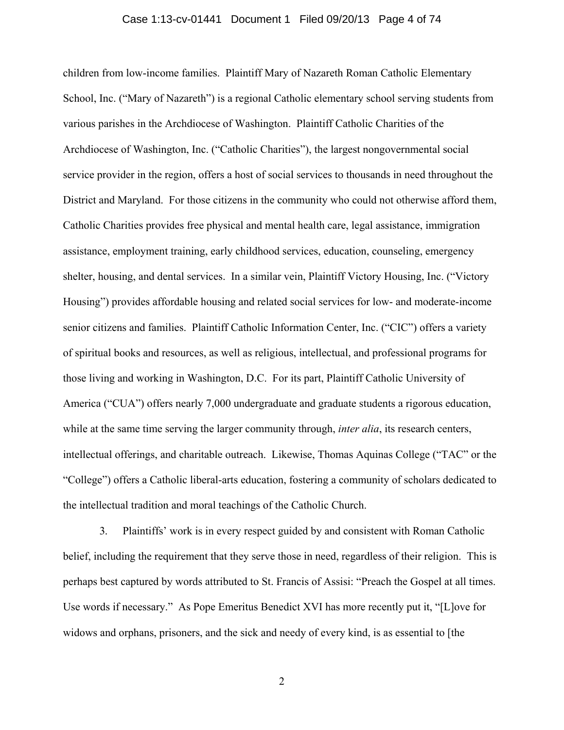children from low-income families. Plaintiff Mary of Nazareth Roman Catholic Elementary School, Inc. ("Mary of Nazareth") is a regional Catholic elementary school serving students from various parishes in the Archdiocese of Washington. Plaintiff Catholic Charities of the Archdiocese of Washington, Inc. ("Catholic Charities"), the largest nongovernmental social service provider in the region, offers a host of social services to thousands in need throughout the District and Maryland. For those citizens in the community who could not otherwise afford them, Catholic Charities provides free physical and mental health care, legal assistance, immigration assistance, employment training, early childhood services, education, counseling, emergency shelter, housing, and dental services. In a similar vein, Plaintiff Victory Housing, Inc. ("Victory Housing") provides affordable housing and related social services for low- and moderate-income senior citizens and families. Plaintiff Catholic Information Center, Inc. ("CIC") offers a variety of spiritual books and resources, as well as religious, intellectual, and professional programs for those living and working in Washington, D.C. For its part, Plaintiff Catholic University of America ("CUA") offers nearly 7,000 undergraduate and graduate students a rigorous education, while at the same time serving the larger community through, *inter alia*, its research centers, intellectual offerings, and charitable outreach. Likewise, Thomas Aquinas College ("TAC" or the "College") offers a Catholic liberal-arts education, fostering a community of scholars dedicated to the intellectual tradition and moral teachings of the Catholic Church.

3. Plaintiffs' work is in every respect guided by and consistent with Roman Catholic belief, including the requirement that they serve those in need, regardless of their religion. This is perhaps best captured by words attributed to St. Francis of Assisi: "Preach the Gospel at all times. Use words if necessary." As Pope Emeritus Benedict XVI has more recently put it, "[L]ove for widows and orphans, prisoners, and the sick and needy of every kind, is as essential to [the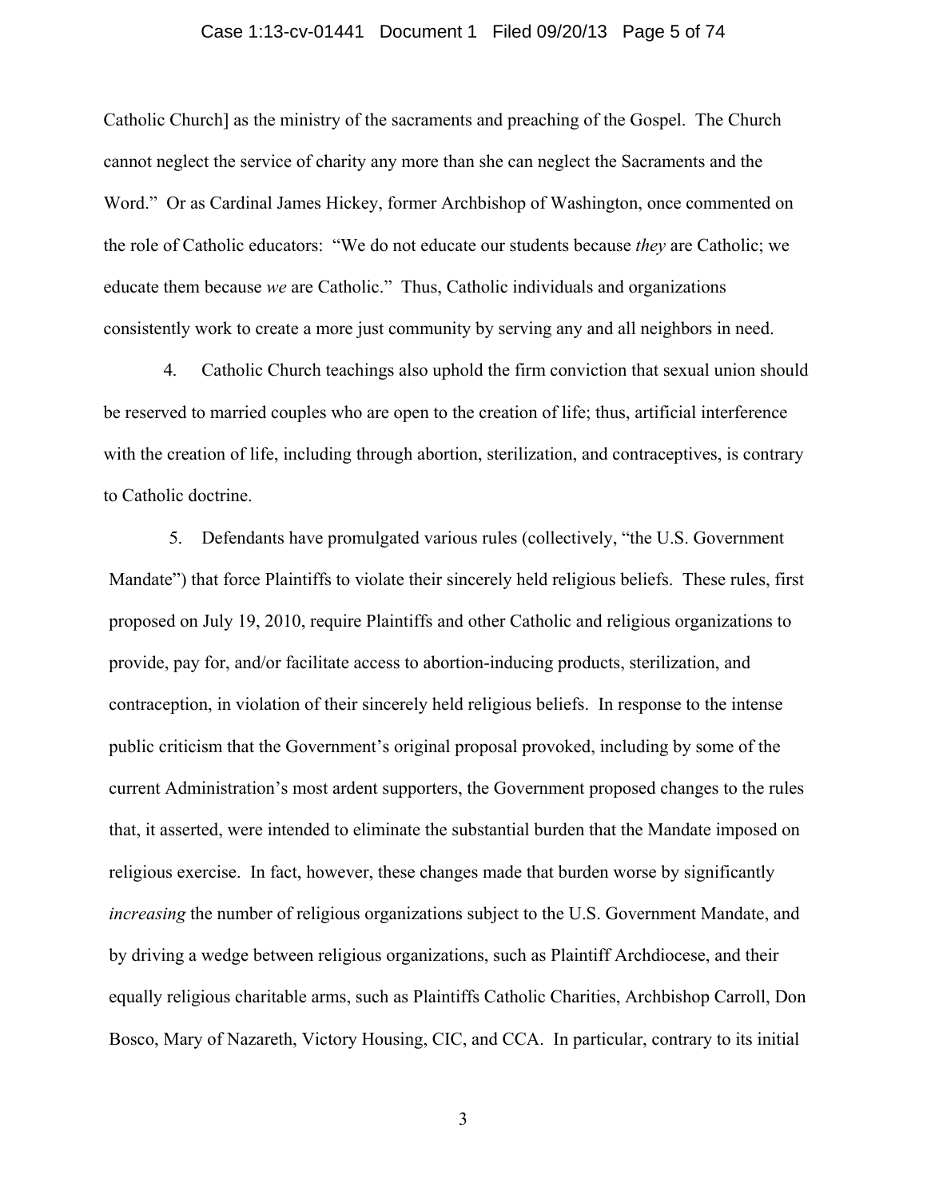Catholic Church] as the ministry of the sacraments and preaching of the Gospel. The Church cannot neglect the service of charity any more than she can neglect the Sacraments and the Word." Or as Cardinal James Hickey, former Archbishop of Washington, once commented on the role of Catholic educators: "We do not educate our students because *they* are Catholic; we educate them because *we* are Catholic." Thus, Catholic individuals and organizations consistently work to create a more just community by serving any and all neighbors in need.

4. Catholic Church teachings also uphold the firm conviction that sexual union should be reserved to married couples who are open to the creation of life; thus, artificial interference with the creation of life, including through abortion, sterilization, and contraceptives, is contrary to Catholic doctrine.

5. Defendants have promulgated various rules (collectively, "the U.S. Government Mandate") that force Plaintiffs to violate their sincerely held religious beliefs. These rules, first proposed on July 19, 2010, require Plaintiffs and other Catholic and religious organizations to provide, pay for, and/or facilitate access to abortion-inducing products, sterilization, and contraception, in violation of their sincerely held religious beliefs. In response to the intense public criticism that the Government's original proposal provoked, including by some of the current Administration's most ardent supporters, the Government proposed changes to the rules that, it asserted, were intended to eliminate the substantial burden that the Mandate imposed on religious exercise. In fact, however, these changes made that burden worse by significantly *increasing* the number of religious organizations subject to the U.S. Government Mandate, and by driving a wedge between religious organizations, such as Plaintiff Archdiocese, and their equally religious charitable arms, such as Plaintiffs Catholic Charities, Archbishop Carroll, Don Bosco, Mary of Nazareth, Victory Housing, CIC, and CCA. In particular, contrary to its initial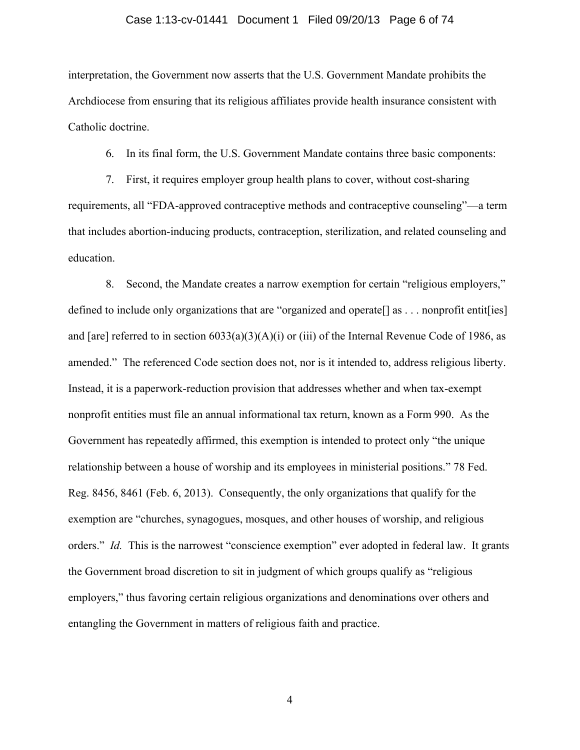interpretation, the Government now asserts that the U.S. Government Mandate prohibits the Archdiocese from ensuring that its religious affiliates provide health insurance consistent with Catholic doctrine.

6. In its final form, the U.S. Government Mandate contains three basic components:

7. First, it requires employer group health plans to cover, without cost-sharing requirements, all "FDA-approved contraceptive methods and contraceptive counseling"—a term that includes abortion-inducing products, contraception, sterilization, and related counseling and education.

8. Second, the Mandate creates a narrow exemption for certain "religious employers," defined to include only organizations that are "organized and operate[] as . . . nonprofit entit[ies] and [are] referred to in section 6033(a)(3)(A)(i) or (iii) of the Internal Revenue Code of 1986, as amended." The referenced Code section does not, nor is it intended to, address religious liberty. Instead, it is a paperwork-reduction provision that addresses whether and when tax-exempt nonprofit entities must file an annual informational tax return, known as a Form 990. As the Government has repeatedly affirmed, this exemption is intended to protect only "the unique relationship between a house of worship and its employees in ministerial positions." 78 Fed. Reg. 8456, 8461 (Feb. 6, 2013). Consequently, the only organizations that qualify for the exemption are "churches, synagogues, mosques, and other houses of worship, and religious orders." *Id.* This is the narrowest "conscience exemption" ever adopted in federal law. It grants the Government broad discretion to sit in judgment of which groups qualify as "religious employers," thus favoring certain religious organizations and denominations over others and entangling the Government in matters of religious faith and practice.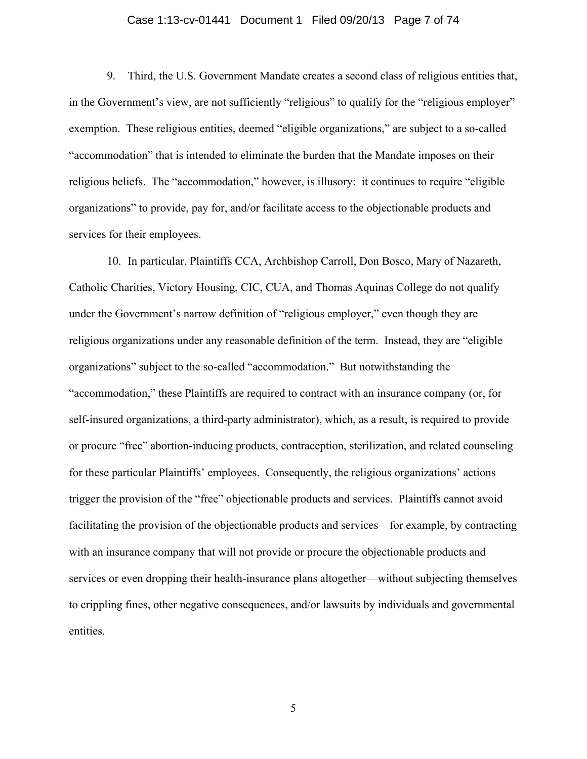9. Third, the U.S. Government Mandate creates a second class of religious entities that, in the Government's view, are not sufficiently "religious" to qualify for the "religious employer" exemption. These religious entities, deemed "eligible organizations," are subject to a so-called "accommodation" that is intended to eliminate the burden that the Mandate imposes on their religious beliefs. The "accommodation," however, is illusory: it continues to require "eligible organizations" to provide, pay for, and/or facilitate access to the objectionable products and services for their employees.

10. In particular, Plaintiffs CCA, Archbishop Carroll, Don Bosco, Mary of Nazareth, Catholic Charities, Victory Housing, CIC, CUA, and Thomas Aquinas College do not qualify under the Government's narrow definition of "religious employer," even though they are religious organizations under any reasonable definition of the term. Instead, they are "eligible organizations" subject to the so-called "accommodation." But notwithstanding the "accommodation," these Plaintiffs are required to contract with an insurance company (or, for self-insured organizations, a third-party administrator), which, as a result, is required to provide or procure "free" abortion-inducing products, contraception, sterilization, and related counseling for these particular Plaintiffs' employees. Consequently, the religious organizations' actions trigger the provision of the "free" objectionable products and services. Plaintiffs cannot avoid facilitating the provision of the objectionable products and services—for example, by contracting with an insurance company that will not provide or procure the objectionable products and services or even dropping their health-insurance plans altogether—without subjecting themselves to crippling fines, other negative consequences, and/or lawsuits by individuals and governmental entities.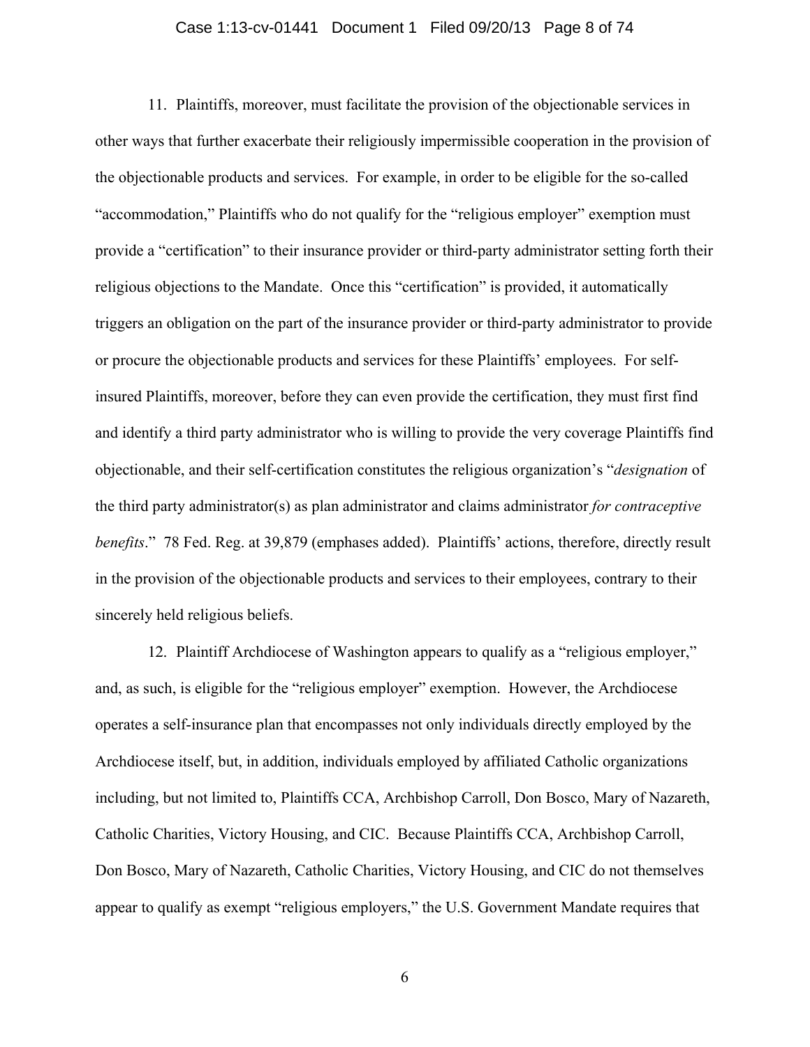11. Plaintiffs, moreover, must facilitate the provision of the objectionable services in other ways that further exacerbate their religiously impermissible cooperation in the provision of the objectionable products and services. For example, in order to be eligible for the so-called "accommodation," Plaintiffs who do not qualify for the "religious employer" exemption must provide a "certification" to their insurance provider or third-party administrator setting forth their religious objections to the Mandate. Once this "certification" is provided, it automatically triggers an obligation on the part of the insurance provider or third-party administrator to provide or procure the objectionable products and services for these Plaintiffs' employees. For self-insured Plaintiffs, moreover, before they can even provide the certification, they must first find and identify a third party administrator who is willing to provide the very coverage Plaintiffs find objectionable, and their self-certification constitutes the religious organization's "*designation* of the third party administrator(s) as plan administrator and claims administrator *for contraceptive benefits*." 78 Fed. Reg. at 39,879 (emphases added). Plaintiffs' actions, therefore, directly result in the provision of the objectionable products and services to their employees, contrary to their sincerely held religious beliefs.

12. Plaintiff Archdiocese of Washington appears to qualify as a "religious employer," and, as such, is eligible for the "religious employer" exemption. However, the Archdiocese operates a self-insurance plan that encompasses not only individuals directly employed by the Archdiocese itself, but, in addition, individuals employed by affiliated Catholic organizations including, but not limited to, Plaintiffs CCA, Archbishop Carroll, Don Bosco, Mary of Nazareth, Catholic Charities, Victory Housing, and CIC. Because Plaintiffs CCA, Archbishop Carroll, Don Bosco, Mary of Nazareth, Catholic Charities, Victory Housing, and CIC do not themselves appear to qualify as exempt "religious employers," the U.S. Government Mandate requires that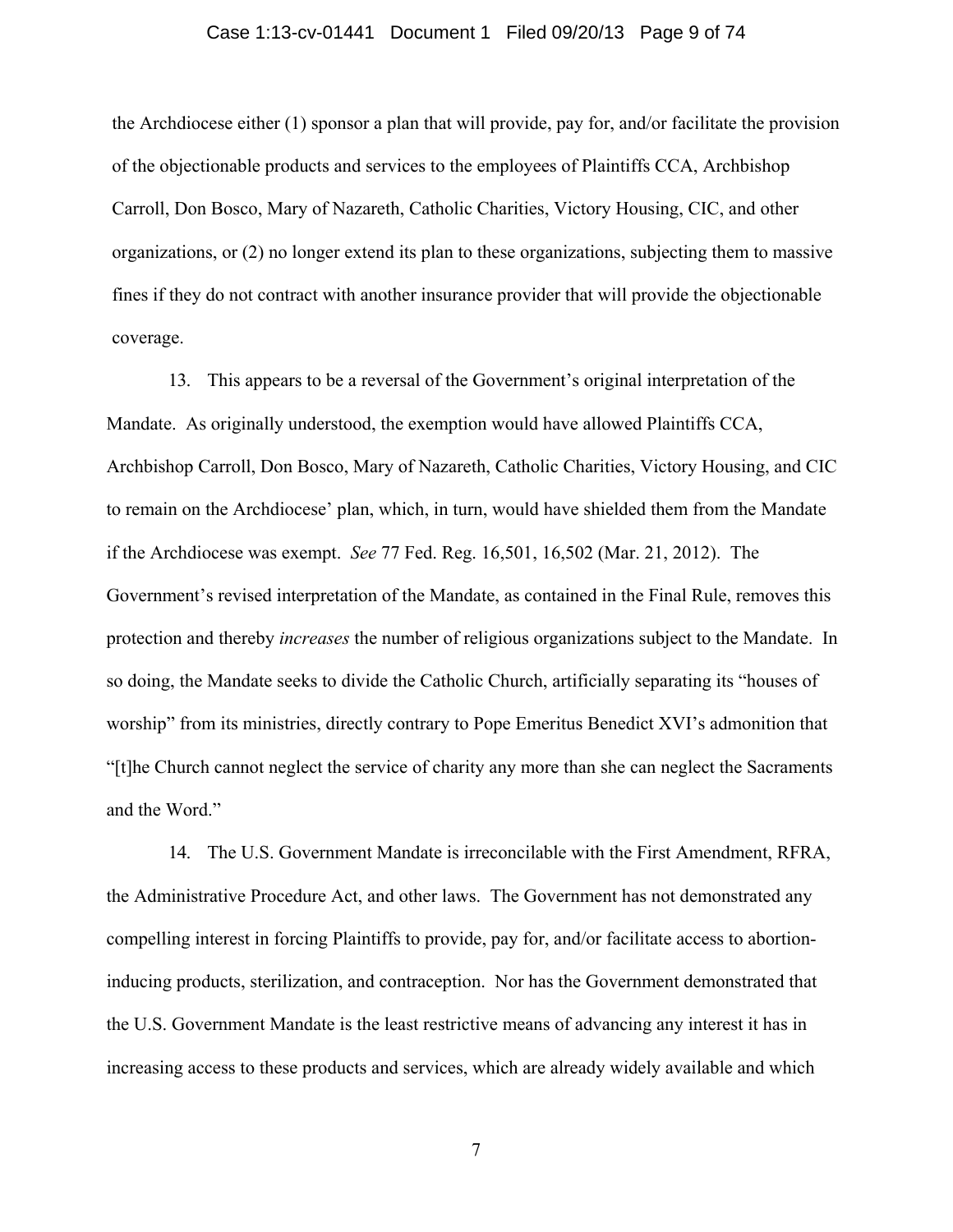the Archdiocese either (1) sponsor a plan that will provide, pay for, and/or facilitate the provision of the objectionable products and services to the employees of Plaintiffs CCA, Archbishop Carroll, Don Bosco, Mary of Nazareth, Catholic Charities, Victory Housing, CIC, and other organizations, or (2) no longer extend its plan to these organizations, subjecting them to massive fines if they do not contract with another insurance provider that will provide the objectionable coverage.

13. This appears to be a reversal of the Government's original interpretation of the Mandate. As originally understood, the exemption would have allowed Plaintiffs CCA, Archbishop Carroll, Don Bosco, Mary of Nazareth, Catholic Charities, Victory Housing, and CIC to remain on the Archdiocese' plan, which, in turn, would have shielded them from the Mandate if the Archdiocese was exempt. *See* 77 Fed. Reg. 16,501, 16,502 (Mar. 21, 2012). The Government's revised interpretation of the Mandate, as contained in the Final Rule, removes this protection and thereby *increases* the number of religious organizations subject to the Mandate. In so doing, the Mandate seeks to divide the Catholic Church, artificially separating its "houses of worship" from its ministries, directly contrary to Pope Emeritus Benedict XVI's admonition that "[t]he Church cannot neglect the service of charity any more than she can neglect the Sacraments and the Word."

14. The U.S. Government Mandate is irreconcilable with the First Amendment, RFRA, the Administrative Procedure Act, and other laws. The Government has not demonstrated any compelling interest in forcing Plaintiffs to provide, pay for, and/or facilitate access to abortion-inducing products, sterilization, and contraception. Nor has the Government demonstrated that the U.S. Government Mandate is the least restrictive means of advancing any interest it has in increasing access to these products and services, which are already widely available and which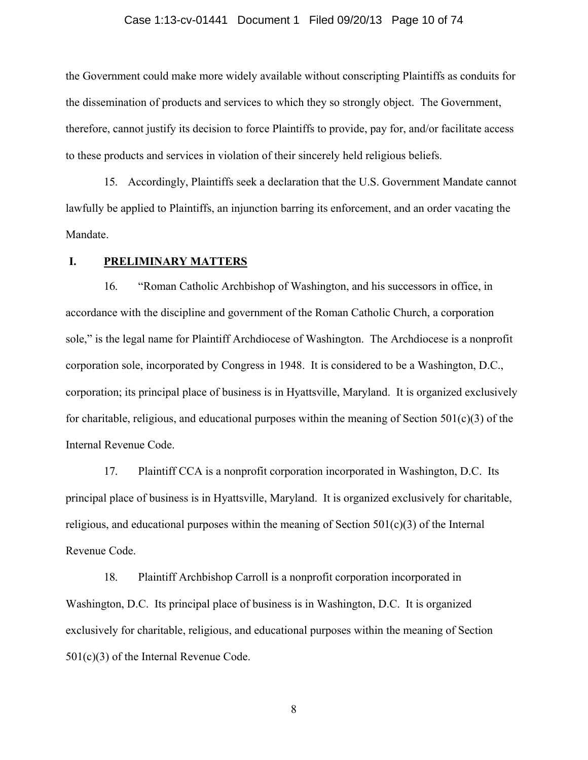the Government could make more widely available without conscripting Plaintiffs as conduits for the dissemination of products and services to which they so strongly object. The Government, therefore, cannot justify its decision to force Plaintiffs to provide, pay for, and/or facilitate access to these products and services in violation of their sincerely held religious beliefs.

15. Accordingly, Plaintiffs seek a declaration that the U.S. Government Mandate cannot lawfully be applied to Plaintiffs, an injunction barring its enforcement, and an order vacating the Mandate.

## I. PRELIMINARY MATTERS

16. "Roman Catholic Archbishop of Washington, and his successors in office, in accordance with the discipline and government of the Roman Catholic Church, a corporation sole," is the legal name for Plaintiff Archdiocese of Washington. The Archdiocese is a nonprofit corporation sole, incorporated by Congress in 1948. It is considered to be a Washington, D.C., corporation; its principal place of business is in Hyattsville, Maryland. It is organized exclusively for charitable, religious, and educational purposes within the meaning of Section 501(c)(3) of the Internal Revenue Code.

17. Plaintiff CCA is a nonprofit corporation incorporated in Washington, D.C. Its principal place of business is in Hyattsville, Maryland. It is organized exclusively for charitable, religious, and educational purposes within the meaning of Section 501(c)(3) of the Internal Revenue Code.

18. Plaintiff Archbishop Carroll is a nonprofit corporation incorporated in Washington, D.C. Its principal place of business is in Washington, D.C. It is organized exclusively for charitable, religious, and educational purposes within the meaning of Section 501(c)(3) of the Internal Revenue Code.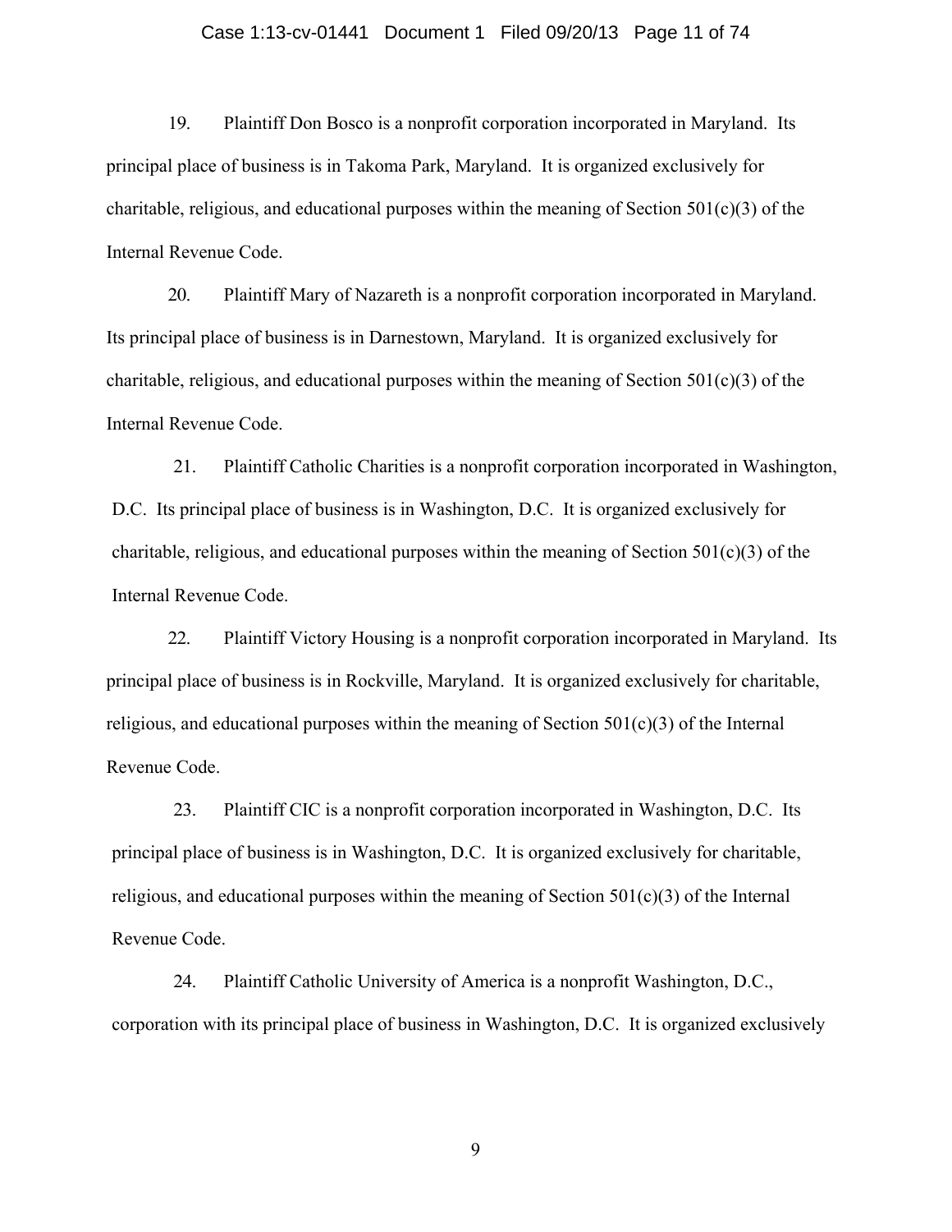19. Plaintiff Don Bosco is a nonprofit corporation incorporated in Maryland. Its principal place of business is in Takoma Park, Maryland. It is organized exclusively for charitable, religious, and educational purposes within the meaning of Section 501(c)(3) of the Internal Revenue Code.

20. Plaintiff Mary of Nazareth is a nonprofit corporation incorporated in Maryland. Its principal place of business is in Darnestown, Maryland. It is organized exclusively for charitable, religious, and educational purposes within the meaning of Section 501(c)(3) of the Internal Revenue Code.

21. Plaintiff Catholic Charities is a nonprofit corporation incorporated in Washington, D.C. Its principal place of business is in Washington, D.C. It is organized exclusively for charitable, religious, and educational purposes within the meaning of Section 501(c)(3) of the Internal Revenue Code.

22. Plaintiff Victory Housing is a nonprofit corporation incorporated in Maryland. Its principal place of business is in Rockville, Maryland. It is organized exclusively for charitable, religious, and educational purposes within the meaning of Section 501(c)(3) of the Internal Revenue Code.

23. Plaintiff CIC is a nonprofit corporation incorporated in Washington, D.C. Its principal place of business is in Washington, D.C. It is organized exclusively for charitable, religious, and educational purposes within the meaning of Section 501(c)(3) of the Internal Revenue Code.

24. Plaintiff Catholic University of America is a nonprofit Washington, D.C., corporation with its principal place of business in Washington, D.C. It is organized exclusively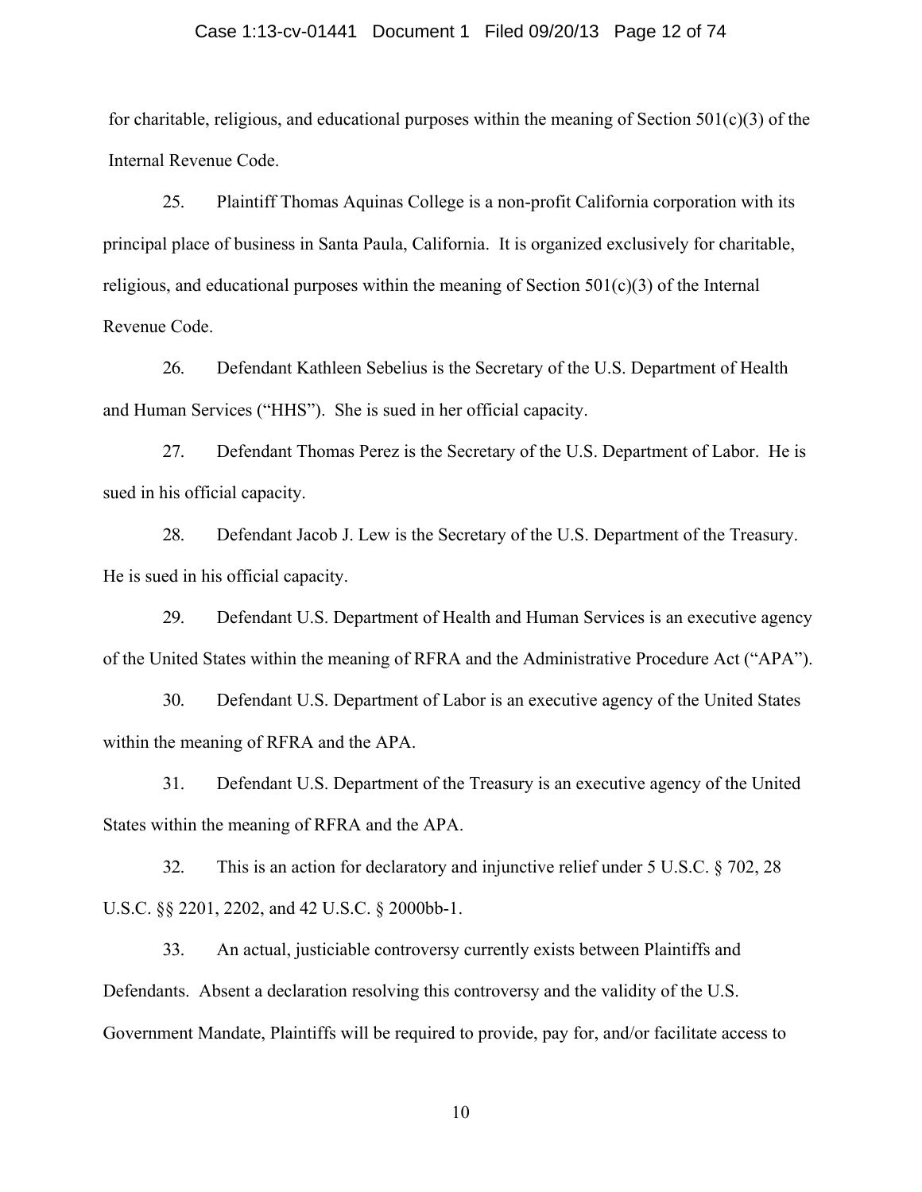for charitable, religious, and educational purposes within the meaning of Section 501(c)(3) of the Internal Revenue Code.

25. Plaintiff Thomas Aquinas College is a non-profit California corporation with its principal place of business in Santa Paula, California. It is organized exclusively for charitable, religious, and educational purposes within the meaning of Section 501(c)(3) of the Internal Revenue Code.

26. Defendant Kathleen Sebelius is the Secretary of the U.S. Department of Health and Human Services ("HHS"). She is sued in her official capacity.

27. Defendant Thomas Perez is the Secretary of the U.S. Department of Labor. He is sued in his official capacity.

28. Defendant Jacob J. Lew is the Secretary of the U.S. Department of the Treasury. He is sued in his official capacity.

29. Defendant U.S. Department of Health and Human Services is an executive agency of the United States within the meaning of RFRA and the Administrative Procedure Act ("APA").

30. Defendant U.S. Department of Labor is an executive agency of the United States within the meaning of RFRA and the APA.

31. Defendant U.S. Department of the Treasury is an executive agency of the United States within the meaning of RFRA and the APA.

32. This is an action for declaratory and injunctive relief under 5 U.S.C. § 702, 28 U.S.C. §§ 2201, 2202, and 42 U.S.C. § 2000bb-1.

33. An actual, justiciable controversy currently exists between Plaintiffs and Defendants. Absent a declaration resolving this controversy and the validity of the U.S. Government Mandate, Plaintiffs will be required to provide, pay for, and/or facilitate access to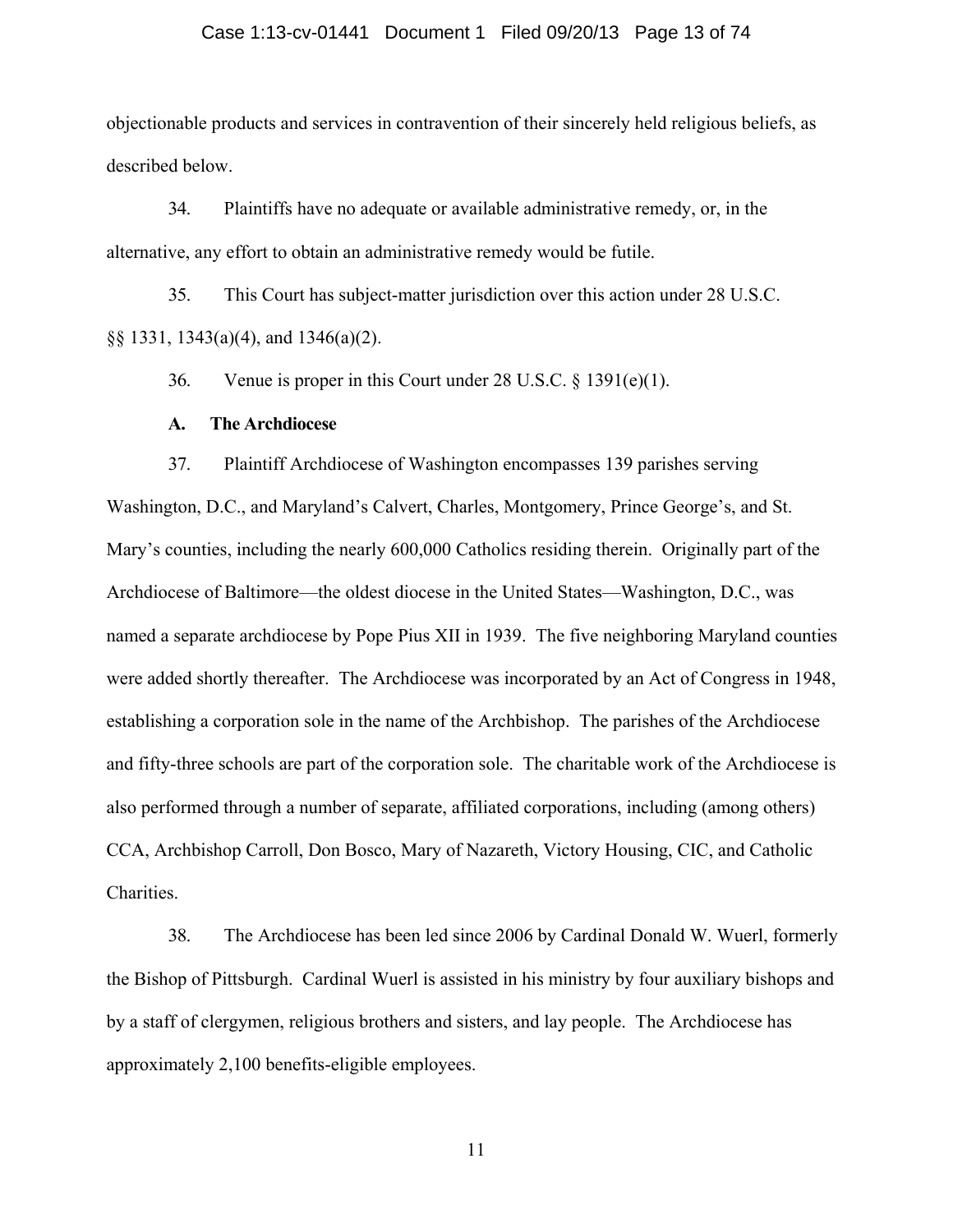objectionable products and services in contravention of their sincerely held religious beliefs, as described below.

34. Plaintiffs have no adequate or available administrative remedy, or, in the alternative, any effort to obtain an administrative remedy would be futile.

35. This Court has subject-matter jurisdiction over this action under 28 U.S.C. §§ 1331, 1343(a)(4), and 1346(a)(2).

36. Venue is proper in this Court under 28 U.S.C. § 1391(e)(1).

**A. The Archdiocese**

37. Plaintiff Archdiocese of Washington encompasses 139 parishes serving Washington, D.C., and Maryland's Calvert, Charles, Montgomery, Prince George's, and St. Mary's counties, including the nearly 600,000 Catholics residing therein. Originally part of the Archdiocese of Baltimore—the oldest diocese in the United States—Washington, D.C., was named a separate archdiocese by Pope Pius XII in 1939. The five neighboring Maryland counties were added shortly thereafter. The Archdiocese was incorporated by an Act of Congress in 1948, establishing a corporation sole in the name of the Archbishop. The parishes of the Archdiocese and fifty-three schools are part of the corporation sole. The charitable work of the Archdiocese is also performed through a number of separate, affiliated corporations, including (among others) CCA, Archbishop Carroll, Don Bosco, Mary of Nazareth, Victory Housing, CIC, and Catholic Charities.

38. The Archdiocese has been led since 2006 by Cardinal Donald W. Wuerl, formerly the Bishop of Pittsburgh. Cardinal Wuerl is assisted in his ministry by four auxiliary bishops and by a staff of clergymen, religious brothers and sisters, and lay people. The Archdiocese has approximately 2,100 benefits-eligible employees.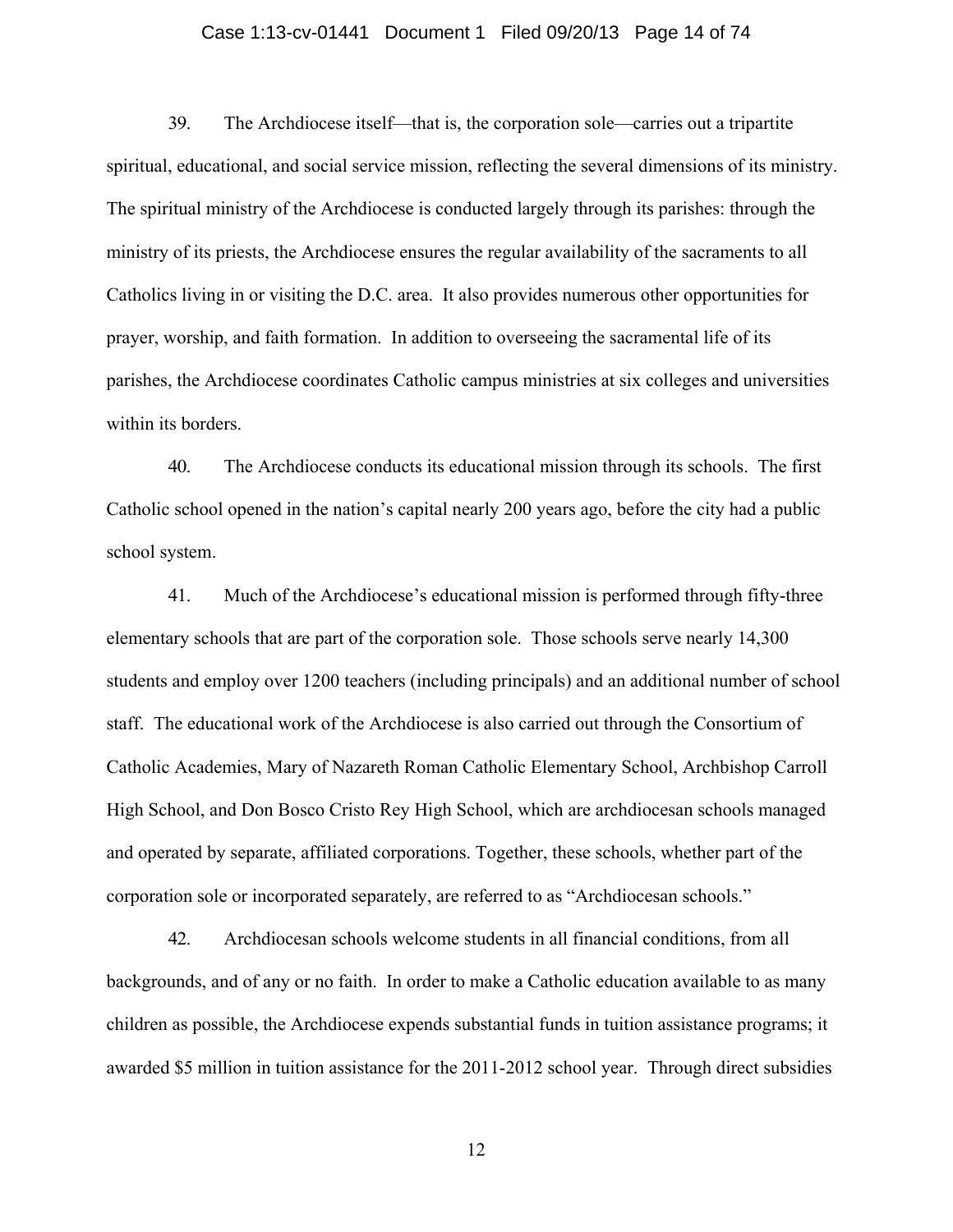39. The Archdiocese itself—that is, the corporation sole—carries out a tripartite spiritual, educational, and social service mission, reflecting the several dimensions of its ministry. The spiritual ministry of the Archdiocese is conducted largely through its parishes: through the ministry of its priests, the Archdiocese ensures the regular availability of the sacraments to all Catholics living in or visiting the D.C. area. It also provides numerous other opportunities for prayer, worship, and faith formation. In addition to overseeing the sacramental life of its parishes, the Archdiocese coordinates Catholic campus ministries at six colleges and universities within its borders.

40. The Archdiocese conducts its educational mission through its schools. The first Catholic school opened in the nation's capital nearly 200 years ago, before the city had a public school system.

41. Much of the Archdiocese's educational mission is performed through fifty-three elementary schools that are part of the corporation sole. Those schools serve nearly 14,300 students and employ over 1200 teachers (including principals) and an additional number of school staff. The educational work of the Archdiocese is also carried out through the Consortium of Catholic Academies, Mary of Nazareth Roman Catholic Elementary School, Archbishop Carroll High School, and Don Bosco Cristo Rey High School, which are archdiocesan schools managed and operated by separate, affiliated corporations. Together, these schools, whether part of the corporation sole or incorporated separately, are referred to as "Archdiocesan schools."

42. Archdiocesan schools welcome students in all financial conditions, from all backgrounds, and of any or no faith. In order to make a Catholic education available to as many children as possible, the Archdiocese expends substantial funds in tuition assistance programs; it awarded $5 million in tuition assistance for the 2011-2012 school year. Through direct subsidies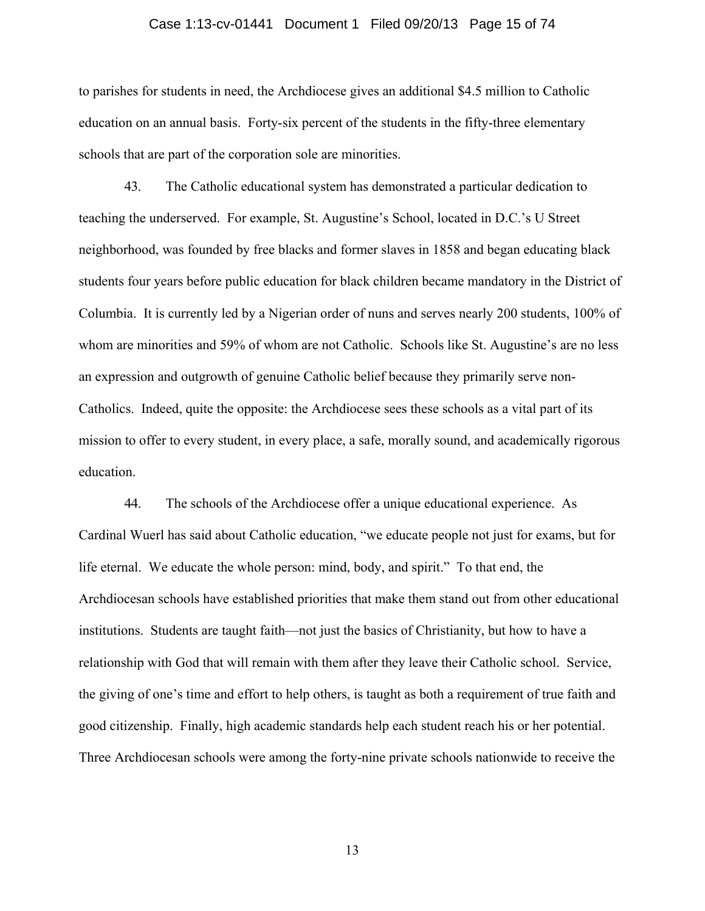to parishes for students in need, the Archdiocese gives an additional $4.5 million to Catholic education on an annual basis. Forty-six percent of the students in the fifty-three elementary schools that are part of the corporation sole are minorities.

43. The Catholic educational system has demonstrated a particular dedication to teaching the underserved. For example, St. Augustine's School, located in D.C.'s U Street neighborhood, was founded by free blacks and former slaves in 1858 and began educating black students four years before public education for black children became mandatory in the District of Columbia. It is currently led by a Nigerian order of nuns and serves nearly 200 students, 100% of whom are minorities and 59% of whom are not Catholic. Schools like St. Augustine's are no less an expression and outgrowth of genuine Catholic belief because they primarily serve non-Catholics. Indeed, quite the opposite: the Archdiocese sees these schools as a vital part of its mission to offer to every student, in every place, a safe, morally sound, and academically rigorous education.

44. The schools of the Archdiocese offer a unique educational experience. As Cardinal Wuerl has said about Catholic education, "we educate people not just for exams, but for life eternal. We educate the whole person: mind, body, and spirit." To that end, the Archdiocesan schools have established priorities that make them stand out from other educational institutions. Students are taught faith—not just the basics of Christianity, but how to have a relationship with God that will remain with them after they leave their Catholic school. Service, the giving of one's time and effort to help others, is taught as both a requirement of true faith and good citizenship. Finally, high academic standards help each student reach his or her potential. Three Archdiocesan schools were among the forty-nine private schools nationwide to receive the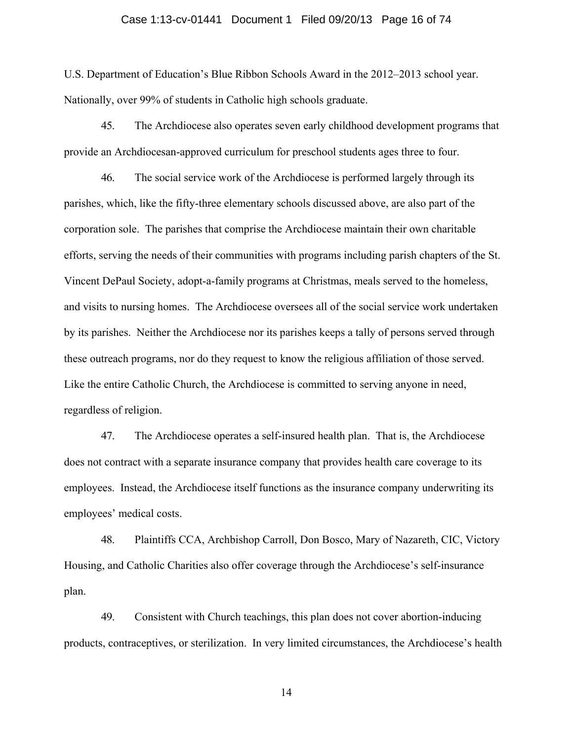U.S. Department of Education's Blue Ribbon Schools Award in the 2012–2013 school year. Nationally, over 99% of students in Catholic high schools graduate.

45. The Archdiocese also operates seven early childhood development programs that provide an Archdiocesan-approved curriculum for preschool students ages three to four.

46. The social service work of the Archdiocese is performed largely through its parishes, which, like the fifty-three elementary schools discussed above, are also part of the corporation sole. The parishes that comprise the Archdiocese maintain their own charitable efforts, serving the needs of their communities with programs including parish chapters of the St. Vincent DePaul Society, adopt-a-family programs at Christmas, meals served to the homeless, and visits to nursing homes. The Archdiocese oversees all of the social service work undertaken by its parishes. Neither the Archdiocese nor its parishes keeps a tally of persons served through these outreach programs, nor do they request to know the religious affiliation of those served. Like the entire Catholic Church, the Archdiocese is committed to serving anyone in need, regardless of religion.

47. The Archdiocese operates a self-insured health plan. That is, the Archdiocese does not contract with a separate insurance company that provides health care coverage to its employees. Instead, the Archdiocese itself functions as the insurance company underwriting its employees' medical costs.

48. Plaintiffs CCA, Archbishop Carroll, Don Bosco, Mary of Nazareth, CIC, Victory Housing, and Catholic Charities also offer coverage through the Archdiocese's self-insurance plan.

49. Consistent with Church teachings, this plan does not cover abortion-inducing products, contraceptives, or sterilization. In very limited circumstances, the Archdiocese's health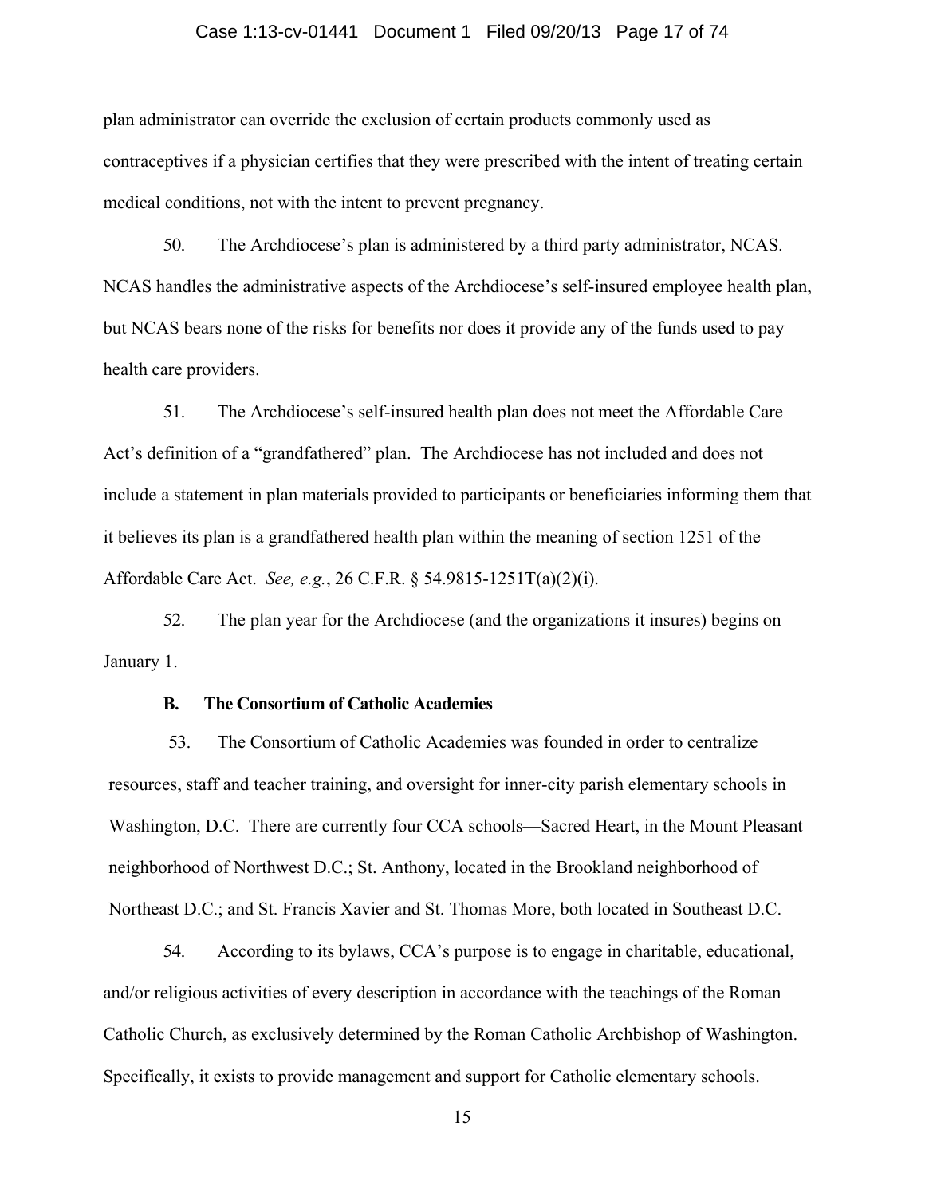plan administrator can override the exclusion of certain products commonly used as contraceptives if a physician certifies that they were prescribed with the intent of treating certain medical conditions, not with the intent to prevent pregnancy.

50. The Archdiocese's plan is administered by a third party administrator, NCAS. NCAS handles the administrative aspects of the Archdiocese's self-insured employee health plan, but NCAS bears none of the risks for benefits nor does it provide any of the funds used to pay health care providers.

51. The Archdiocese's self-insured health plan does not meet the Affordable Care Act's definition of a "grandfathered" plan. The Archdiocese has not included and does not include a statement in plan materials provided to participants or beneficiaries informing them that it believes its plan is a grandfathered health plan within the meaning of section 1251 of the Affordable Care Act. *See, e.g.*, 26 C.F.R. § 54.9815-1251T(a)(2)(i).

52. The plan year for the Archdiocese (and the organizations it insures) begins on January 1.

**B. The Consortium of Catholic Academies**

53. The Consortium of Catholic Academies was founded in order to centralize resources, staff and teacher training, and oversight for inner-city parish elementary schools in Washington, D.C. There are currently four CCA schools—Sacred Heart, in the Mount Pleasant neighborhood of Northwest D.C.; St. Anthony, located in the Brookland neighborhood of Northeast D.C.; and St. Francis Xavier and St. Thomas More, both located in Southeast D.C.

54. According to its bylaws, CCA's purpose is to engage in charitable, educational, and/or religious activities of every description in accordance with the teachings of the Roman Catholic Church, as exclusively determined by the Roman Catholic Archbishop of Washington. Specifically, it exists to provide management and support for Catholic elementary schools.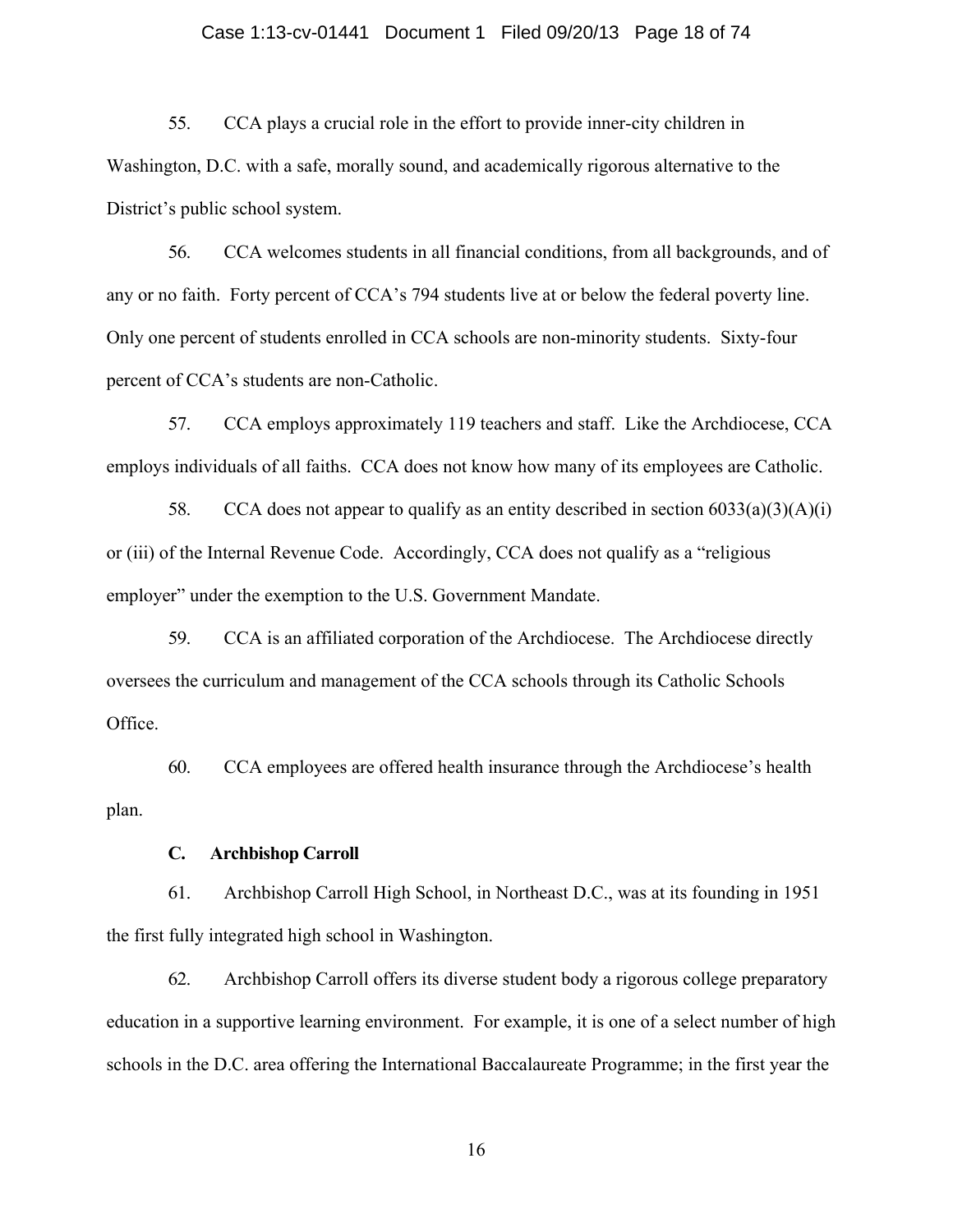55. CCA plays a crucial role in the effort to provide inner-city children in Washington, D.C. with a safe, morally sound, and academically rigorous alternative to the District's public school system.

56. CCA welcomes students in all financial conditions, from all backgrounds, and of any or no faith. Forty percent of CCA's 794 students live at or below the federal poverty line. Only one percent of students enrolled in CCA schools are non-minority students. Sixty-four percent of CCA's students are non-Catholic.

57. CCA employs approximately 119 teachers and staff. Like the Archdiocese, CCA employs individuals of all faiths. CCA does not know how many of its employees are Catholic.

58. CCA does not appear to qualify as an entity described in section 6033(a)(3)(A)(i) or (iii) of the Internal Revenue Code. Accordingly, CCA does not qualify as a "religious employer" under the exemption to the U.S. Government Mandate.

59. CCA is an affiliated corporation of the Archdiocese. The Archdiocese directly oversees the curriculum and management of the CCA schools through its Catholic Schools Office.

60. CCA employees are offered health insurance through the Archdiocese's health plan.

### C. Archbishop Carroll

61. Archbishop Carroll High School, in Northeast D.C., was at its founding in 1951 the first fully integrated high school in Washington.

62. Archbishop Carroll offers its diverse student body a rigorous college preparatory education in a supportive learning environment. For example, it is one of a select number of high schools in the D.C. area offering the International Baccalaureate Programme; in the first year the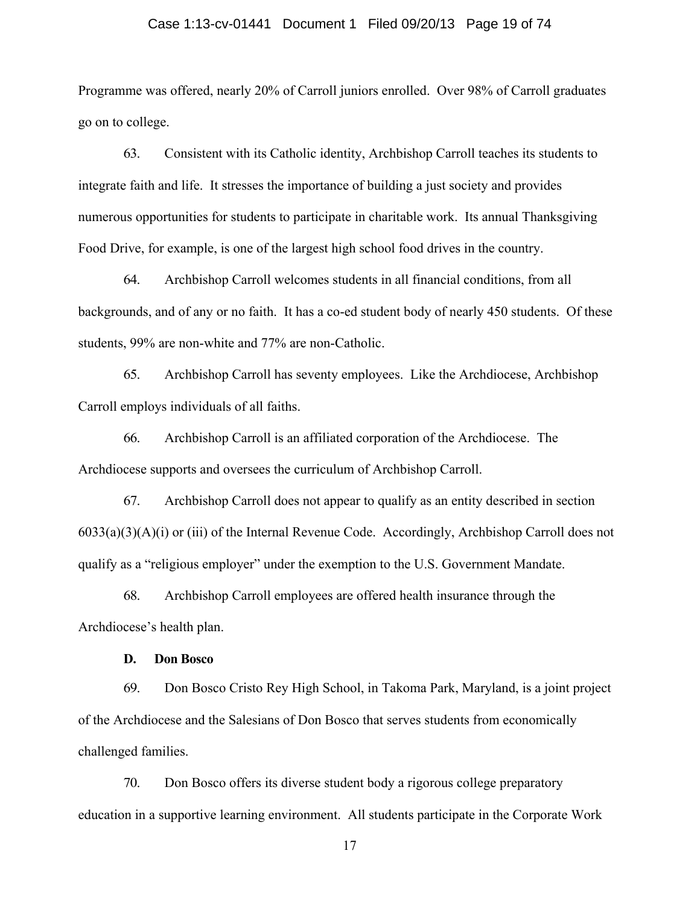Programme was offered, nearly 20% of Carroll juniors enrolled. Over 98% of Carroll graduates go on to college.

63. Consistent with its Catholic identity, Archbishop Carroll teaches its students to integrate faith and life. It stresses the importance of building a just society and provides numerous opportunities for students to participate in charitable work. Its annual Thanksgiving Food Drive, for example, is one of the largest high school food drives in the country.

64. Archbishop Carroll welcomes students in all financial conditions, from all backgrounds, and of any or no faith. It has a co-ed student body of nearly 450 students. Of these students, 99% are non-white and 77% are non-Catholic.

65. Archbishop Carroll has seventy employees. Like the Archdiocese, Archbishop Carroll employs individuals of all faiths.

66. Archbishop Carroll is an affiliated corporation of the Archdiocese. The Archdiocese supports and oversees the curriculum of Archbishop Carroll.

67. Archbishop Carroll does not appear to qualify as an entity described in section 6033(a)(3)(A)(i) or (iii) of the Internal Revenue Code. Accordingly, Archbishop Carroll does not qualify as a "religious employer" under the exemption to the U.S. Government Mandate.

68. Archbishop Carroll employees are offered health insurance through the Archdiocese's health plan.

**D. Don Bosco**

69. Don Bosco Cristo Rey High School, in Takoma Park, Maryland, is a joint project of the Archdiocese and the Salesians of Don Bosco that serves students from economically challenged families.

70. Don Bosco offers its diverse student body a rigorous college preparatory education in a supportive learning environment. All students participate in the Corporate Work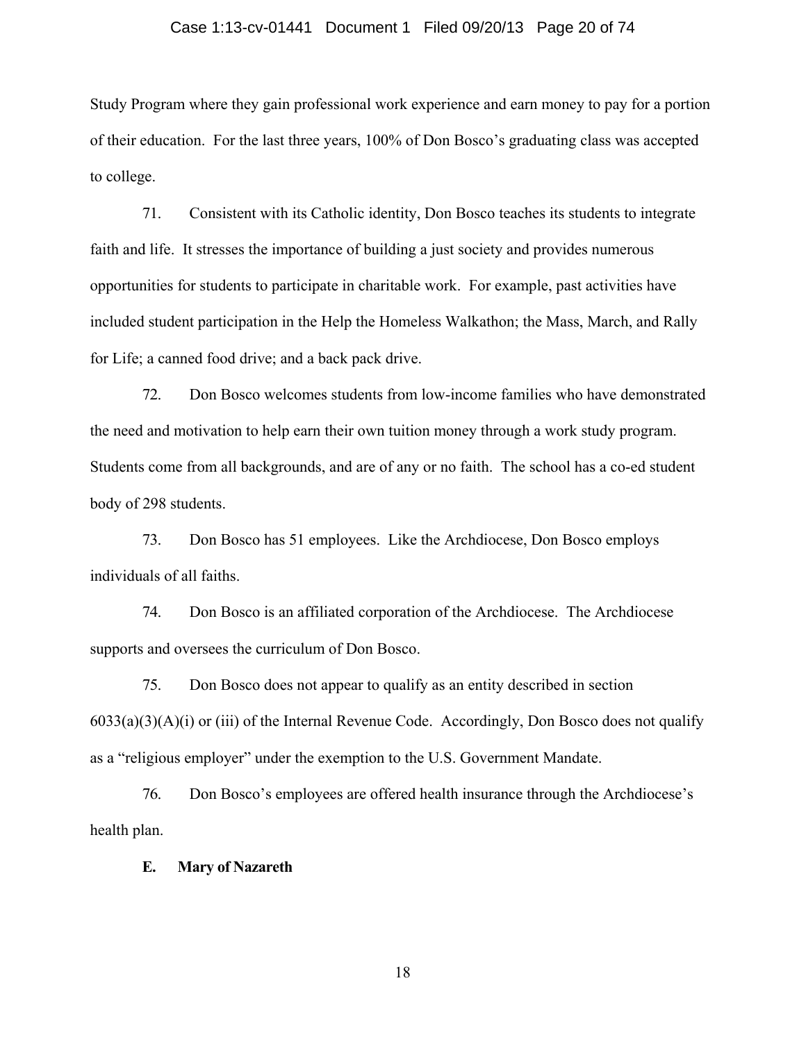Study Program where they gain professional work experience and earn money to pay for a portion of their education. For the last three years, 100% of Don Bosco's graduating class was accepted to college.

71. Consistent with its Catholic identity, Don Bosco teaches its students to integrate faith and life. It stresses the importance of building a just society and provides numerous opportunities for students to participate in charitable work. For example, past activities have included student participation in the Help the Homeless Walkathon; the Mass, March, and Rally for Life; a canned food drive; and a back pack drive.

72. Don Bosco welcomes students from low-income families who have demonstrated the need and motivation to help earn their own tuition money through a work study program. Students come from all backgrounds, and are of any or no faith. The school has a co-ed student body of 298 students.

73. Don Bosco has 51 employees. Like the Archdiocese, Don Bosco employs individuals of all faiths.

74. Don Bosco is an affiliated corporation of the Archdiocese. The Archdiocese supports and oversees the curriculum of Don Bosco.

75. Don Bosco does not appear to qualify as an entity described in section 6033(a)(3)(A)(i) or (iii) of the Internal Revenue Code. Accordingly, Don Bosco does not qualify as a "religious employer" under the exemption to the U.S. Government Mandate.

76. Don Bosco's employees are offered health insurance through the Archdiocese's health plan.

### E. Mary of Nazareth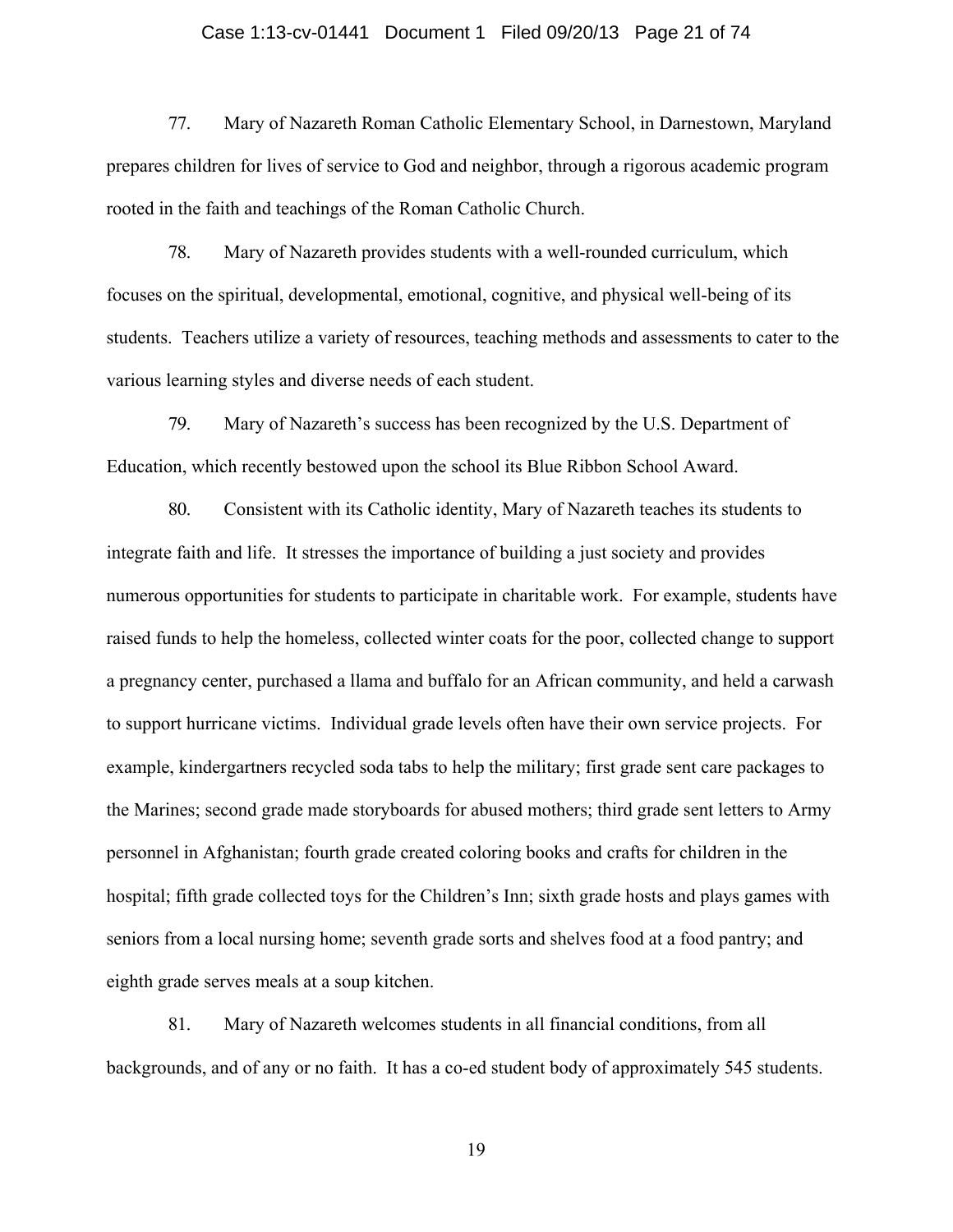77. Mary of Nazareth Roman Catholic Elementary School, in Darnestown, Maryland prepares children for lives of service to God and neighbor, through a rigorous academic program rooted in the faith and teachings of the Roman Catholic Church.

78. Mary of Nazareth provides students with a well-rounded curriculum, which focuses on the spiritual, developmental, emotional, cognitive, and physical well-being of its students. Teachers utilize a variety of resources, teaching methods and assessments to cater to the various learning styles and diverse needs of each student.

79. Mary of Nazareth's success has been recognized by the U.S. Department of Education, which recently bestowed upon the school its Blue Ribbon School Award.

80. Consistent with its Catholic identity, Mary of Nazareth teaches its students to integrate faith and life. It stresses the importance of building a just society and provides numerous opportunities for students to participate in charitable work. For example, students have raised funds to help the homeless, collected winter coats for the poor, collected change to support a pregnancy center, purchased a llama and buffalo for an African community, and held a carwash to support hurricane victims. Individual grade levels often have their own service projects. For example, kindergartners recycled soda tabs to help the military; first grade sent care packages to the Marines; second grade made storyboards for abused mothers; third grade sent letters to Army personnel in Afghanistan; fourth grade created coloring books and crafts for children in the hospital; fifth grade collected toys for the Children's Inn; sixth grade hosts and plays games with seniors from a local nursing home; seventh grade sorts and shelves food at a food pantry; and eighth grade serves meals at a soup kitchen.

81. Mary of Nazareth welcomes students in all financial conditions, from all backgrounds, and of any or no faith. It has a co-ed student body of approximately 545 students.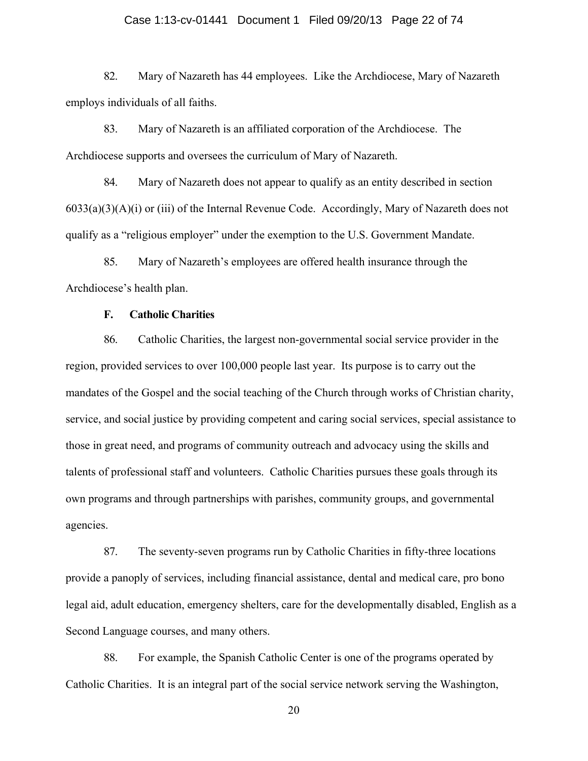82. Mary of Nazareth has 44 employees. Like the Archdiocese, Mary of Nazareth employs individuals of all faiths.

83. Mary of Nazareth is an affiliated corporation of the Archdiocese. The Archdiocese supports and oversees the curriculum of Mary of Nazareth.

84. Mary of Nazareth does not appear to qualify as an entity described in section 6033(a)(3)(A)(i) or (iii) of the Internal Revenue Code. Accordingly, Mary of Nazareth does not qualify as a "religious employer" under the exemption to the U.S. Government Mandate.

85. Mary of Nazareth's employees are offered health insurance through the Archdiocese's health plan.

**F. Catholic Charities**

86. Catholic Charities, the largest non-governmental social service provider in the region, provided services to over 100,000 people last year. Its purpose is to carry out the mandates of the Gospel and the social teaching of the Church through works of Christian charity, service, and social justice by providing competent and caring social services, special assistance to those in great need, and programs of community outreach and advocacy using the skills and talents of professional staff and volunteers. Catholic Charities pursues these goals through its own programs and through partnerships with parishes, community groups, and governmental agencies.

87. The seventy-seven programs run by Catholic Charities in fifty-three locations provide a panoply of services, including financial assistance, dental and medical care, pro bono legal aid, adult education, emergency shelters, care for the developmentally disabled, English as a Second Language courses, and many others.

88. For example, the Spanish Catholic Center is one of the programs operated by Catholic Charities. It is an integral part of the social service network serving the Washington,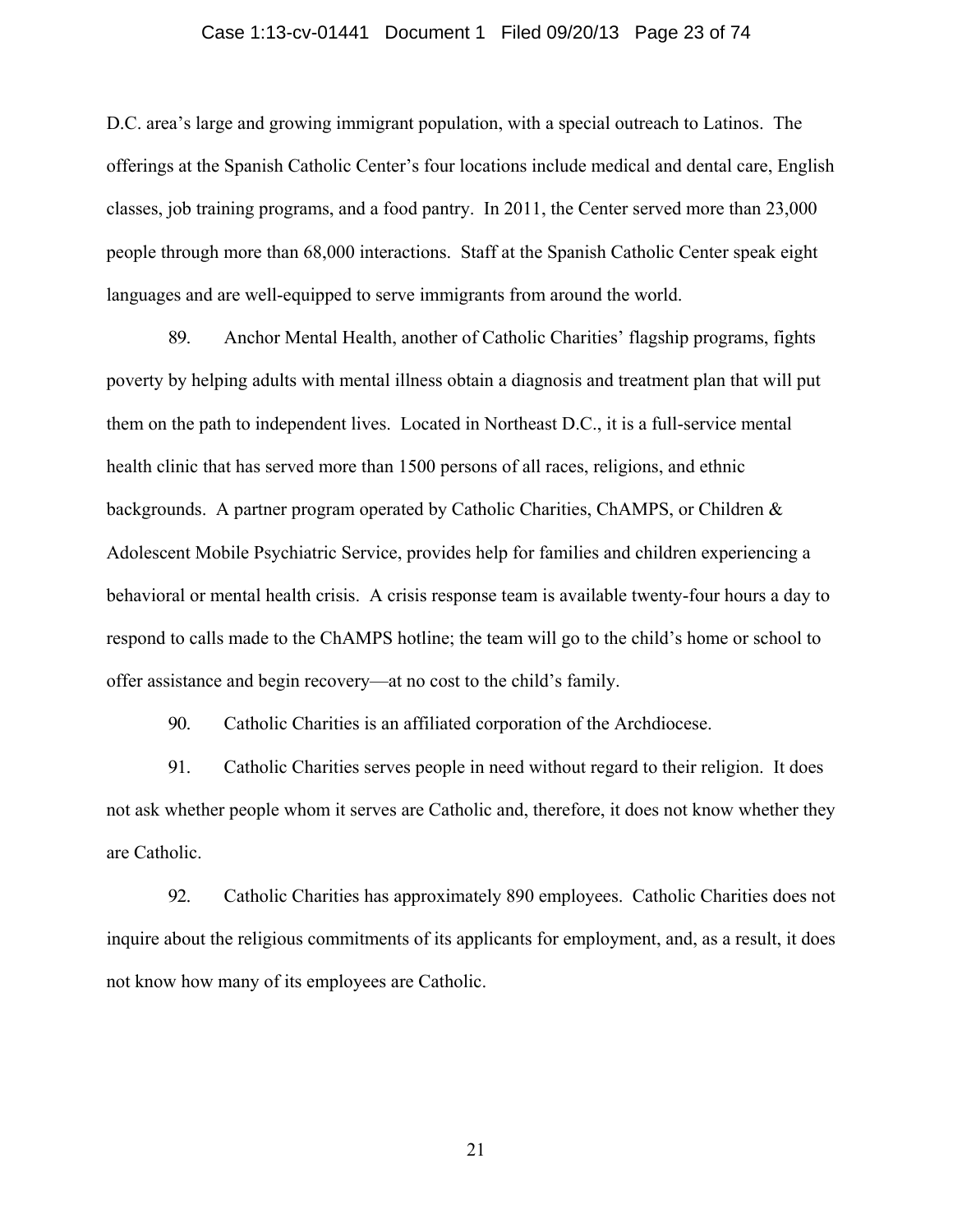D.C. area's large and growing immigrant population, with a special outreach to Latinos. The offerings at the Spanish Catholic Center's four locations include medical and dental care, English classes, job training programs, and a food pantry. In 2011, the Center served more than 23,000 people through more than 68,000 interactions. Staff at the Spanish Catholic Center speak eight languages and are well-equipped to serve immigrants from around the world.

89. Anchor Mental Health, another of Catholic Charities' flagship programs, fights poverty by helping adults with mental illness obtain a diagnosis and treatment plan that will put them on the path to independent lives. Located in Northeast D.C., it is a full-service mental health clinic that has served more than 1500 persons of all races, religions, and ethnic backgrounds. A partner program operated by Catholic Charities, ChAMPS, or Children & Adolescent Mobile Psychiatric Service, provides help for families and children experiencing a behavioral or mental health crisis. A crisis response team is available twenty-four hours a day to respond to calls made to the ChAMPS hotline; the team will go to the child's home or school to offer assistance and begin recovery—at no cost to the child's family.

90. Catholic Charities is an affiliated corporation of the Archdiocese.

91. Catholic Charities serves people in need without regard to their religion. It does not ask whether people whom it serves are Catholic and, therefore, it does not know whether they are Catholic.

92. Catholic Charities has approximately 890 employees. Catholic Charities does not inquire about the religious commitments of its applicants for employment, and, as a result, it does not know how many of its employees are Catholic.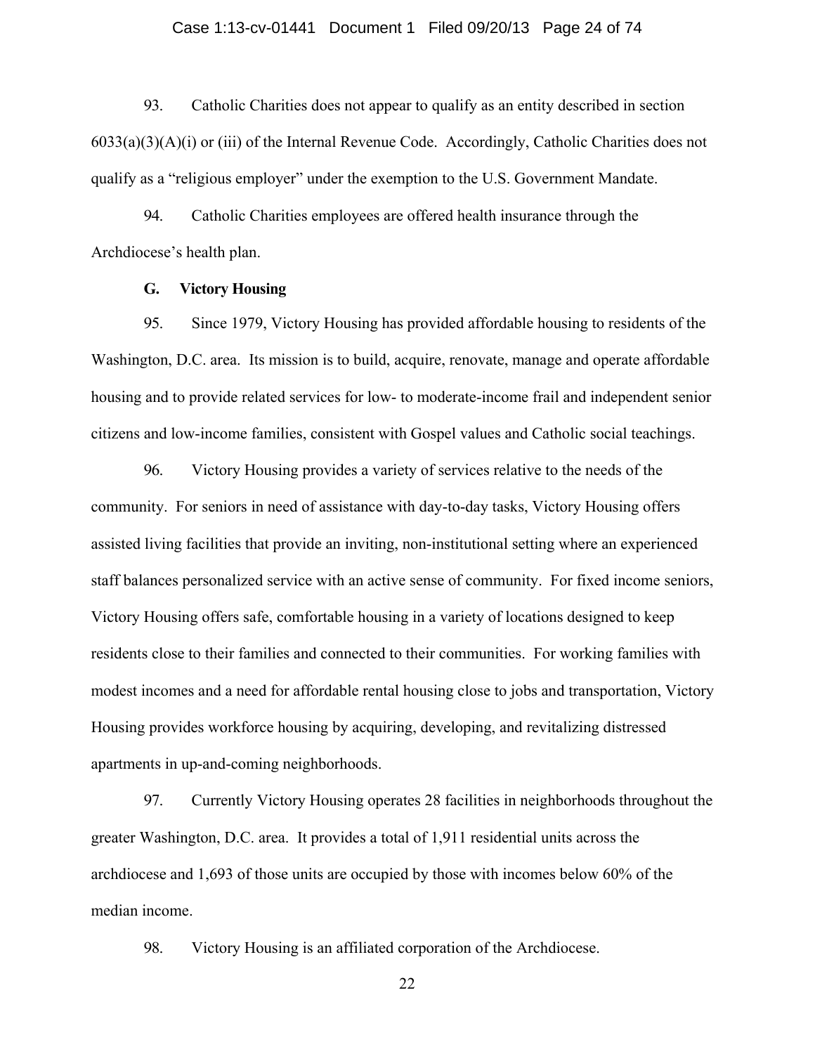93. Catholic Charities does not appear to qualify as an entity described in section 6033(a)(3)(A)(i) or (iii) of the Internal Revenue Code. Accordingly, Catholic Charities does not qualify as a "religious employer" under the exemption to the U.S. Government Mandate.

94. Catholic Charities employees are offered health insurance through the Archdiocese's health plan.

### G. Victory Housing

95. Since 1979, Victory Housing has provided affordable housing to residents of the Washington, D.C. area. Its mission is to build, acquire, renovate, manage and operate affordable housing and to provide related services for low- to moderate-income frail and independent senior citizens and low-income families, consistent with Gospel values and Catholic social teachings.

96. Victory Housing provides a variety of services relative to the needs of the community. For seniors in need of assistance with day-to-day tasks, Victory Housing offers assisted living facilities that provide an inviting, non-institutional setting where an experienced staff balances personalized service with an active sense of community. For fixed income seniors, Victory Housing offers safe, comfortable housing in a variety of locations designed to keep residents close to their families and connected to their communities. For working families with modest incomes and a need for affordable rental housing close to jobs and transportation, Victory Housing provides workforce housing by acquiring, developing, and revitalizing distressed apartments in up-and-coming neighborhoods.

97. Currently Victory Housing operates 28 facilities in neighborhoods throughout the greater Washington, D.C. area. It provides a total of 1,911 residential units across the archdiocese and 1,693 of those units are occupied by those with incomes below 60% of the median income.

98. Victory Housing is an affiliated corporation of the Archdiocese.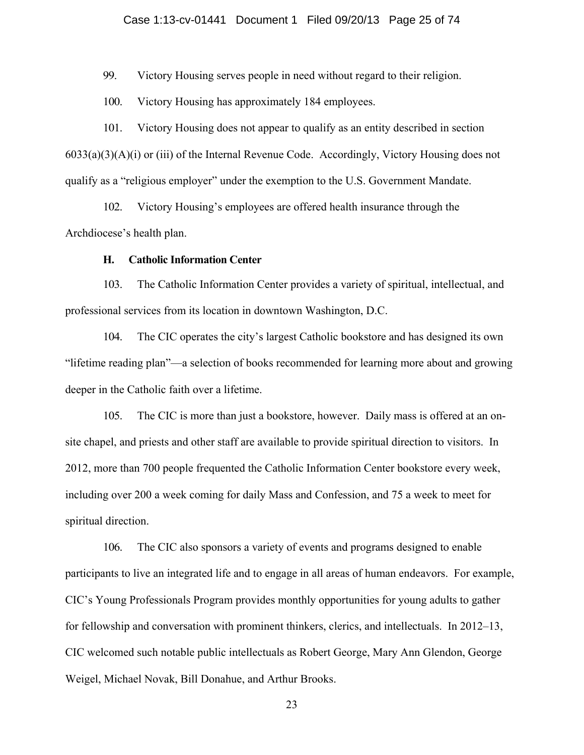99. Victory Housing serves people in need without regard to their religion.

100. Victory Housing has approximately 184 employees.

101. Victory Housing does not appear to qualify as an entity described in section 6033(a)(3)(A)(i) or (iii) of the Internal Revenue Code. Accordingly, Victory Housing does not qualify as a "religious employer" under the exemption to the U.S. Government Mandate.

102. Victory Housing's employees are offered health insurance through the Archdiocese's health plan.

### H. Catholic Information Center

103. The Catholic Information Center provides a variety of spiritual, intellectual, and professional services from its location in downtown Washington, D.C.

104. The CIC operates the city's largest Catholic bookstore and has designed its own "lifetime reading plan"—a selection of books recommended for learning more about and growing deeper in the Catholic faith over a lifetime.

105. The CIC is more than just a bookstore, however. Daily mass is offered at an on-site chapel, and priests and other staff are available to provide spiritual direction to visitors. In 2012, more than 700 people frequented the Catholic Information Center bookstore every week, including over 200 a week coming for daily Mass and Confession, and 75 a week to meet for spiritual direction.

106. The CIC also sponsors a variety of events and programs designed to enable participants to live an integrated life and to engage in all areas of human endeavors. For example, CIC's Young Professionals Program provides monthly opportunities for young adults to gather for fellowship and conversation with prominent thinkers, clerics, and intellectuals. In 2012–13, CIC welcomed such notable public intellectuals as Robert George, Mary Ann Glendon, George Weigel, Michael Novak, Bill Donahue, and Arthur Brooks.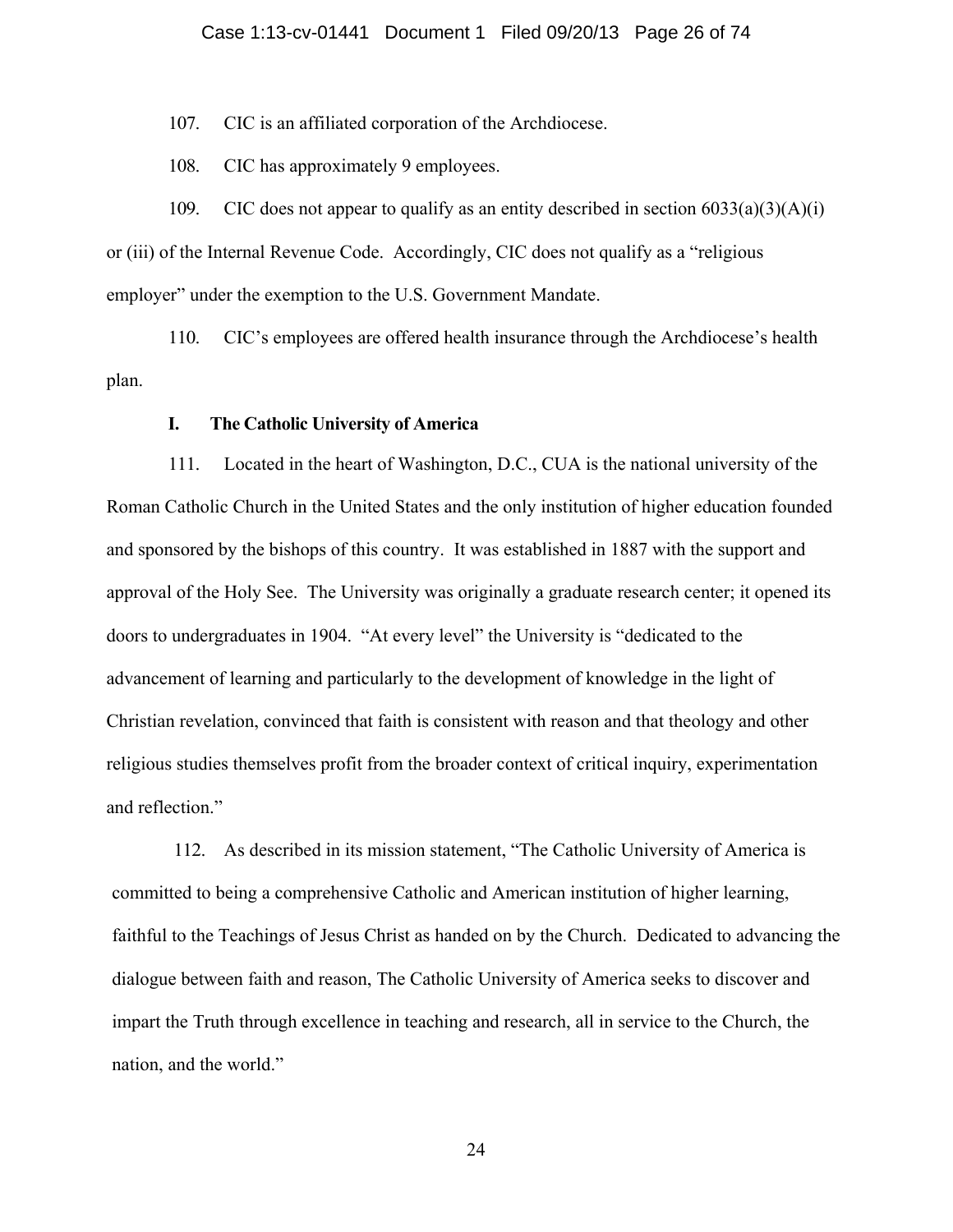107. CIC is an affiliated corporation of the Archdiocese.

108. CIC has approximately 9 employees.

109. CIC does not appear to qualify as an entity described in section 6033(a)(3)(A)(i) or (iii) of the Internal Revenue Code. Accordingly, CIC does not qualify as a "religious employer" under the exemption to the U.S. Government Mandate.

110. CIC's employees are offered health insurance through the Archdiocese's health plan.

### I. The Catholic University of America

111. Located in the heart of Washington, D.C., CUA is the national university of the Roman Catholic Church in the United States and the only institution of higher education founded and sponsored by the bishops of this country. It was established in 1887 with the support and approval of the Holy See. The University was originally a graduate research center; it opened its doors to undergraduates in 1904. "At every level" the University is "dedicated to the advancement of learning and particularly to the development of knowledge in the light of Christian revelation, convinced that faith is consistent with reason and that theology and other religious studies themselves profit from the broader context of critical inquiry, experimentation and reflection."

112. As described in its mission statement, "The Catholic University of America is committed to being a comprehensive Catholic and American institution of higher learning, faithful to the Teachings of Jesus Christ as handed on by the Church. Dedicated to advancing the dialogue between faith and reason, The Catholic University of America seeks to discover and impart the Truth through excellence in teaching and research, all in service to the Church, the nation, and the world."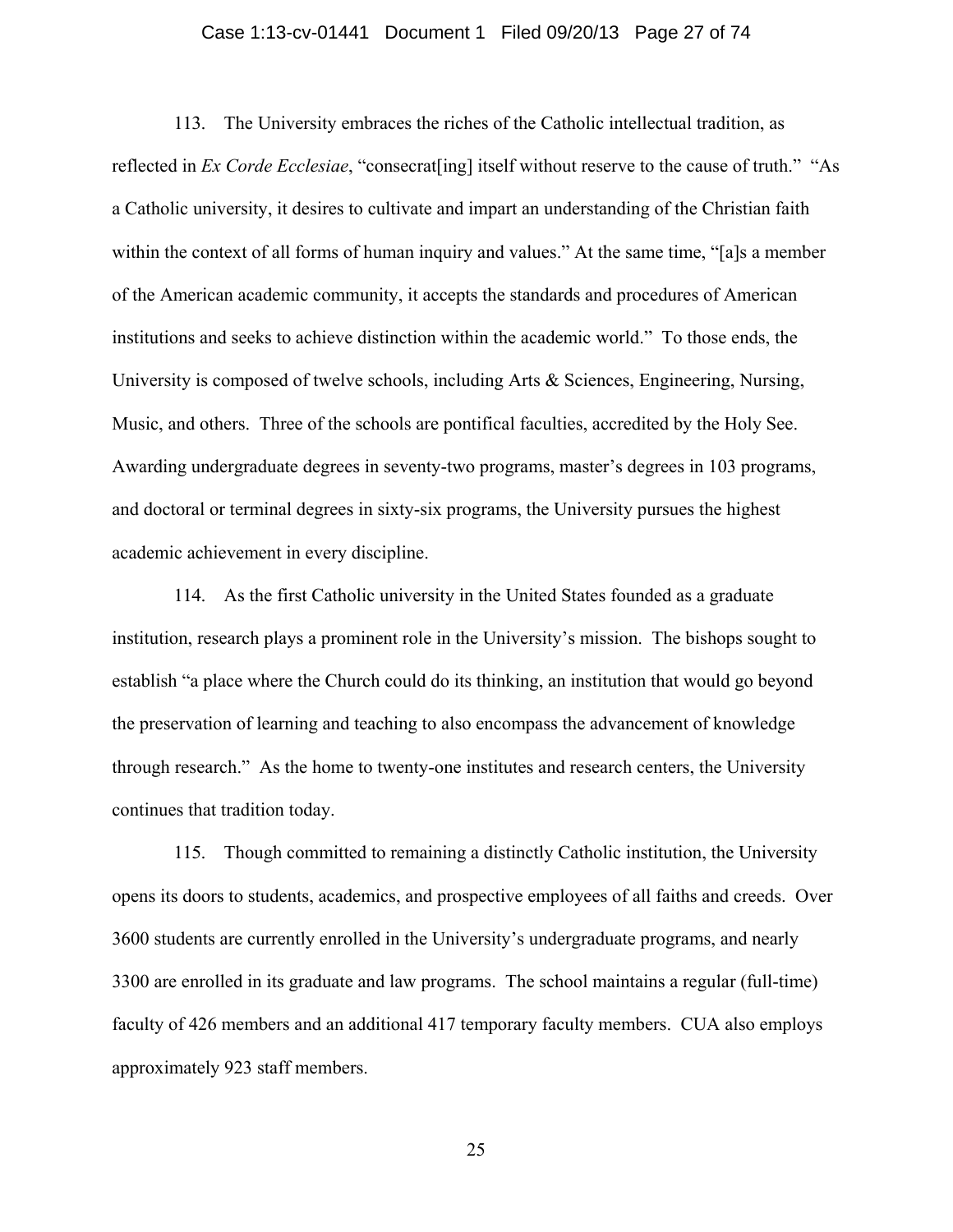113. The University embraces the riches of the Catholic intellectual tradition, as reflected in *Ex Corde Ecclesiae*, "consecrat[ing] itself without reserve to the cause of truth." "As a Catholic university, it desires to cultivate and impart an understanding of the Christian faith within the context of all forms of human inquiry and values." At the same time, "[a]s a member of the American academic community, it accepts the standards and procedures of American institutions and seeks to achieve distinction within the academic world." To those ends, the University is composed of twelve schools, including Arts & Sciences, Engineering, Nursing, Music, and others. Three of the schools are pontifical faculties, accredited by the Holy See. Awarding undergraduate degrees in seventy-two programs, master's degrees in 103 programs, and doctoral or terminal degrees in sixty-six programs, the University pursues the highest academic achievement in every discipline.

114. As the first Catholic university in the United States founded as a graduate institution, research plays a prominent role in the University's mission. The bishops sought to establish "a place where the Church could do its thinking, an institution that would go beyond the preservation of learning and teaching to also encompass the advancement of knowledge through research." As the home to twenty-one institutes and research centers, the University continues that tradition today.

115. Though committed to remaining a distinctly Catholic institution, the University opens its doors to students, academics, and prospective employees of all faiths and creeds. Over 3600 students are currently enrolled in the University's undergraduate programs, and nearly 3300 are enrolled in its graduate and law programs. The school maintains a regular (full-time) faculty of 426 members and an additional 417 temporary faculty members. CUA also employs approximately 923 staff members.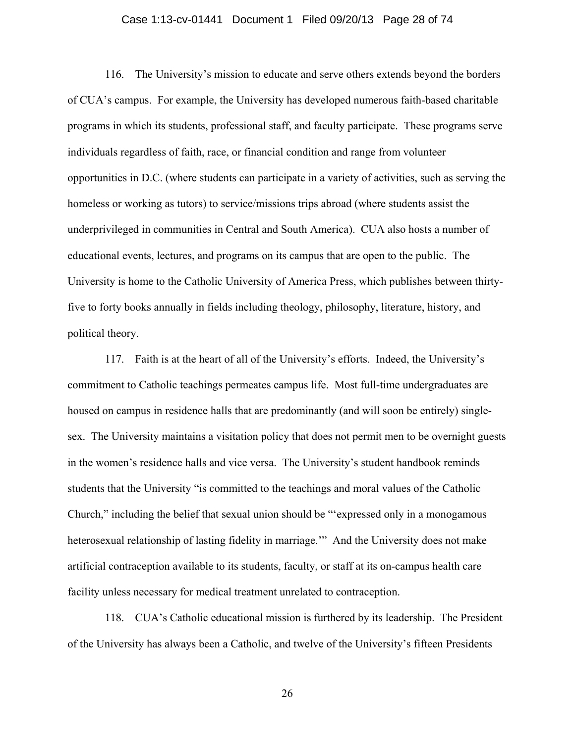116. The University's mission to educate and serve others extends beyond the borders of CUA's campus. For example, the University has developed numerous faith-based charitable programs in which its students, professional staff, and faculty participate. These programs serve individuals regardless of faith, race, or financial condition and range from volunteer opportunities in D.C. (where students can participate in a variety of activities, such as serving the homeless or working as tutors) to service/missions trips abroad (where students assist the underprivileged in communities in Central and South America). CUA also hosts a number of educational events, lectures, and programs on its campus that are open to the public. The University is home to the Catholic University of America Press, which publishes between thirty-five to forty books annually in fields including theology, philosophy, literature, history, and political theory.

117. Faith is at the heart of all of the University's efforts. Indeed, the University's commitment to Catholic teachings permeates campus life. Most full-time undergraduates are housed on campus in residence halls that are predominantly (and will soon be entirely) single-sex. The University maintains a visitation policy that does not permit men to be overnight guests in the women's residence halls and vice versa. The University's student handbook reminds students that the University "is committed to the teachings and moral values of the Catholic Church," including the belief that sexual union should be "'expressed only in a monogamous heterosexual relationship of lasting fidelity in marriage.'" And the University does not make artificial contraception available to its students, faculty, or staff at its on-campus health care facility unless necessary for medical treatment unrelated to contraception.

118. CUA's Catholic educational mission is furthered by its leadership. The President of the University has always been a Catholic, and twelve of the University's fifteen Presidents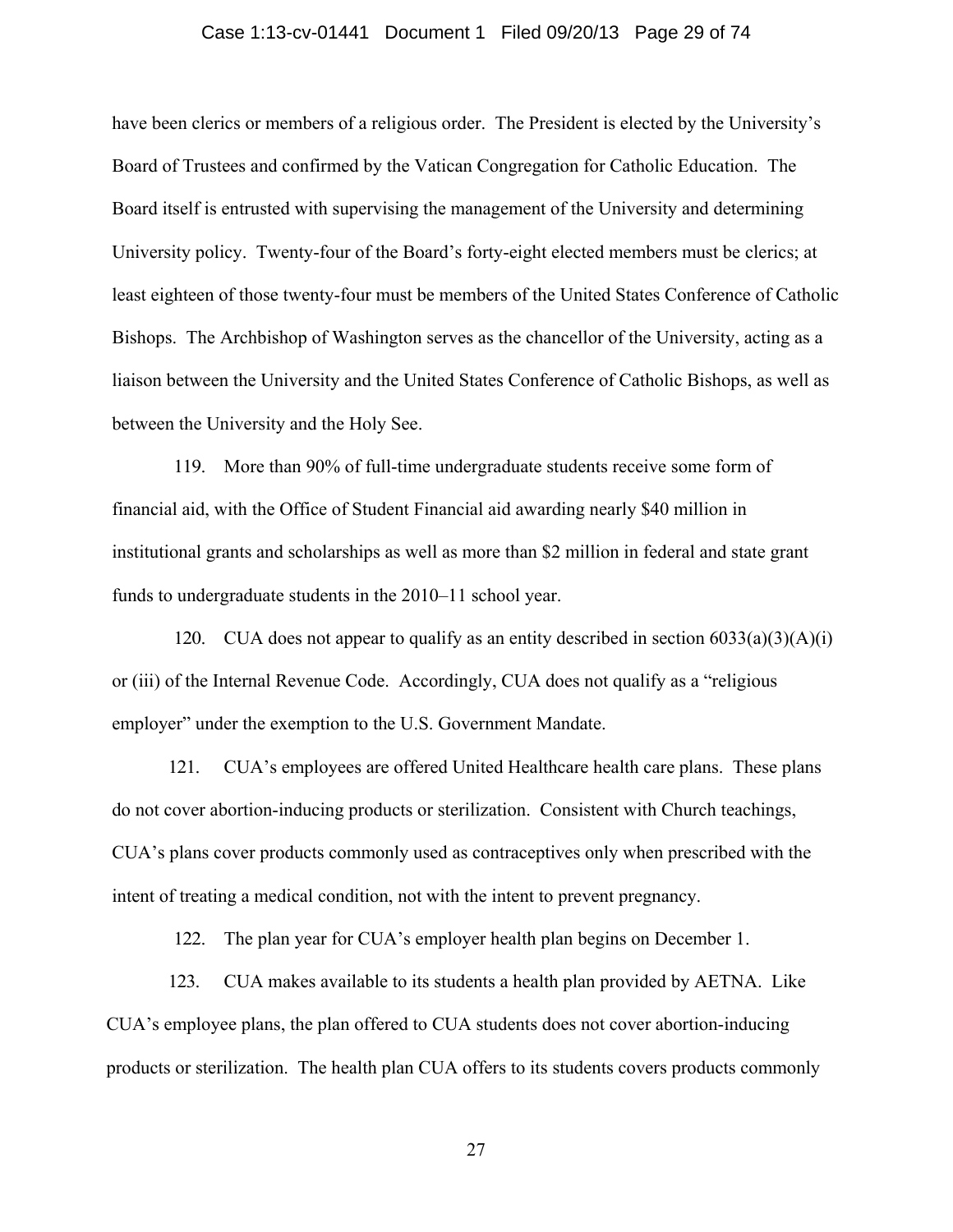have been clerics or members of a religious order. The President is elected by the University's Board of Trustees and confirmed by the Vatican Congregation for Catholic Education. The Board itself is entrusted with supervising the management of the University and determining University policy. Twenty-four of the Board's forty-eight elected members must be clerics; at least eighteen of those twenty-four must be members of the United States Conference of Catholic Bishops. The Archbishop of Washington serves as the chancellor of the University, acting as a liaison between the University and the United States Conference of Catholic Bishops, as well as between the University and the Holy See.

119. More than 90% of full-time undergraduate students receive some form of financial aid, with the Office of Student Financial aid awarding nearly $40 million in institutional grants and scholarships as well as more than $2 million in federal and state grant funds to undergraduate students in the 2010–11 school year.

120. CUA does not appear to qualify as an entity described in section 6033(a)(3)(A)(i) or (iii) of the Internal Revenue Code. Accordingly, CUA does not qualify as a "religious employer" under the exemption to the U.S. Government Mandate.

121. CUA's employees are offered United Healthcare health care plans. These plans do not cover abortion-inducing products or sterilization. Consistent with Church teachings, CUA's plans cover products commonly used as contraceptives only when prescribed with the intent of treating a medical condition, not with the intent to prevent pregnancy.

122. The plan year for CUA's employer health plan begins on December 1.

123. CUA makes available to its students a health plan provided by AETNA. Like CUA's employee plans, the plan offered to CUA students does not cover abortion-inducing products or sterilization. The health plan CUA offers to its students covers products commonly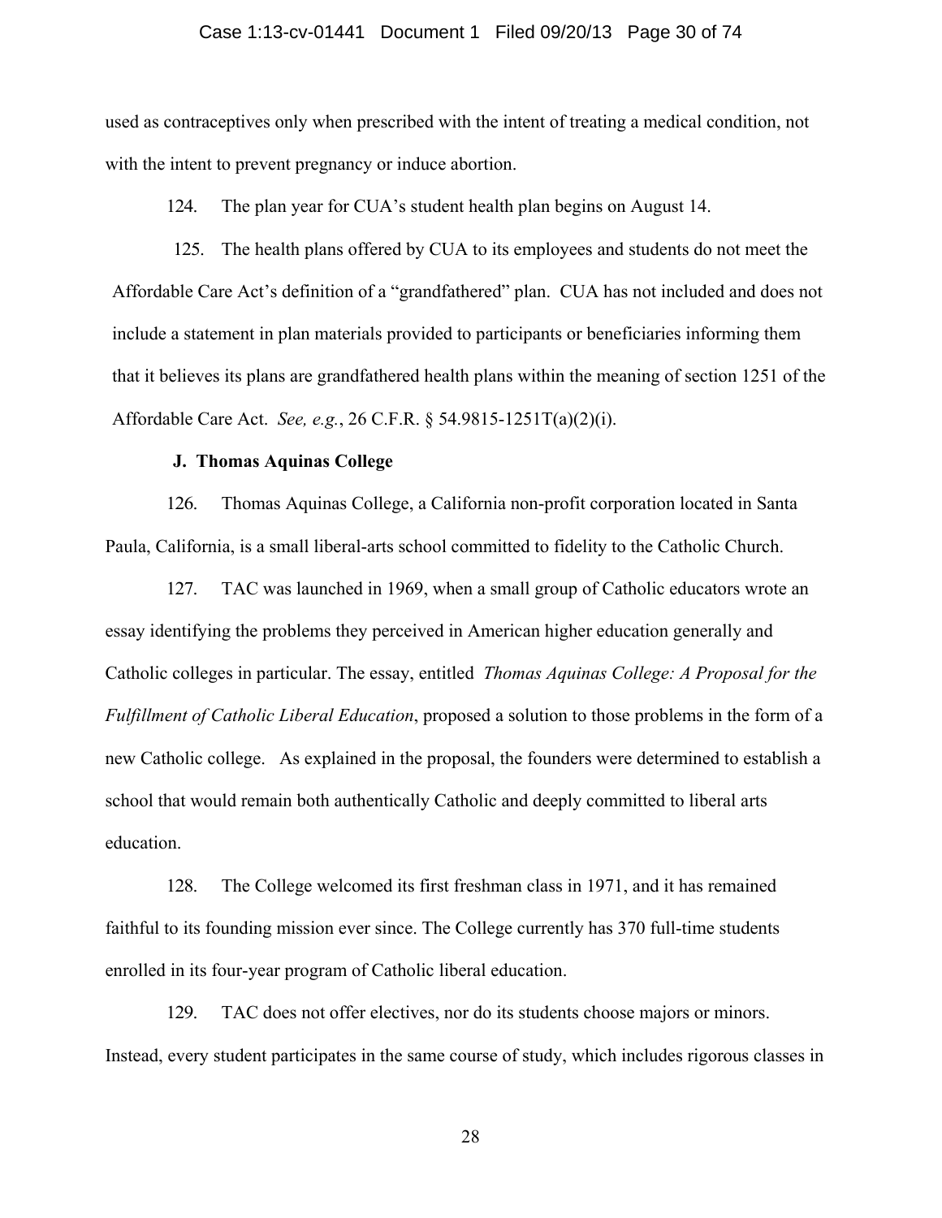used as contraceptives only when prescribed with the intent of treating a medical condition, not with the intent to prevent pregnancy or induce abortion.

124. The plan year for CUA's student health plan begins on August 14.

125. The health plans offered by CUA to its employees and students do not meet the Affordable Care Act's definition of a "grandfathered" plan. CUA has not included and does not include a statement in plan materials provided to participants or beneficiaries informing them that it believes its plans are grandfathered health plans within the meaning of section 1251 of the Affordable Care Act. *See, e.g.*, 26 C.F.R. § 54.9815-1251T(a)(2)(i).

**J. Thomas Aquinas College**

126. Thomas Aquinas College, a California non-profit corporation located in Santa Paula, California, is a small liberal-arts school committed to fidelity to the Catholic Church.

127. TAC was launched in 1969, when a small group of Catholic educators wrote an essay identifying the problems they perceived in American higher education generally and Catholic colleges in particular. The essay, entitled *Thomas Aquinas College: A Proposal for the Fulfillment of Catholic Liberal Education*, proposed a solution to those problems in the form of a new Catholic college. As explained in the proposal, the founders were determined to establish a school that would remain both authentically Catholic and deeply committed to liberal arts education.

128. The College welcomed its first freshman class in 1971, and it has remained faithful to its founding mission ever since. The College currently has 370 full-time students enrolled in its four-year program of Catholic liberal education.

129. TAC does not offer electives, nor do its students choose majors or minors. Instead, every student participates in the same course of study, which includes rigorous classes in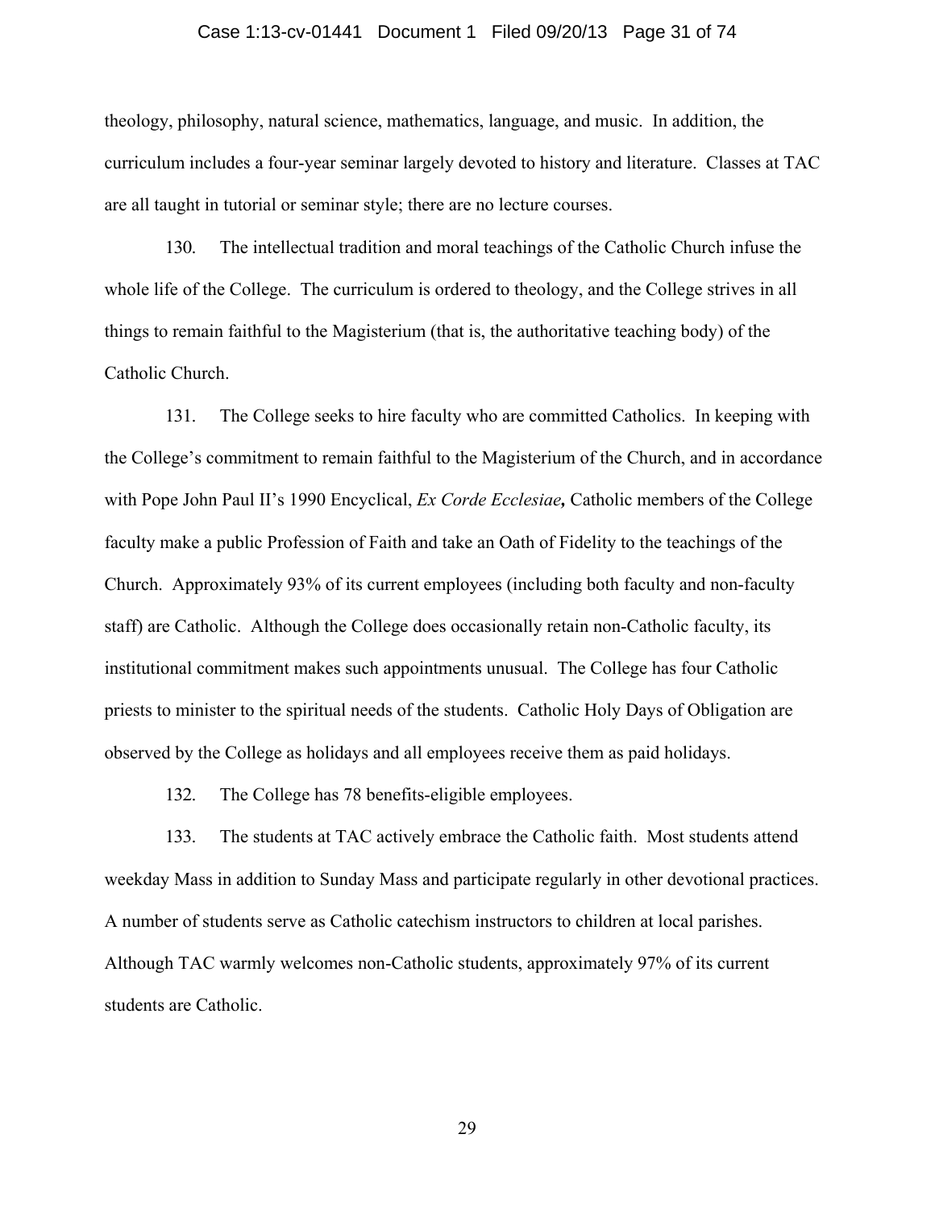theology, philosophy, natural science, mathematics, language, and music. In addition, the curriculum includes a four-year seminar largely devoted to history and literature. Classes at TAC are all taught in tutorial or seminar style; there are no lecture courses.

130. The intellectual tradition and moral teachings of the Catholic Church infuse the whole life of the College. The curriculum is ordered to theology, and the College strives in all things to remain faithful to the Magisterium (that is, the authoritative teaching body) of the Catholic Church.

131. The College seeks to hire faculty who are committed Catholics. In keeping with the College's commitment to remain faithful to the Magisterium of the Church, and in accordance with Pope John Paul II's 1990 Encyclical, *Ex Corde Ecclesiae,* Catholic members of the College faculty make a public Profession of Faith and take an Oath of Fidelity to the teachings of the Church. Approximately 93% of its current employees (including both faculty and non-faculty staff) are Catholic. Although the College does occasionally retain non-Catholic faculty, its institutional commitment makes such appointments unusual. The College has four Catholic priests to minister to the spiritual needs of the students. Catholic Holy Days of Obligation are observed by the College as holidays and all employees receive them as paid holidays.

132. The College has 78 benefits-eligible employees.

133. The students at TAC actively embrace the Catholic faith. Most students attend weekday Mass in addition to Sunday Mass and participate regularly in other devotional practices. A number of students serve as Catholic catechism instructors to children at local parishes. Although TAC warmly welcomes non-Catholic students, approximately 97% of its current students are Catholic.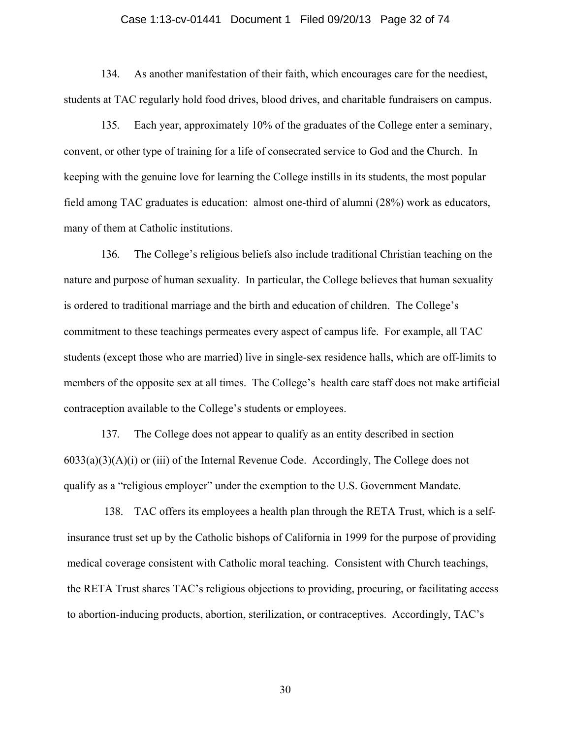134. As another manifestation of their faith, which encourages care for the neediest, students at TAC regularly hold food drives, blood drives, and charitable fundraisers on campus.

135. Each year, approximately 10% of the graduates of the College enter a seminary, convent, or other type of training for a life of consecrated service to God and the Church. In keeping with the genuine love for learning the College instills in its students, the most popular field among TAC graduates is education: almost one-third of alumni (28%) work as educators, many of them at Catholic institutions.

136. The College's religious beliefs also include traditional Christian teaching on the nature and purpose of human sexuality. In particular, the College believes that human sexuality is ordered to traditional marriage and the birth and education of children. The College's commitment to these teachings permeates every aspect of campus life. For example, all TAC students (except those who are married) live in single-sex residence halls, which are off-limits to members of the opposite sex at all times. The College's health care staff does not make artificial contraception available to the College's students or employees.

137. The College does not appear to qualify as an entity described in section 6033(a)(3)(A)(i) or (iii) of the Internal Revenue Code. Accordingly, The College does not qualify as a "religious employer" under the exemption to the U.S. Government Mandate.

138. TAC offers its employees a health plan through the RETA Trust, which is a self-insurance trust set up by the Catholic bishops of California in 1999 for the purpose of providing medical coverage consistent with Catholic moral teaching. Consistent with Church teachings, the RETA Trust shares TAC's religious objections to providing, procuring, or facilitating access to abortion-inducing products, abortion, sterilization, or contraceptives. Accordingly, TAC's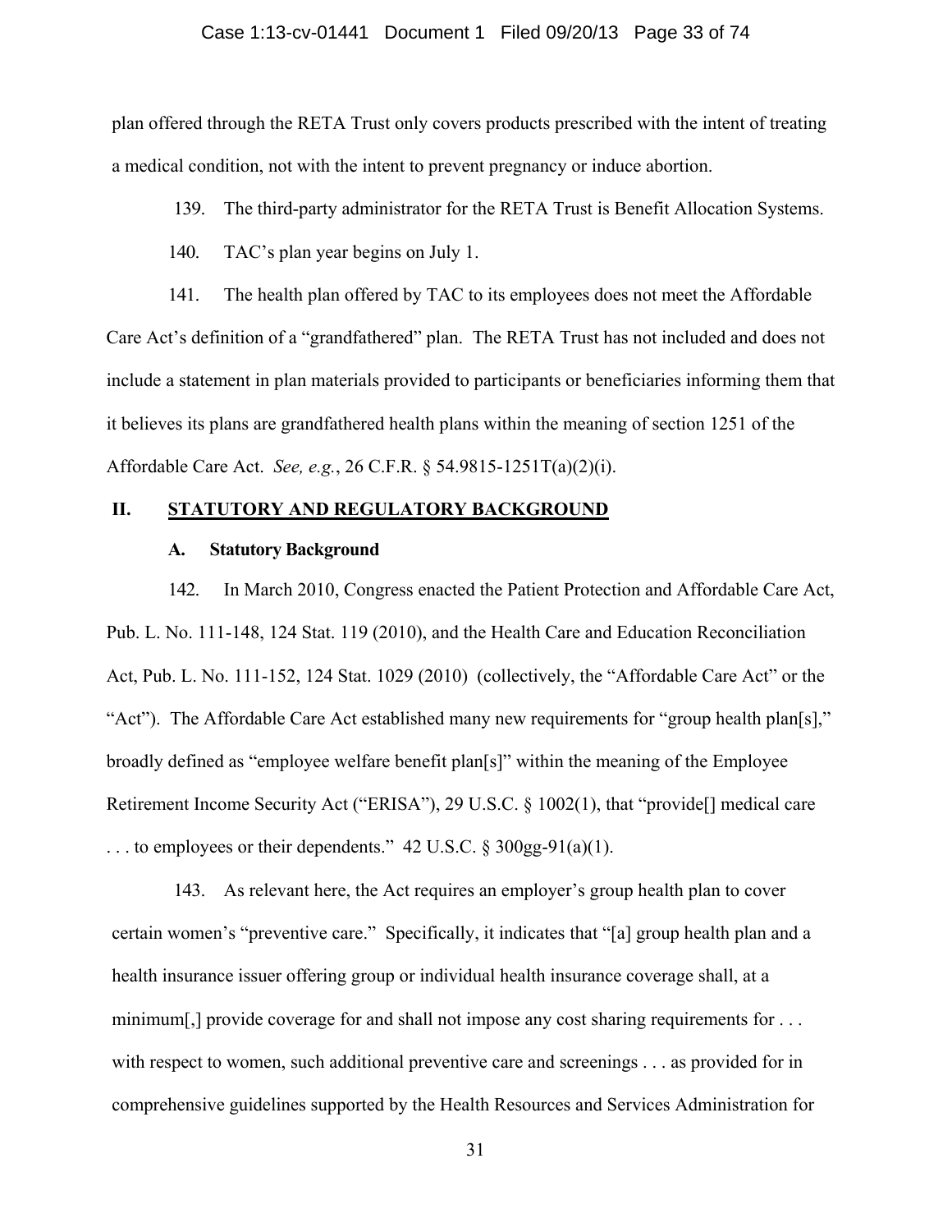plan offered through the RETA Trust only covers products prescribed with the intent of treating a medical condition, not with the intent to prevent pregnancy or induce abortion.

139. The third-party administrator for the RETA Trust is Benefit Allocation Systems.

140. TAC's plan year begins on July 1.

141. The health plan offered by TAC to its employees does not meet the Affordable Care Act's definition of a "grandfathered" plan. The RETA Trust has not included and does not include a statement in plan materials provided to participants or beneficiaries informing them that it believes its plans are grandfathered health plans within the meaning of section 1251 of the Affordable Care Act. *See, e.g.*, 26 C.F.R. § 54.9815-1251T(a)(2)(i).

## II. STATUTORY AND REGULATORY BACKGROUND

### A. Statutory Background

142. In March 2010, Congress enacted the Patient Protection and Affordable Care Act, Pub. L. No. 111-148, 124 Stat. 119 (2010), and the Health Care and Education Reconciliation Act, Pub. L. No. 111-152, 124 Stat. 1029 (2010) (collectively, the "Affordable Care Act" or the "Act"). The Affordable Care Act established many new requirements for "group health plan[s]," broadly defined as "employee welfare benefit plan[s]" within the meaning of the Employee Retirement Income Security Act ("ERISA"), 29 U.S.C. § 1002(1), that "provide[] medical care . . . to employees or their dependents." 42 U.S.C. § 300gg-91(a)(1).

143. As relevant here, the Act requires an employer's group health plan to cover certain women's "preventive care." Specifically, it indicates that "[a] group health plan and a health insurance issuer offering group or individual health insurance coverage shall, at a minimum[,] provide coverage for and shall not impose any cost sharing requirements for . . . with respect to women, such additional preventive care and screenings . . . as provided for in comprehensive guidelines supported by the Health Resources and Services Administration for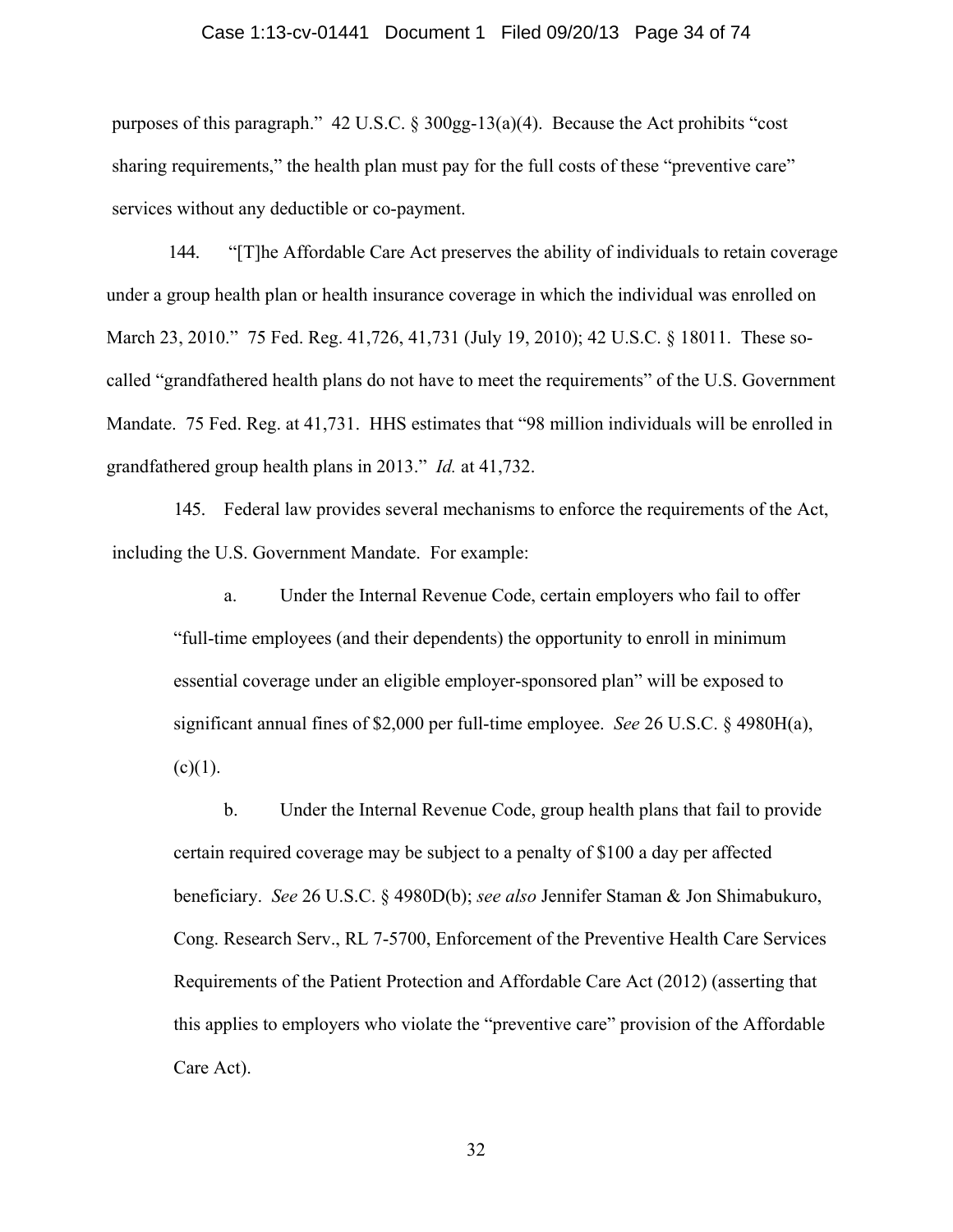purposes of this paragraph." 42 U.S.C. § 300gg-13(a)(4). Because the Act prohibits "cost sharing requirements," the health plan must pay for the full costs of these "preventive care" services without any deductible or co-payment.

144. "[T]he Affordable Care Act preserves the ability of individuals to retain coverage under a group health plan or health insurance coverage in which the individual was enrolled on March 23, 2010." 75 Fed. Reg. 41,726, 41,731 (July 19, 2010); 42 U.S.C. § 18011. These so-called "grandfathered health plans do not have to meet the requirements" of the U.S. Government Mandate. 75 Fed. Reg. at 41,731. HHS estimates that "98 million individuals will be enrolled in grandfathered group health plans in 2013." *Id.* at 41,732.

145. Federal law provides several mechanisms to enforce the requirements of the Act, including the U.S. Government Mandate. For example:

a. Under the Internal Revenue Code, certain employers who fail to offer "full-time employees (and their dependents) the opportunity to enroll in minimum essential coverage under an eligible employer-sponsored plan" will be exposed to significant annual fines of $2,000 per full-time employee. *See* 26 U.S.C. § 4980H(a), (c)(1).

b. Under the Internal Revenue Code, group health plans that fail to provide certain required coverage may be subject to a penalty of $100 a day per affected beneficiary. *See* 26 U.S.C. § 4980D(b); *see also* Jennifer Staman & Jon Shimabukuro, Cong. Research Serv., RL 7-5700, Enforcement of the Preventive Health Care Services Requirements of the Patient Protection and Affordable Care Act (2012) (asserting that this applies to employers who violate the "preventive care" provision of the Affordable Care Act).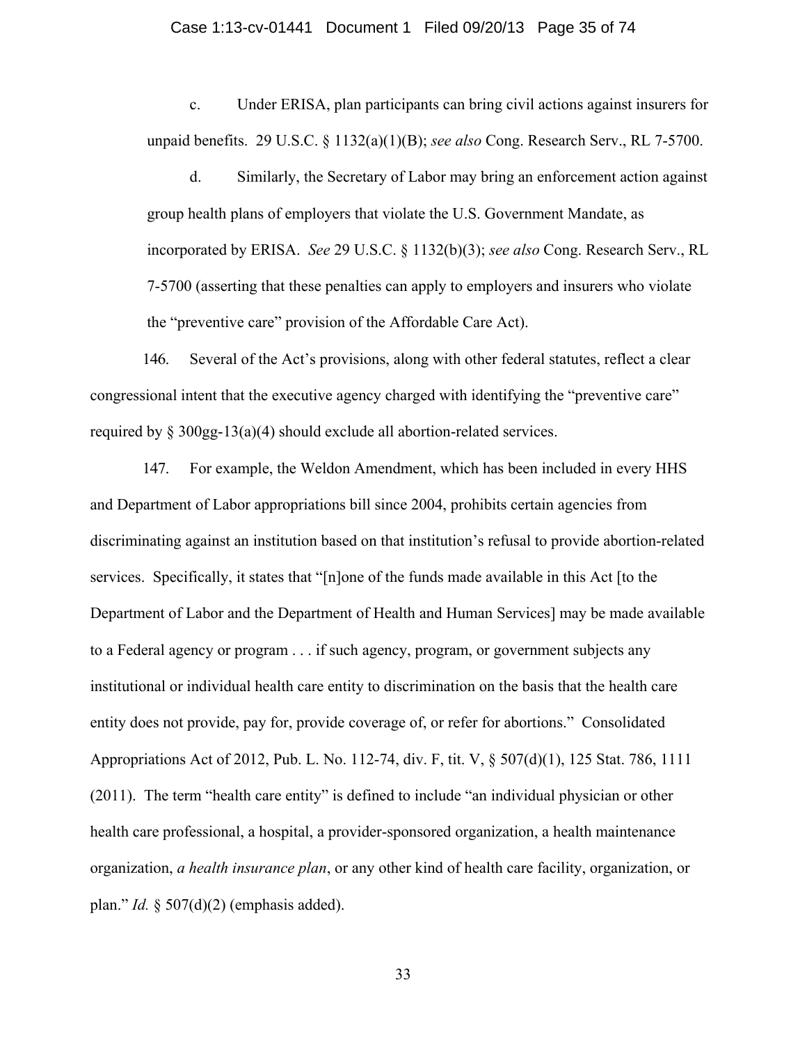c. Under ERISA, plan participants can bring civil actions against insurers for unpaid benefits. 29 U.S.C. § 1132(a)(1)(B); *see also* Cong. Research Serv., RL 7-5700.

d. Similarly, the Secretary of Labor may bring an enforcement action against group health plans of employers that violate the U.S. Government Mandate, as incorporated by ERISA. *See* 29 U.S.C. § 1132(b)(3); *see also* Cong. Research Serv., RL 7-5700 (asserting that these penalties can apply to employers and insurers who violate the "preventive care" provision of the Affordable Care Act).

146. Several of the Act's provisions, along with other federal statutes, reflect a clear congressional intent that the executive agency charged with identifying the "preventive care" required by § 300gg-13(a)(4) should exclude all abortion-related services.

147. For example, the Weldon Amendment, which has been included in every HHS and Department of Labor appropriations bill since 2004, prohibits certain agencies from discriminating against an institution based on that institution's refusal to provide abortion-related services. Specifically, it states that "[n]one of the funds made available in this Act [to the Department of Labor and the Department of Health and Human Services] may be made available to a Federal agency or program . . . if such agency, program, or government subjects any institutional or individual health care entity to discrimination on the basis that the health care entity does not provide, pay for, provide coverage of, or refer for abortions." Consolidated Appropriations Act of 2012, Pub. L. No. 112-74, div. F, tit. V, § 507(d)(1), 125 Stat. 786, 1111 (2011). The term "health care entity" is defined to include "an individual physician or other health care professional, a hospital, a provider-sponsored organization, a health maintenance organization, *a health insurance plan*, or any other kind of health care facility, organization, or plan." *Id.* § 507(d)(2) (emphasis added).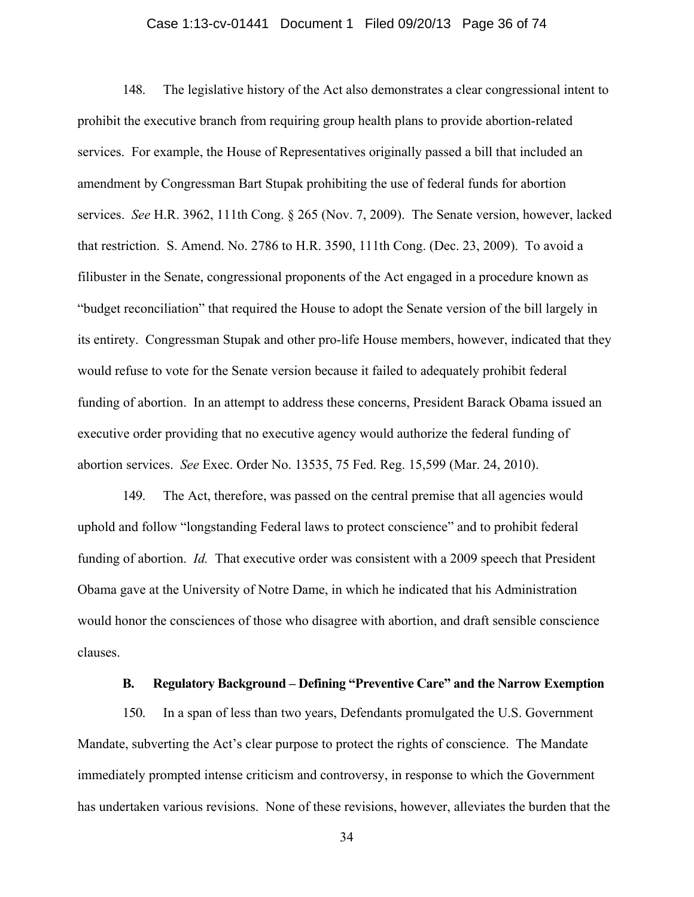148. The legislative history of the Act also demonstrates a clear congressional intent to prohibit the executive branch from requiring group health plans to provide abortion-related services. For example, the House of Representatives originally passed a bill that included an amendment by Congressman Bart Stupak prohibiting the use of federal funds for abortion services. *See* H.R. 3962, 111th Cong. § 265 (Nov. 7, 2009). The Senate version, however, lacked that restriction. S. Amend. No. 2786 to H.R. 3590, 111th Cong. (Dec. 23, 2009). To avoid a filibuster in the Senate, congressional proponents of the Act engaged in a procedure known as "budget reconciliation" that required the House to adopt the Senate version of the bill largely in its entirety. Congressman Stupak and other pro-life House members, however, indicated that they would refuse to vote for the Senate version because it failed to adequately prohibit federal funding of abortion. In an attempt to address these concerns, President Barack Obama issued an executive order providing that no executive agency would authorize the federal funding of abortion services. *See* Exec. Order No. 13535, 75 Fed. Reg. 15,599 (Mar. 24, 2010).

149. The Act, therefore, was passed on the central premise that all agencies would uphold and follow "longstanding Federal laws to protect conscience" and to prohibit federal funding of abortion. *Id.* That executive order was consistent with a 2009 speech that President Obama gave at the University of Notre Dame, in which he indicated that his Administration would honor the consciences of those who disagree with abortion, and draft sensible conscience clauses.

### B. Regulatory Background – Defining "Preventive Care" and the Narrow Exemption

150. In a span of less than two years, Defendants promulgated the U.S. Government Mandate, subverting the Act's clear purpose to protect the rights of conscience. The Mandate immediately prompted intense criticism and controversy, in response to which the Government has undertaken various revisions. None of these revisions, however, alleviates the burden that the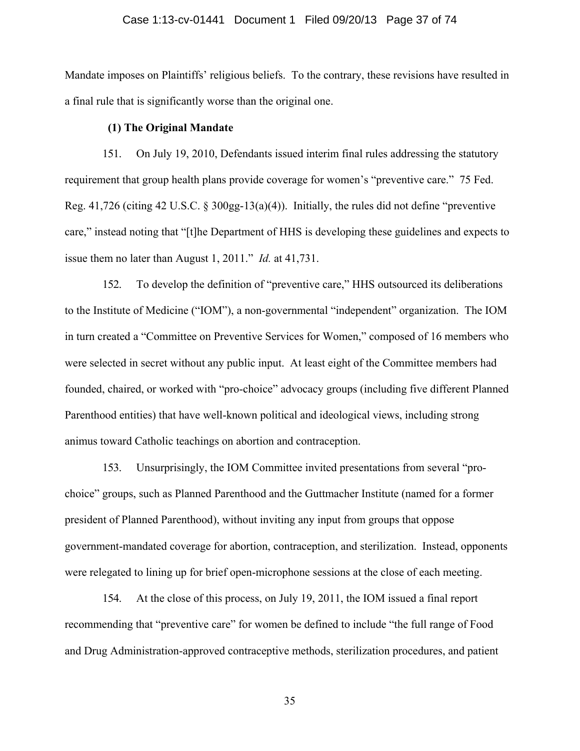Mandate imposes on Plaintiffs' religious beliefs. To the contrary, these revisions have resulted in a final rule that is significantly worse than the original one.

**(1) The Original Mandate**

151. On July 19, 2010, Defendants issued interim final rules addressing the statutory requirement that group health plans provide coverage for women's "preventive care." 75 Fed. Reg. 41,726 (citing 42 U.S.C. § 300gg-13(a)(4)). Initially, the rules did not define "preventive care," instead noting that "[t]he Department of HHS is developing these guidelines and expects to issue them no later than August 1, 2011." *Id.* at 41,731.

152. To develop the definition of "preventive care," HHS outsourced its deliberations to the Institute of Medicine ("IOM"), a non-governmental "independent" organization. The IOM in turn created a "Committee on Preventive Services for Women," composed of 16 members who were selected in secret without any public input. At least eight of the Committee members had founded, chaired, or worked with "pro-choice" advocacy groups (including five different Planned Parenthood entities) that have well-known political and ideological views, including strong animus toward Catholic teachings on abortion and contraception.

153. Unsurprisingly, the IOM Committee invited presentations from several "pro-choice" groups, such as Planned Parenthood and the Guttmacher Institute (named for a former president of Planned Parenthood), without inviting any input from groups that oppose government-mandated coverage for abortion, contraception, and sterilization. Instead, opponents were relegated to lining up for brief open-microphone sessions at the close of each meeting.

154. At the close of this process, on July 19, 2011, the IOM issued a final report recommending that "preventive care" for women be defined to include "the full range of Food and Drug Administration-approved contraceptive methods, sterilization procedures, and patient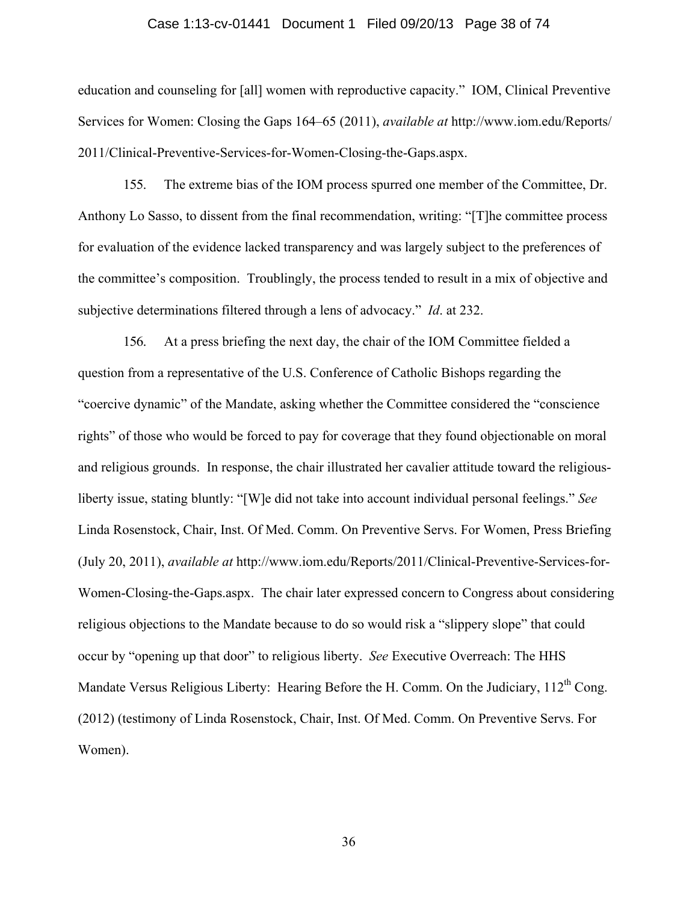education and counseling for [all] women with reproductive capacity." IOM, Clinical Preventive Services for Women: Closing the Gaps 164–65 (2011), *available at* http://www.iom.edu/Reports/2011/Clinical-Preventive-Services-for-Women-Closing-the-Gaps.aspx.

155. The extreme bias of the IOM process spurred one member of the Committee, Dr. Anthony Lo Sasso, to dissent from the final recommendation, writing: "[T]he committee process for evaluation of the evidence lacked transparency and was largely subject to the preferences of the committee's composition. Troublingly, the process tended to result in a mix of objective and subjective determinations filtered through a lens of advocacy." *Id*. at 232.

156. At a press briefing the next day, the chair of the IOM Committee fielded a question from a representative of the U.S. Conference of Catholic Bishops regarding the "coercive dynamic" of the Mandate, asking whether the Committee considered the "conscience rights" of those who would be forced to pay for coverage that they found objectionable on moral and religious grounds. In response, the chair illustrated her cavalier attitude toward the religious-liberty issue, stating bluntly: "[W]e did not take into account individual personal feelings." *See* Linda Rosenstock, Chair, Inst. Of Med. Comm. On Preventive Servs. For Women, Press Briefing (July 20, 2011), *available at* http://www.iom.edu/Reports/2011/Clinical-Preventive-Services-for-Women-Closing-the-Gaps.aspx. The chair later expressed concern to Congress about considering religious objections to the Mandate because to do so would risk a "slippery slope" that could occur by "opening up that door" to religious liberty. *See* Executive Overreach: The HHS Mandate Versus Religious Liberty: Hearing Before the H. Comm. On the Judiciary, 112th Cong. (2012) (testimony of Linda Rosenstock, Chair, Inst. Of Med. Comm. On Preventive Servs. For Women).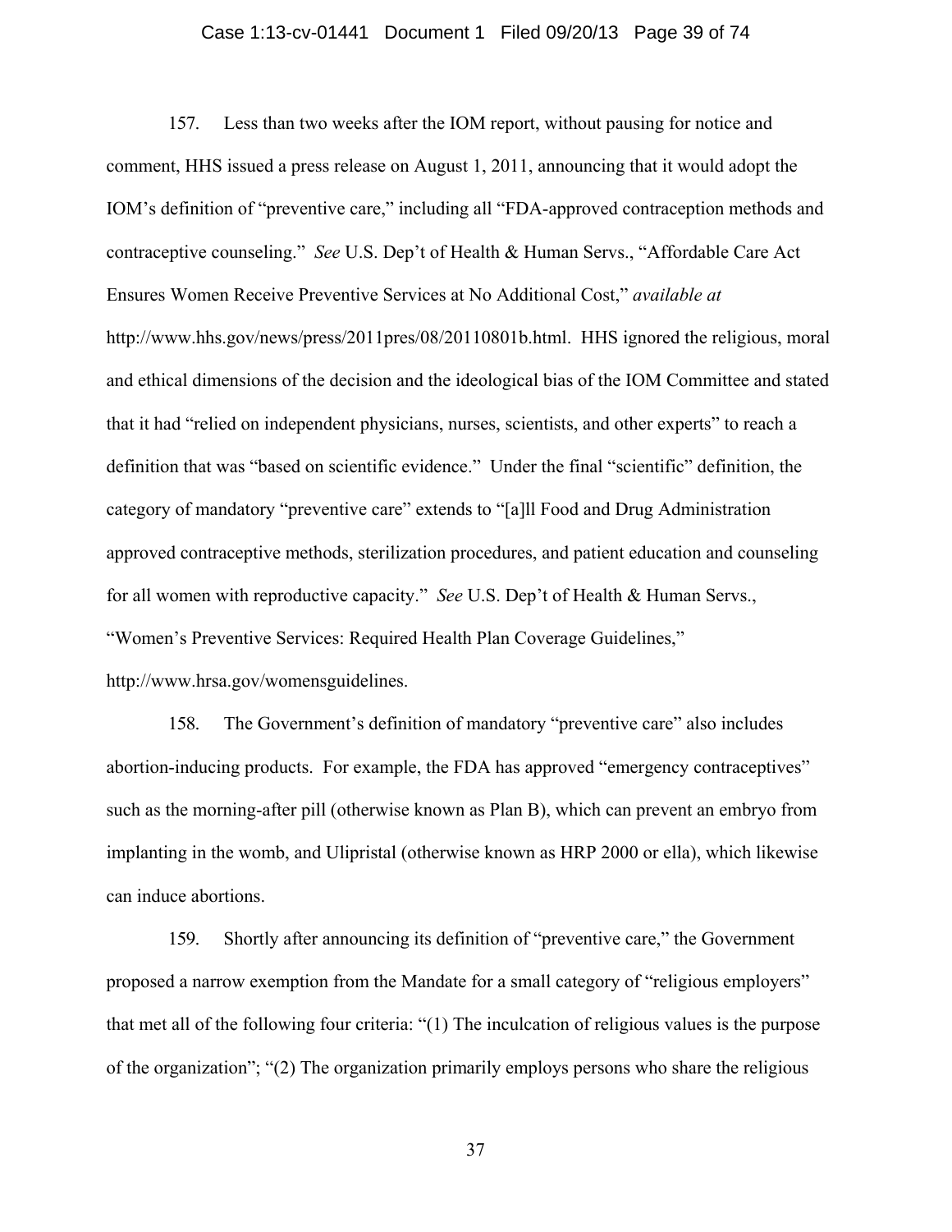157. Less than two weeks after the IOM report, without pausing for notice and comment, HHS issued a press release on August 1, 2011, announcing that it would adopt the IOM's definition of "preventive care," including all "FDA-approved contraception methods and contraceptive counseling." *See* U.S. Dep't of Health & Human Servs., "Affordable Care Act Ensures Women Receive Preventive Services at No Additional Cost," *available at* http://www.hhs.gov/news/press/2011pres/08/20110801b.html. HHS ignored the religious, moral and ethical dimensions of the decision and the ideological bias of the IOM Committee and stated that it had "relied on independent physicians, nurses, scientists, and other experts" to reach a definition that was "based on scientific evidence." Under the final "scientific" definition, the category of mandatory "preventive care" extends to "[a]ll Food and Drug Administration approved contraceptive methods, sterilization procedures, and patient education and counseling for all women with reproductive capacity." *See* U.S. Dep't of Health & Human Servs., "Women's Preventive Services: Required Health Plan Coverage Guidelines," http://www.hrsa.gov/womensguidelines.

158. The Government's definition of mandatory "preventive care" also includes abortion-inducing products. For example, the FDA has approved "emergency contraceptives" such as the morning-after pill (otherwise known as Plan B), which can prevent an embryo from implanting in the womb, and Ulipristal (otherwise known as HRP 2000 or ella), which likewise can induce abortions.

159. Shortly after announcing its definition of "preventive care," the Government proposed a narrow exemption from the Mandate for a small category of "religious employers" that met all of the following four criteria: "(1) The inculcation of religious values is the purpose of the organization"; "(2) The organization primarily employs persons who share the religious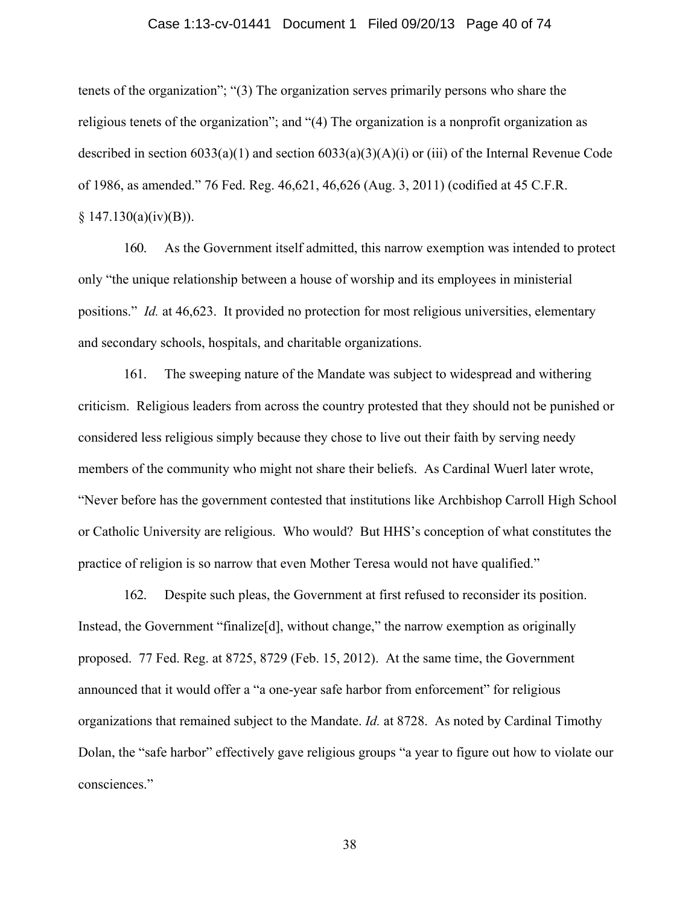tenets of the organization"; "(3) The organization serves primarily persons who share the religious tenets of the organization"; and "(4) The organization is a nonprofit organization as described in section 6033(a)(1) and section 6033(a)(3)(A)(i) or (iii) of the Internal Revenue Code of 1986, as amended." 76 Fed. Reg. 46,621, 46,626 (Aug. 3, 2011) (codified at 45 C.F.R. § 147.130(a)(iv)(B)).

160. As the Government itself admitted, this narrow exemption was intended to protect only "the unique relationship between a house of worship and its employees in ministerial positions." *Id.* at 46,623. It provided no protection for most religious universities, elementary and secondary schools, hospitals, and charitable organizations.

161. The sweeping nature of the Mandate was subject to widespread and withering criticism. Religious leaders from across the country protested that they should not be punished or considered less religious simply because they chose to live out their faith by serving needy members of the community who might not share their beliefs. As Cardinal Wuerl later wrote, "Never before has the government contested that institutions like Archbishop Carroll High School or Catholic University are religious. Who would? But HHS's conception of what constitutes the practice of religion is so narrow that even Mother Teresa would not have qualified."

162. Despite such pleas, the Government at first refused to reconsider its position. Instead, the Government "finalize[d], without change," the narrow exemption as originally proposed. 77 Fed. Reg. at 8725, 8729 (Feb. 15, 2012). At the same time, the Government announced that it would offer a "a one-year safe harbor from enforcement" for religious organizations that remained subject to the Mandate. *Id.* at 8728. As noted by Cardinal Timothy Dolan, the "safe harbor" effectively gave religious groups "a year to figure out how to violate our consciences."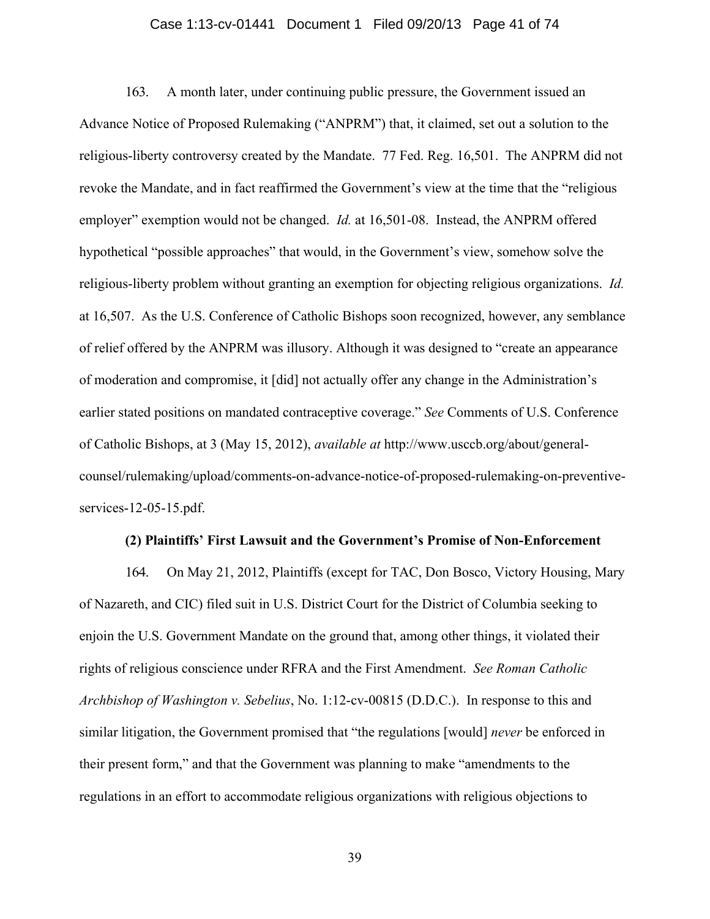163. A month later, under continuing public pressure, the Government issued an Advance Notice of Proposed Rulemaking ("ANPRM") that, it claimed, set out a solution to the religious-liberty controversy created by the Mandate. 77 Fed. Reg. 16,501. The ANPRM did not revoke the Mandate, and in fact reaffirmed the Government's view at the time that the "religious employer" exemption would not be changed. *Id.* at 16,501-08. Instead, the ANPRM offered hypothetical "possible approaches" that would, in the Government's view, somehow solve the religious-liberty problem without granting an exemption for objecting religious organizations. *Id.* at 16,507. As the U.S. Conference of Catholic Bishops soon recognized, however, any semblance of relief offered by the ANPRM was illusory. Although it was designed to "create an appearance of moderation and compromise, it [did] not actually offer any change in the Administration's earlier stated positions on mandated contraceptive coverage." *See* Comments of U.S. Conference of Catholic Bishops, at 3 (May 15, 2012), *available at* http://www.usccb.org/about/general-counsel/rulemaking/upload/comments-on-advance-notice-of-proposed-rulemaking-on-preventive-services-12-05-15.pdf.

**(2) Plaintiffs' First Lawsuit and the Government's Promise of Non-Enforcement**

164. On May 21, 2012, Plaintiffs (except for TAC, Don Bosco, Victory Housing, Mary of Nazareth, and CIC) filed suit in U.S. District Court for the District of Columbia seeking to enjoin the U.S. Government Mandate on the ground that, among other things, it violated their rights of religious conscience under RFRA and the First Amendment. *See Roman Catholic Archbishop of Washington v. Sebelius*, No. 1:12-cv-00815 (D.D.C.). In response to this and similar litigation, the Government promised that "the regulations [would] *never* be enforced in their present form," and that the Government was planning to make "amendments to the regulations in an effort to accommodate religious organizations with religious objections to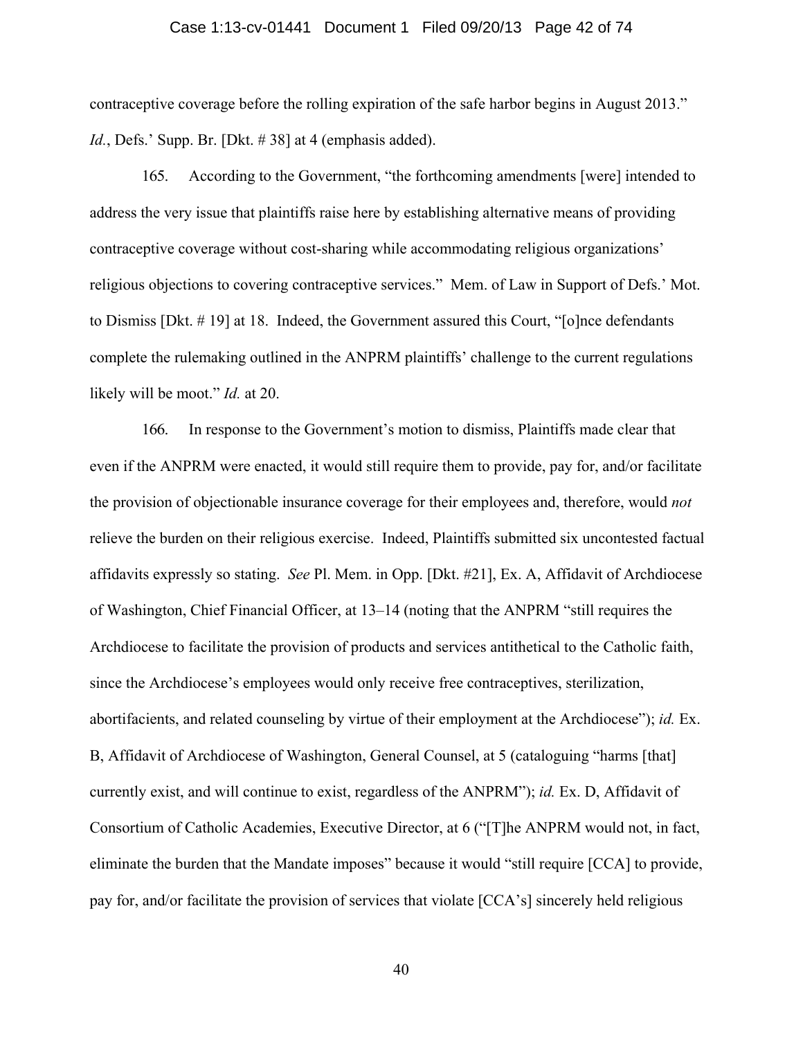contraceptive coverage before the rolling expiration of the safe harbor begins in August 2013." *Id.*, Defs.' Supp. Br. [Dkt. # 38] at 4 (emphasis added).

165. According to the Government, "the forthcoming amendments [were] intended to address the very issue that plaintiffs raise here by establishing alternative means of providing contraceptive coverage without cost-sharing while accommodating religious organizations' religious objections to covering contraceptive services." Mem. of Law in Support of Defs.' Mot. to Dismiss [Dkt. # 19] at 18. Indeed, the Government assured this Court, "[o]nce defendants complete the rulemaking outlined in the ANPRM plaintiffs' challenge to the current regulations likely will be moot." *Id.* at 20.

166. In response to the Government's motion to dismiss, Plaintiffs made clear that even if the ANPRM were enacted, it would still require them to provide, pay for, and/or facilitate the provision of objectionable insurance coverage for their employees and, therefore, would *not* relieve the burden on their religious exercise. Indeed, Plaintiffs submitted six uncontested factual affidavits expressly so stating. *See* Pl. Mem. in Opp. [Dkt. #21], Ex. A, Affidavit of Archdiocese of Washington, Chief Financial Officer, at 13–14 (noting that the ANPRM "still requires the Archdiocese to facilitate the provision of products and services antithetical to the Catholic faith, since the Archdiocese's employees would only receive free contraceptives, sterilization, abortifacients, and related counseling by virtue of their employment at the Archdiocese"); *id.* Ex. B, Affidavit of Archdiocese of Washington, General Counsel, at 5 (cataloguing "harms [that] currently exist, and will continue to exist, regardless of the ANPRM"); *id.* Ex. D, Affidavit of Consortium of Catholic Academies, Executive Director, at 6 ("[T]he ANPRM would not, in fact, eliminate the burden that the Mandate imposes" because it would "still require [CCA] to provide, pay for, and/or facilitate the provision of services that violate [CCA's] sincerely held religious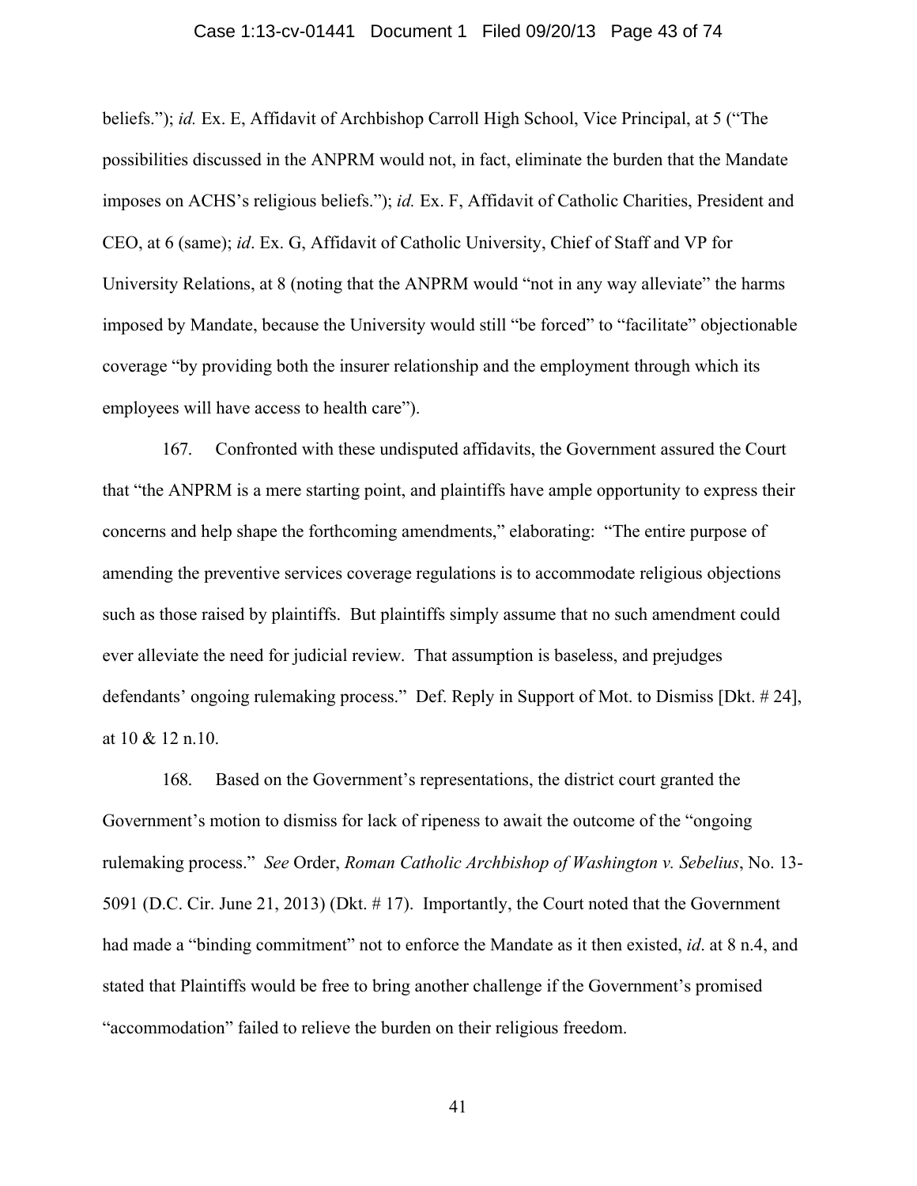beliefs."); *id.* Ex. E, Affidavit of Archbishop Carroll High School, Vice Principal, at 5 ("The possibilities discussed in the ANPRM would not, in fact, eliminate the burden that the Mandate imposes on ACHS's religious beliefs."); *id.* Ex. F, Affidavit of Catholic Charities, President and CEO, at 6 (same); *id*. Ex. G, Affidavit of Catholic University, Chief of Staff and VP for University Relations, at 8 (noting that the ANPRM would "not in any way alleviate" the harms imposed by Mandate, because the University would still "be forced" to "facilitate" objectionable coverage "by providing both the insurer relationship and the employment through which its employees will have access to health care").

167. Confronted with these undisputed affidavits, the Government assured the Court that "the ANPRM is a mere starting point, and plaintiffs have ample opportunity to express their concerns and help shape the forthcoming amendments," elaborating: "The entire purpose of amending the preventive services coverage regulations is to accommodate religious objections such as those raised by plaintiffs. But plaintiffs simply assume that no such amendment could ever alleviate the need for judicial review. That assumption is baseless, and prejudges defendants' ongoing rulemaking process." Def. Reply in Support of Mot. to Dismiss [Dkt. # 24], at 10 & 12 n.10.

168. Based on the Government's representations, the district court granted the Government's motion to dismiss for lack of ripeness to await the outcome of the "ongoing rulemaking process." *See* Order, *Roman Catholic Archbishop of Washington v. Sebelius*, No. 13-5091 (D.C. Cir. June 21, 2013) (Dkt. # 17). Importantly, the Court noted that the Government had made a "binding commitment" not to enforce the Mandate as it then existed, *id*. at 8 n.4, and stated that Plaintiffs would be free to bring another challenge if the Government's promised "accommodation" failed to relieve the burden on their religious freedom.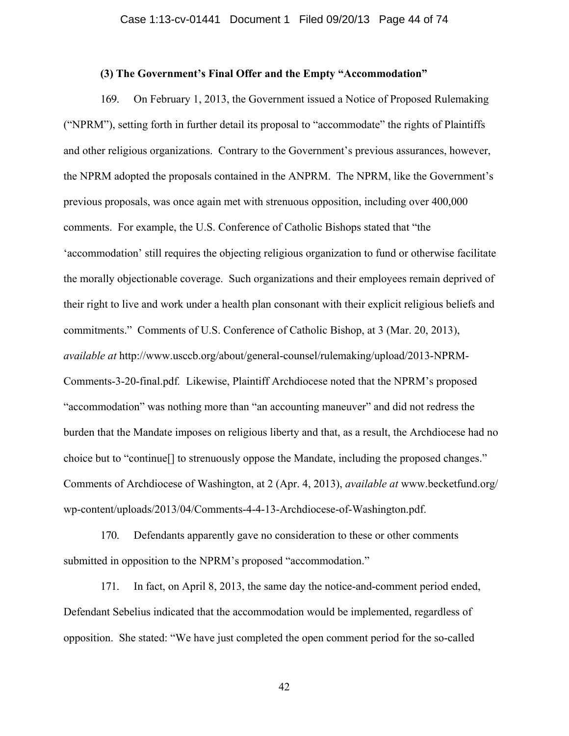**(3) The Government's Final Offer and the Empty "Accommodation"**

169. On February 1, 2013, the Government issued a Notice of Proposed Rulemaking ("NPRM"), setting forth in further detail its proposal to "accommodate" the rights of Plaintiffs and other religious organizations. Contrary to the Government's previous assurances, however, the NPRM adopted the proposals contained in the ANPRM. The NPRM, like the Government's previous proposals, was once again met with strenuous opposition, including over 400,000 comments. For example, the U.S. Conference of Catholic Bishops stated that "the 'accommodation' still requires the objecting religious organization to fund or otherwise facilitate the morally objectionable coverage. Such organizations and their employees remain deprived of their right to live and work under a health plan consonant with their explicit religious beliefs and commitments." Comments of U.S. Conference of Catholic Bishop, at 3 (Mar. 20, 2013), *available at* http://www.usccb.org/about/general-counsel/rulemaking/upload/2013-NPRM-Comments-3-20-final.pdf. Likewise, Plaintiff Archdiocese noted that the NPRM's proposed "accommodation" was nothing more than "an accounting maneuver" and did not redress the burden that the Mandate imposes on religious liberty and that, as a result, the Archdiocese had no choice but to "continue[] to strenuously oppose the Mandate, including the proposed changes." Comments of Archdiocese of Washington, at 2 (Apr. 4, 2013), *available at* www.becketfund.org/wp-content/uploads/2013/04/Comments-4-4-13-Archdiocese-of-Washington.pdf.

170. Defendants apparently gave no consideration to these or other comments submitted in opposition to the NPRM's proposed "accommodation."

171. In fact, on April 8, 2013, the same day the notice-and-comment period ended, Defendant Sebelius indicated that the accommodation would be implemented, regardless of opposition. She stated: "We have just completed the open comment period for the so-called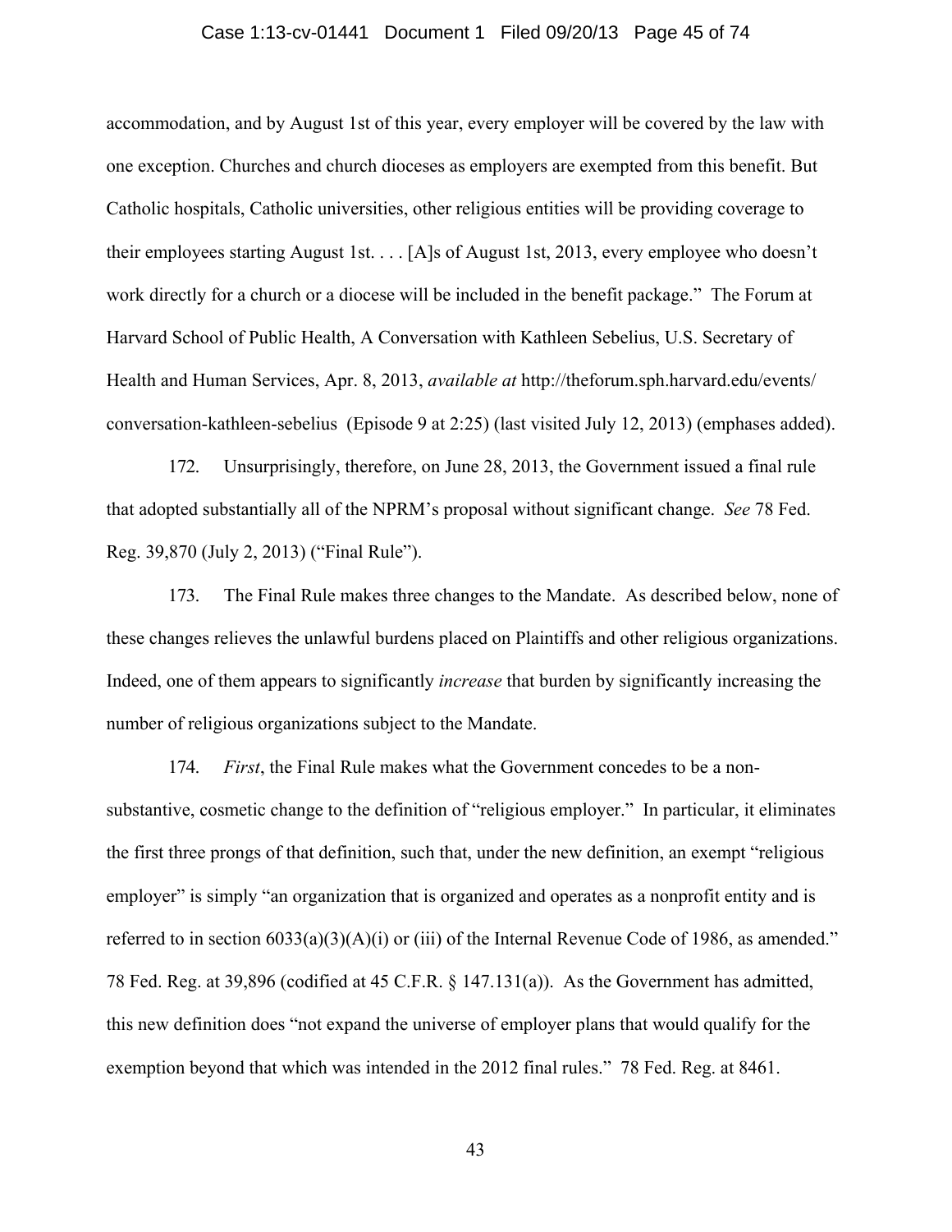accommodation, and by August 1st of this year, every employer will be covered by the law with one exception. Churches and church dioceses as employers are exempted from this benefit. But Catholic hospitals, Catholic universities, other religious entities will be providing coverage to their employees starting August 1st. . . . [A]s of August 1st, 2013, every employee who doesn't work directly for a church or a diocese will be included in the benefit package." The Forum at Harvard School of Public Health, A Conversation with Kathleen Sebelius, U.S. Secretary of Health and Human Services, Apr. 8, 2013, *available at* http://theforum.sph.harvard.edu/events/conversation-kathleen-sebelius (Episode 9 at 2:25) (last visited July 12, 2013) (emphases added).

172. Unsurprisingly, therefore, on June 28, 2013, the Government issued a final rule that adopted substantially all of the NPRM's proposal without significant change. *See* 78 Fed. Reg. 39,870 (July 2, 2013) ("Final Rule").

173. The Final Rule makes three changes to the Mandate. As described below, none of these changes relieves the unlawful burdens placed on Plaintiffs and other religious organizations. Indeed, one of them appears to significantly *increase* that burden by significantly increasing the number of religious organizations subject to the Mandate.

174. *First*, the Final Rule makes what the Government concedes to be a non-substantive, cosmetic change to the definition of "religious employer." In particular, it eliminates the first three prongs of that definition, such that, under the new definition, an exempt "religious employer" is simply "an organization that is organized and operates as a nonprofit entity and is referred to in section 6033(a)(3)(A)(i) or (iii) of the Internal Revenue Code of 1986, as amended." 78 Fed. Reg. at 39,896 (codified at 45 C.F.R. § 147.131(a)). As the Government has admitted, this new definition does "not expand the universe of employer plans that would qualify for the exemption beyond that which was intended in the 2012 final rules." 78 Fed. Reg. at 8461.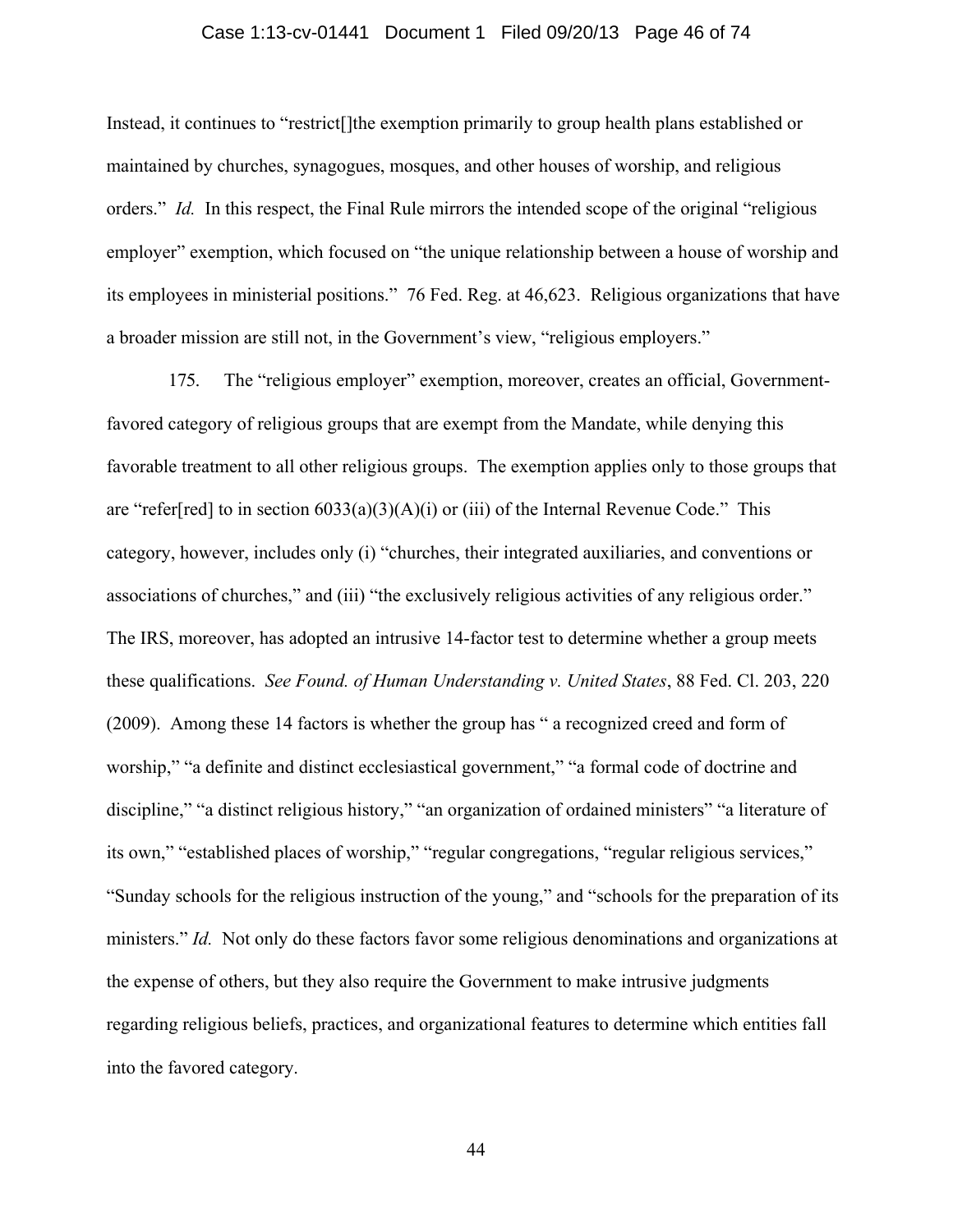Instead, it continues to "restrict[]the exemption primarily to group health plans established or maintained by churches, synagogues, mosques, and other houses of worship, and religious orders." *Id.* In this respect, the Final Rule mirrors the intended scope of the original "religious employer" exemption, which focused on "the unique relationship between a house of worship and its employees in ministerial positions." 76 Fed. Reg. at 46,623. Religious organizations that have a broader mission are still not, in the Government's view, "religious employers."

175. The "religious employer" exemption, moreover, creates an official, Government-favored category of religious groups that are exempt from the Mandate, while denying this favorable treatment to all other religious groups. The exemption applies only to those groups that are "refer[red] to in section 6033(a)(3)(A)(i) or (iii) of the Internal Revenue Code." This category, however, includes only (i) "churches, their integrated auxiliaries, and conventions or associations of churches," and (iii) "the exclusively religious activities of any religious order." The IRS, moreover, has adopted an intrusive 14-factor test to determine whether a group meets these qualifications. *See Found. of Human Understanding v. United States*, 88 Fed. Cl. 203, 220 (2009). Among these 14 factors is whether the group has " a recognized creed and form of worship," "a definite and distinct ecclesiastical government," "a formal code of doctrine and discipline," "a distinct religious history," "an organization of ordained ministers" "a literature of its own," "established places of worship," "regular congregations, "regular religious services," "Sunday schools for the religious instruction of the young," and "schools for the preparation of its ministers." *Id.* Not only do these factors favor some religious denominations and organizations at the expense of others, but they also require the Government to make intrusive judgments regarding religious beliefs, practices, and organizational features to determine which entities fall into the favored category.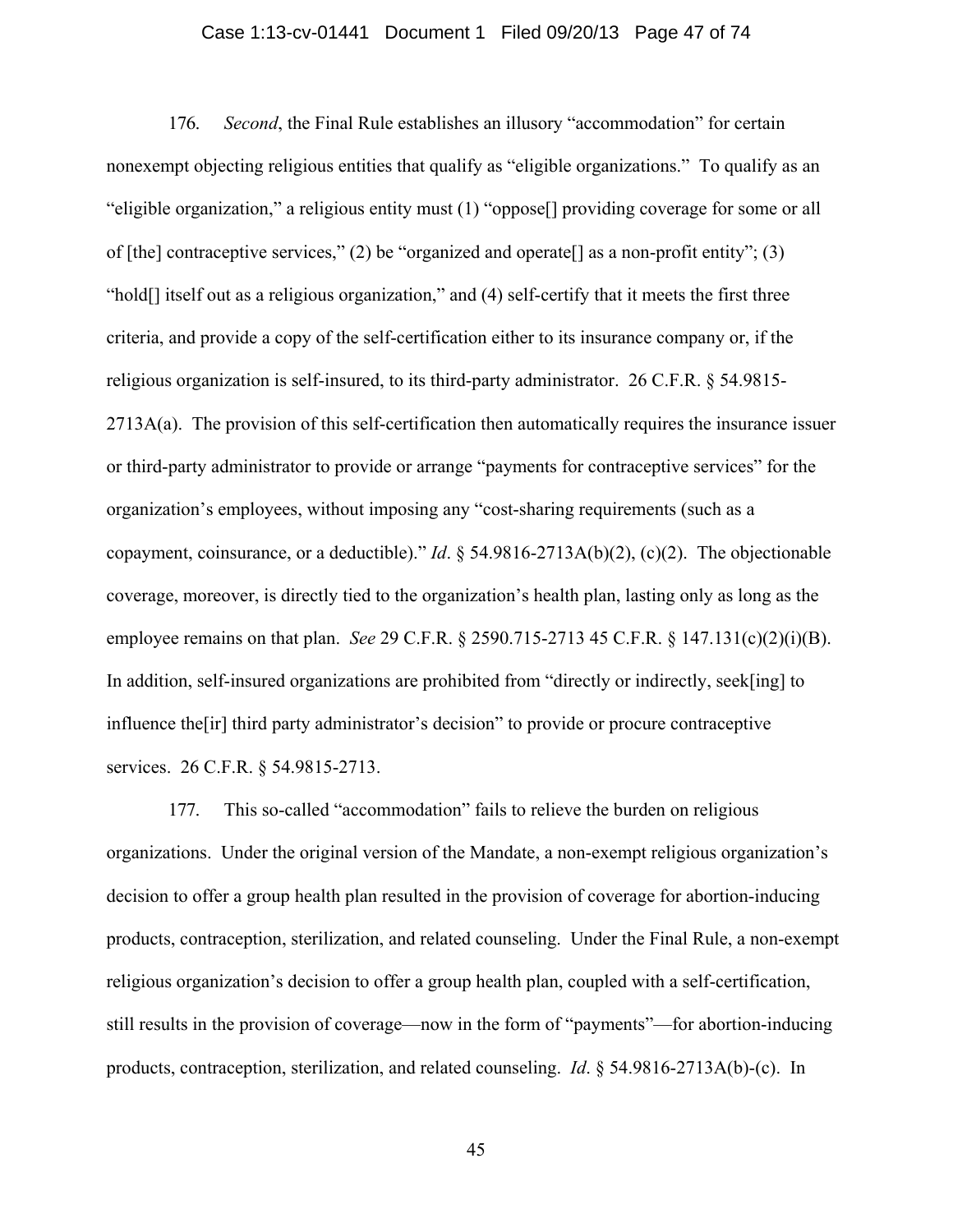176. *Second*, the Final Rule establishes an illusory "accommodation" for certain nonexempt objecting religious entities that qualify as "eligible organizations." To qualify as an "eligible organization," a religious entity must (1) "oppose[] providing coverage for some or all of [the] contraceptive services," (2) be "organized and operate[] as a non-profit entity"; (3) "hold[] itself out as a religious organization," and (4) self-certify that it meets the first three criteria, and provide a copy of the self-certification either to its insurance company or, if the religious organization is self-insured, to its third-party administrator. 26 C.F.R. § 54.9815-2713A(a). The provision of this self-certification then automatically requires the insurance issuer or third-party administrator to provide or arrange "payments for contraceptive services" for the organization's employees, without imposing any "cost-sharing requirements (such as a copayment, coinsurance, or a deductible)." *Id*. § 54.9816-2713A(b)(2), (c)(2). The objectionable coverage, moreover, is directly tied to the organization's health plan, lasting only as long as the employee remains on that plan. *See* 29 C.F.R. § 2590.715-2713 45 C.F.R. § 147.131(c)(2)(i)(B). In addition, self-insured organizations are prohibited from "directly or indirectly, seek[ing] to influence the[ir] third party administrator's decision" to provide or procure contraceptive services. 26 C.F.R. § 54.9815-2713.

177. This so-called "accommodation" fails to relieve the burden on religious organizations. Under the original version of the Mandate, a non-exempt religious organization's decision to offer a group health plan resulted in the provision of coverage for abortion-inducing products, contraception, sterilization, and related counseling. Under the Final Rule, a non-exempt religious organization's decision to offer a group health plan, coupled with a self-certification, still results in the provision of coverage—now in the form of "payments"—for abortion-inducing products, contraception, sterilization, and related counseling. *Id*. § 54.9816-2713A(b)-(c). In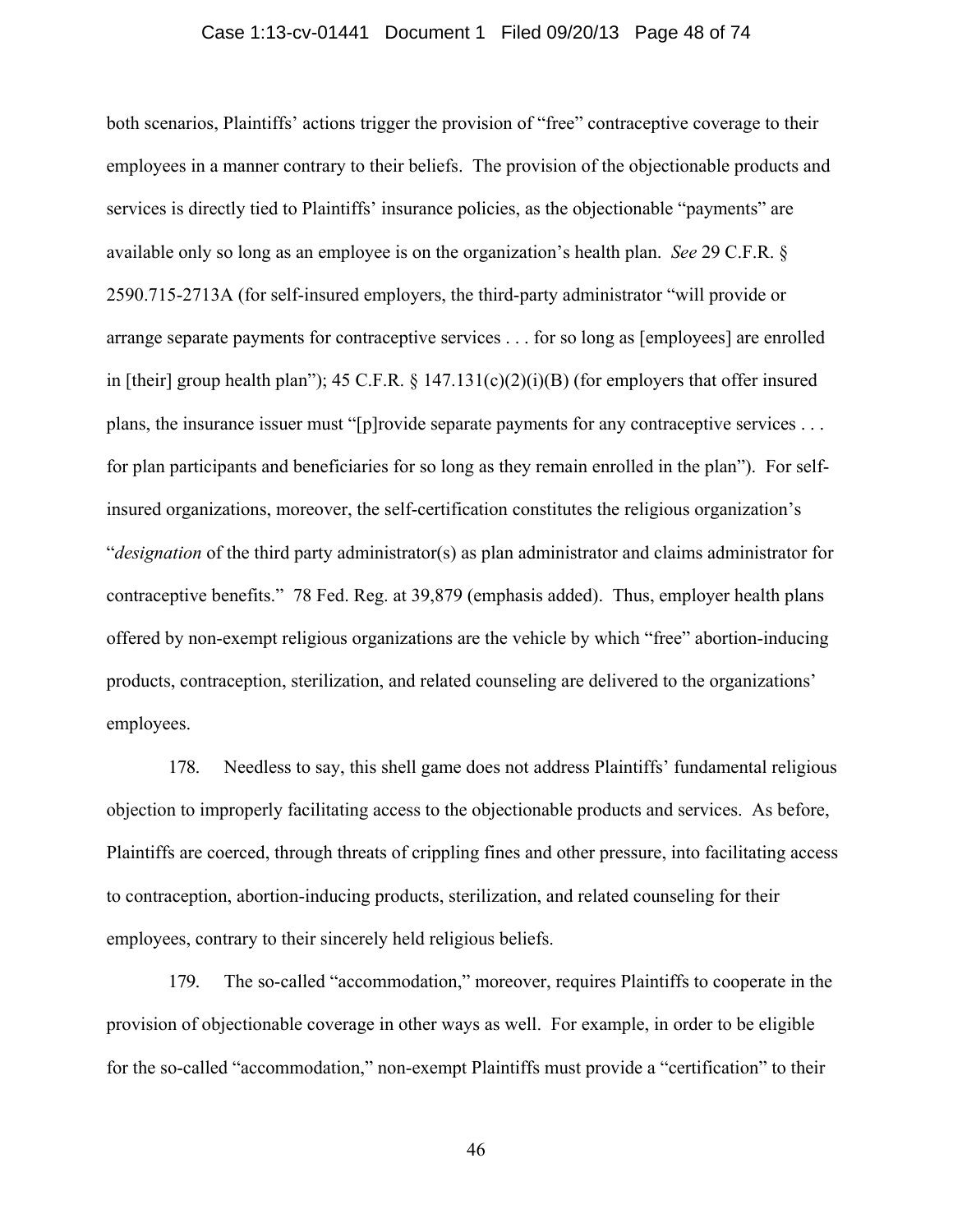both scenarios, Plaintiffs' actions trigger the provision of "free" contraceptive coverage to their employees in a manner contrary to their beliefs. The provision of the objectionable products and services is directly tied to Plaintiffs' insurance policies, as the objectionable "payments" are available only so long as an employee is on the organization's health plan. *See* 29 C.F.R. § 2590.715-2713A (for self-insured employers, the third-party administrator "will provide or arrange separate payments for contraceptive services . . . for so long as [employees] are enrolled in [their] group health plan"); 45 C.F.R. § 147.131(c)(2)(i)(B) (for employers that offer insured plans, the insurance issuer must "[p]rovide separate payments for any contraceptive services . . . for plan participants and beneficiaries for so long as they remain enrolled in the plan"). For self-insured organizations, moreover, the self-certification constitutes the religious organization's "*designation* of the third party administrator(s) as plan administrator and claims administrator for contraceptive benefits." 78 Fed. Reg. at 39,879 (emphasis added). Thus, employer health plans offered by non-exempt religious organizations are the vehicle by which "free" abortion-inducing products, contraception, sterilization, and related counseling are delivered to the organizations' employees.

178. Needless to say, this shell game does not address Plaintiffs' fundamental religious objection to improperly facilitating access to the objectionable products and services. As before, Plaintiffs are coerced, through threats of crippling fines and other pressure, into facilitating access to contraception, abortion-inducing products, sterilization, and related counseling for their employees, contrary to their sincerely held religious beliefs.

179. The so-called "accommodation," moreover, requires Plaintiffs to cooperate in the provision of objectionable coverage in other ways as well. For example, in order to be eligible for the so-called "accommodation," non-exempt Plaintiffs must provide a "certification" to their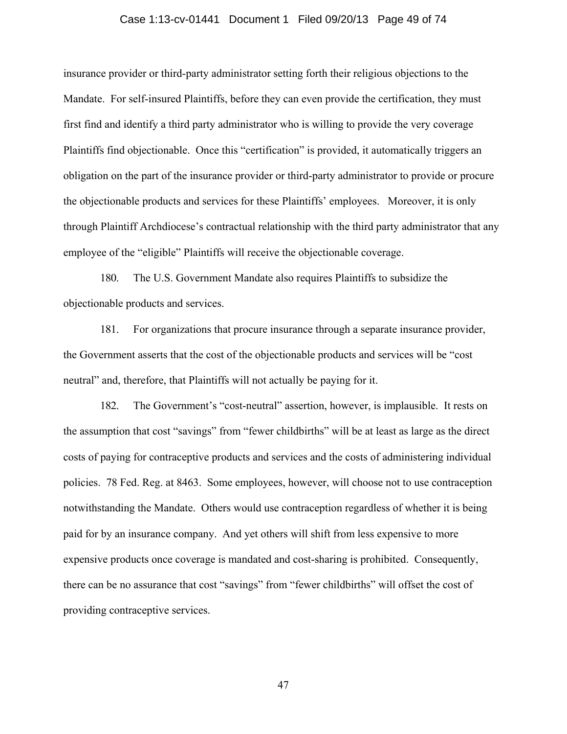insurance provider or third-party administrator setting forth their religious objections to the Mandate. For self-insured Plaintiffs, before they can even provide the certification, they must first find and identify a third party administrator who is willing to provide the very coverage Plaintiffs find objectionable. Once this "certification" is provided, it automatically triggers an obligation on the part of the insurance provider or third-party administrator to provide or procure the objectionable products and services for these Plaintiffs' employees. Moreover, it is only through Plaintiff Archdiocese's contractual relationship with the third party administrator that any employee of the "eligible" Plaintiffs will receive the objectionable coverage.

180. The U.S. Government Mandate also requires Plaintiffs to subsidize the objectionable products and services.

181. For organizations that procure insurance through a separate insurance provider, the Government asserts that the cost of the objectionable products and services will be "cost neutral" and, therefore, that Plaintiffs will not actually be paying for it.

182. The Government's "cost-neutral" assertion, however, is implausible. It rests on the assumption that cost "savings" from "fewer childbirths" will be at least as large as the direct costs of paying for contraceptive products and services and the costs of administering individual policies. 78 Fed. Reg. at 8463. Some employees, however, will choose not to use contraception notwithstanding the Mandate. Others would use contraception regardless of whether it is being paid for by an insurance company. And yet others will shift from less expensive to more expensive products once coverage is mandated and cost-sharing is prohibited. Consequently, there can be no assurance that cost "savings" from "fewer childbirths" will offset the cost of providing contraceptive services.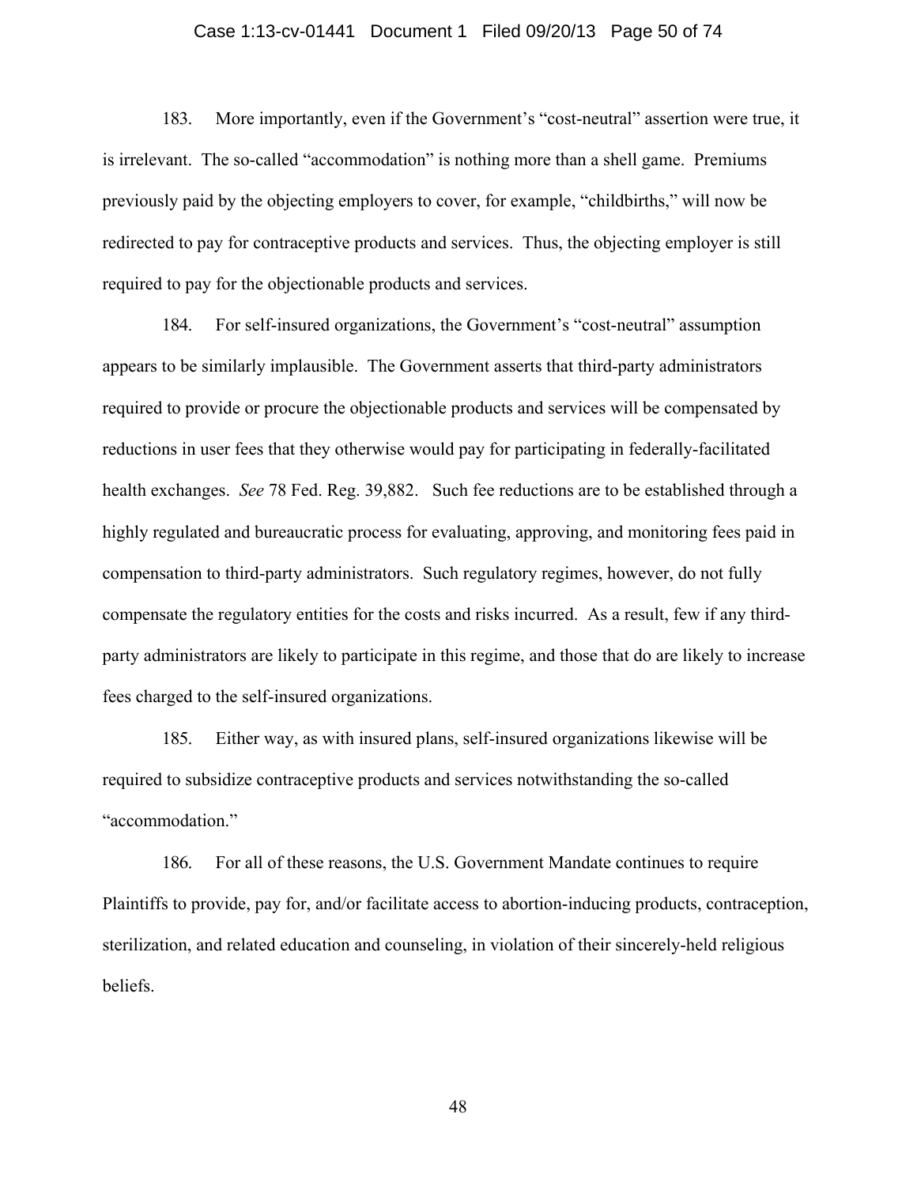183. More importantly, even if the Government's "cost-neutral" assertion were true, it is irrelevant. The so-called "accommodation" is nothing more than a shell game. Premiums previously paid by the objecting employers to cover, for example, "childbirths," will now be redirected to pay for contraceptive products and services. Thus, the objecting employer is still required to pay for the objectionable products and services.

184. For self-insured organizations, the Government's "cost-neutral" assumption appears to be similarly implausible. The Government asserts that third-party administrators required to provide or procure the objectionable products and services will be compensated by reductions in user fees that they otherwise would pay for participating in federally-facilitated health exchanges. *See* 78 Fed. Reg. 39,882. Such fee reductions are to be established through a highly regulated and bureaucratic process for evaluating, approving, and monitoring fees paid in compensation to third-party administrators. Such regulatory regimes, however, do not fully compensate the regulatory entities for the costs and risks incurred. As a result, few if any third-party administrators are likely to participate in this regime, and those that do are likely to increase fees charged to the self-insured organizations.

185. Either way, as with insured plans, self-insured organizations likewise will be required to subsidize contraceptive products and services notwithstanding the so-called "accommodation."

186. For all of these reasons, the U.S. Government Mandate continues to require Plaintiffs to provide, pay for, and/or facilitate access to abortion-inducing products, contraception, sterilization, and related education and counseling, in violation of their sincerely-held religious beliefs.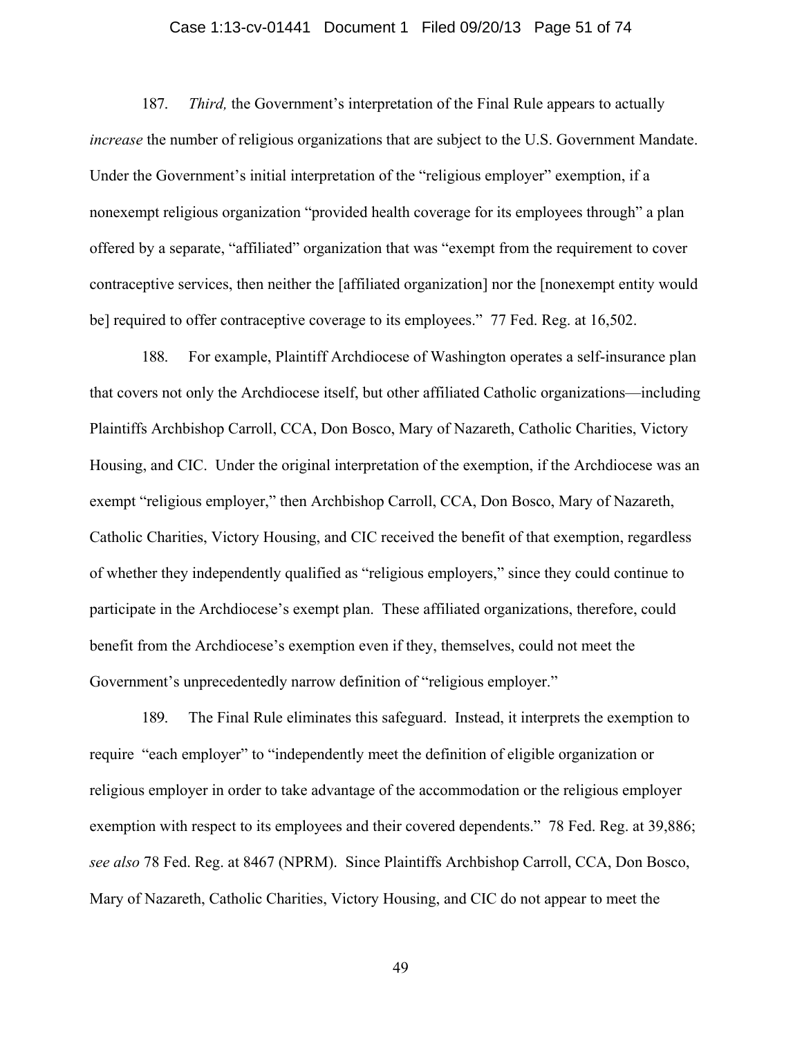187. *Third,* the Government's interpretation of the Final Rule appears to actually *increase* the number of religious organizations that are subject to the U.S. Government Mandate. Under the Government's initial interpretation of the "religious employer" exemption, if a nonexempt religious organization "provided health coverage for its employees through" a plan offered by a separate, "affiliated" organization that was "exempt from the requirement to cover contraceptive services, then neither the [affiliated organization] nor the [nonexempt entity would be] required to offer contraceptive coverage to its employees." 77 Fed. Reg. at 16,502.

188. For example, Plaintiff Archdiocese of Washington operates a self-insurance plan that covers not only the Archdiocese itself, but other affiliated Catholic organizations—including Plaintiffs Archbishop Carroll, CCA, Don Bosco, Mary of Nazareth, Catholic Charities, Victory Housing, and CIC. Under the original interpretation of the exemption, if the Archdiocese was an exempt "religious employer," then Archbishop Carroll, CCA, Don Bosco, Mary of Nazareth, Catholic Charities, Victory Housing, and CIC received the benefit of that exemption, regardless of whether they independently qualified as "religious employers," since they could continue to participate in the Archdiocese's exempt plan. These affiliated organizations, therefore, could benefit from the Archdiocese's exemption even if they, themselves, could not meet the Government's unprecedentedly narrow definition of "religious employer."

189. The Final Rule eliminates this safeguard. Instead, it interprets the exemption to require "each employer" to "independently meet the definition of eligible organization or religious employer in order to take advantage of the accommodation or the religious employer exemption with respect to its employees and their covered dependents." 78 Fed. Reg. at 39,886; *see also* 78 Fed. Reg. at 8467 (NPRM). Since Plaintiffs Archbishop Carroll, CCA, Don Bosco, Mary of Nazareth, Catholic Charities, Victory Housing, and CIC do not appear to meet the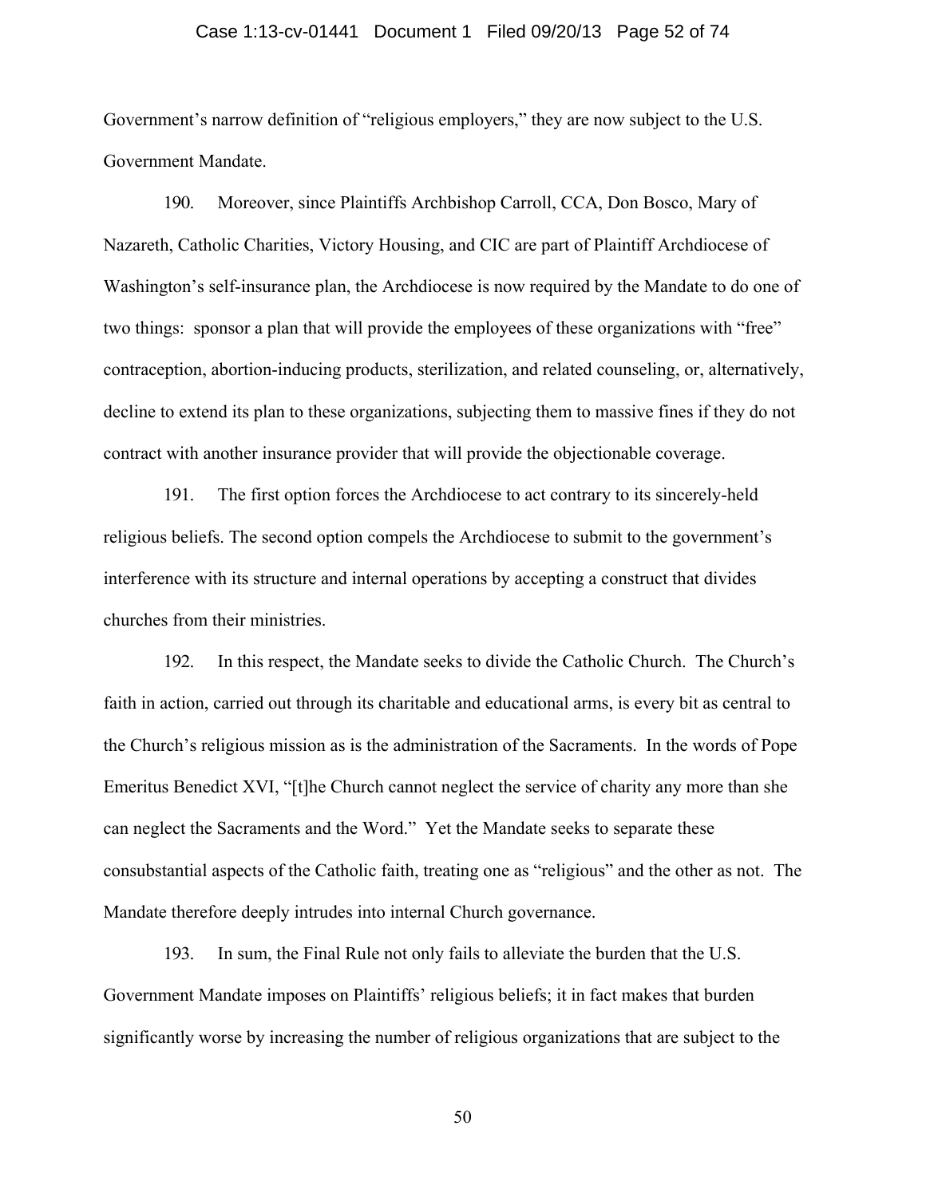Government's narrow definition of "religious employers," they are now subject to the U.S. Government Mandate.

190. Moreover, since Plaintiffs Archbishop Carroll, CCA, Don Bosco, Mary of Nazareth, Catholic Charities, Victory Housing, and CIC are part of Plaintiff Archdiocese of Washington's self-insurance plan, the Archdiocese is now required by the Mandate to do one of two things: sponsor a plan that will provide the employees of these organizations with "free" contraception, abortion-inducing products, sterilization, and related counseling, or, alternatively, decline to extend its plan to these organizations, subjecting them to massive fines if they do not contract with another insurance provider that will provide the objectionable coverage.

191. The first option forces the Archdiocese to act contrary to its sincerely-held religious beliefs. The second option compels the Archdiocese to submit to the government's interference with its structure and internal operations by accepting a construct that divides churches from their ministries.

192. In this respect, the Mandate seeks to divide the Catholic Church. The Church's faith in action, carried out through its charitable and educational arms, is every bit as central to the Church's religious mission as is the administration of the Sacraments. In the words of Pope Emeritus Benedict XVI, "[t]he Church cannot neglect the service of charity any more than she can neglect the Sacraments and the Word." Yet the Mandate seeks to separate these consubstantial aspects of the Catholic faith, treating one as "religious" and the other as not. The Mandate therefore deeply intrudes into internal Church governance.

193. In sum, the Final Rule not only fails to alleviate the burden that the U.S. Government Mandate imposes on Plaintiffs' religious beliefs; it in fact makes that burden significantly worse by increasing the number of religious organizations that are subject to the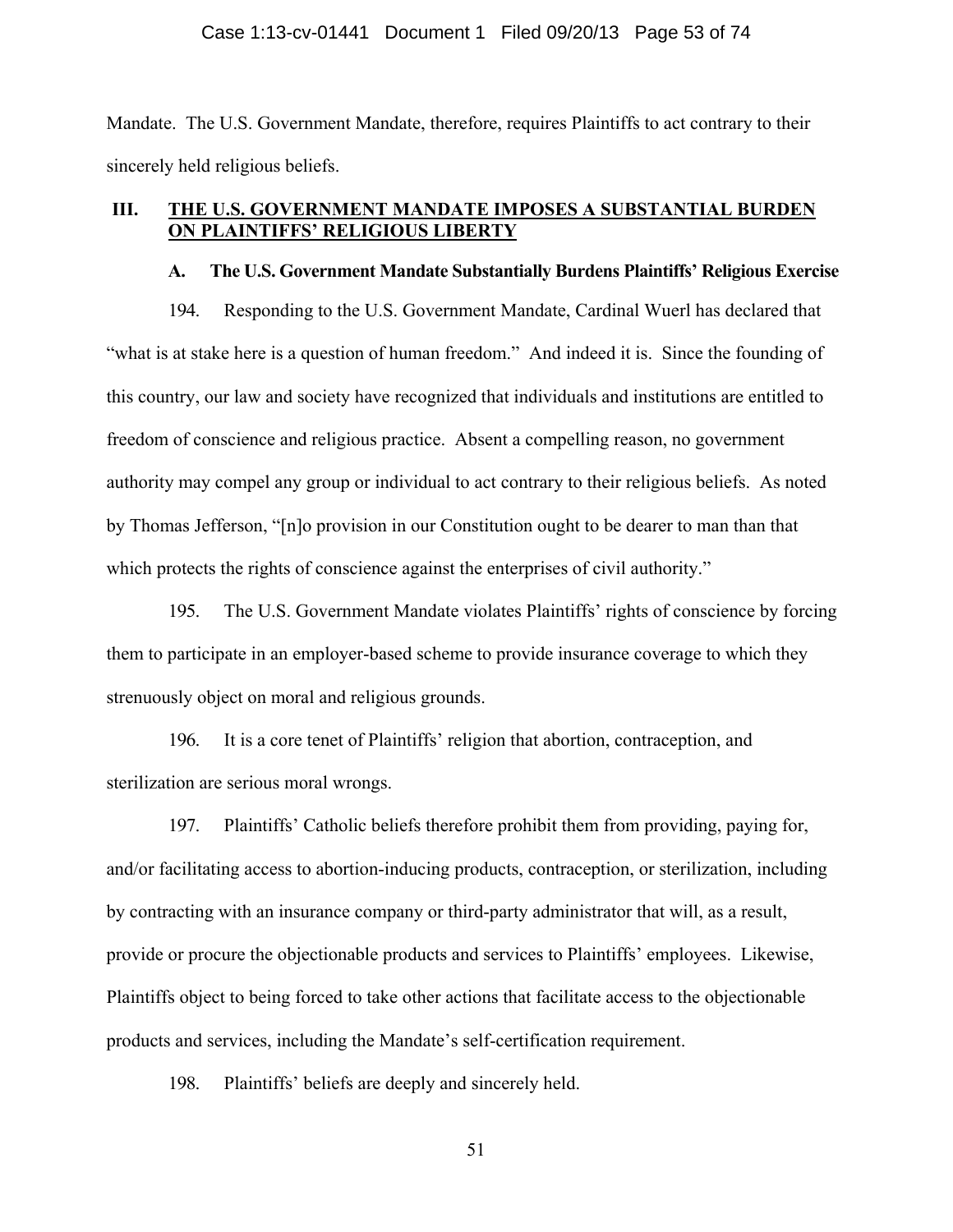Mandate. The U.S. Government Mandate, therefore, requires Plaintiffs to act contrary to their sincerely held religious beliefs.

## III. THE U.S. GOVERNMENT MANDATE IMPOSES A SUBSTANTIAL BURDEN ON PLAINTIFFS' RELIGIOUS LIBERTY

### A. The U.S. Government Mandate Substantially Burdens Plaintiffs' Religious Exercise

194. Responding to the U.S. Government Mandate, Cardinal Wuerl has declared that "what is at stake here is a question of human freedom." And indeed it is. Since the founding of this country, our law and society have recognized that individuals and institutions are entitled to freedom of conscience and religious practice. Absent a compelling reason, no government authority may compel any group or individual to act contrary to their religious beliefs. As noted by Thomas Jefferson, "[n]o provision in our Constitution ought to be dearer to man than that which protects the rights of conscience against the enterprises of civil authority."

195. The U.S. Government Mandate violates Plaintiffs' rights of conscience by forcing them to participate in an employer-based scheme to provide insurance coverage to which they strenuously object on moral and religious grounds.

196. It is a core tenet of Plaintiffs' religion that abortion, contraception, and sterilization are serious moral wrongs.

197. Plaintiffs' Catholic beliefs therefore prohibit them from providing, paying for, and/or facilitating access to abortion-inducing products, contraception, or sterilization, including by contracting with an insurance company or third-party administrator that will, as a result, provide or procure the objectionable products and services to Plaintiffs' employees. Likewise, Plaintiffs object to being forced to take other actions that facilitate access to the objectionable products and services, including the Mandate's self-certification requirement.

198. Plaintiffs' beliefs are deeply and sincerely held.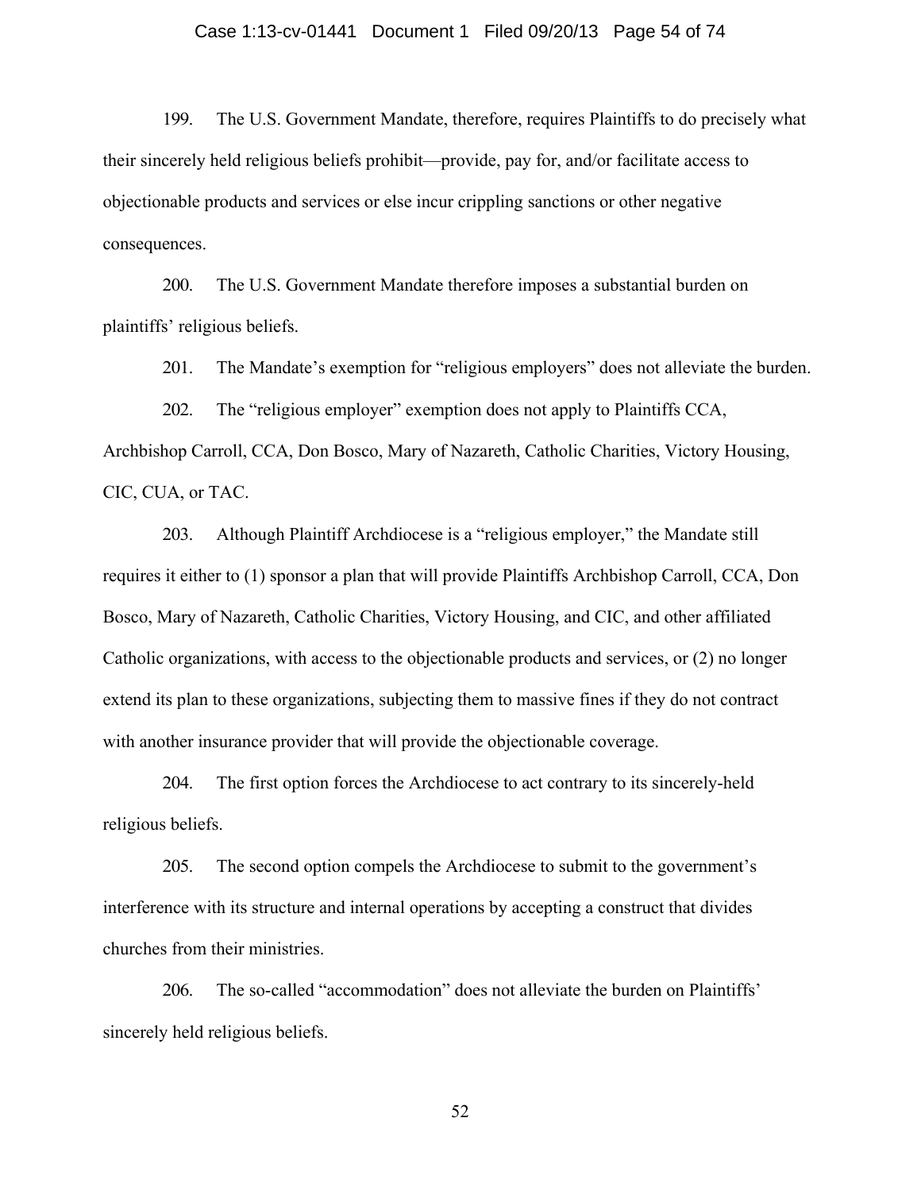199. The U.S. Government Mandate, therefore, requires Plaintiffs to do precisely what their sincerely held religious beliefs prohibit—provide, pay for, and/or facilitate access to objectionable products and services or else incur crippling sanctions or other negative consequences.

200. The U.S. Government Mandate therefore imposes a substantial burden on plaintiffs' religious beliefs.

201. The Mandate's exemption for "religious employers" does not alleviate the burden.

202. The "religious employer" exemption does not apply to Plaintiffs CCA, Archbishop Carroll, CCA, Don Bosco, Mary of Nazareth, Catholic Charities, Victory Housing, CIC, CUA, or TAC.

203. Although Plaintiff Archdiocese is a "religious employer," the Mandate still requires it either to (1) sponsor a plan that will provide Plaintiffs Archbishop Carroll, CCA, Don Bosco, Mary of Nazareth, Catholic Charities, Victory Housing, and CIC, and other affiliated Catholic organizations, with access to the objectionable products and services, or (2) no longer extend its plan to these organizations, subjecting them to massive fines if they do not contract with another insurance provider that will provide the objectionable coverage.

204. The first option forces the Archdiocese to act contrary to its sincerely-held religious beliefs.

205. The second option compels the Archdiocese to submit to the government's interference with its structure and internal operations by accepting a construct that divides churches from their ministries.

206. The so-called "accommodation" does not alleviate the burden on Plaintiffs' sincerely held religious beliefs.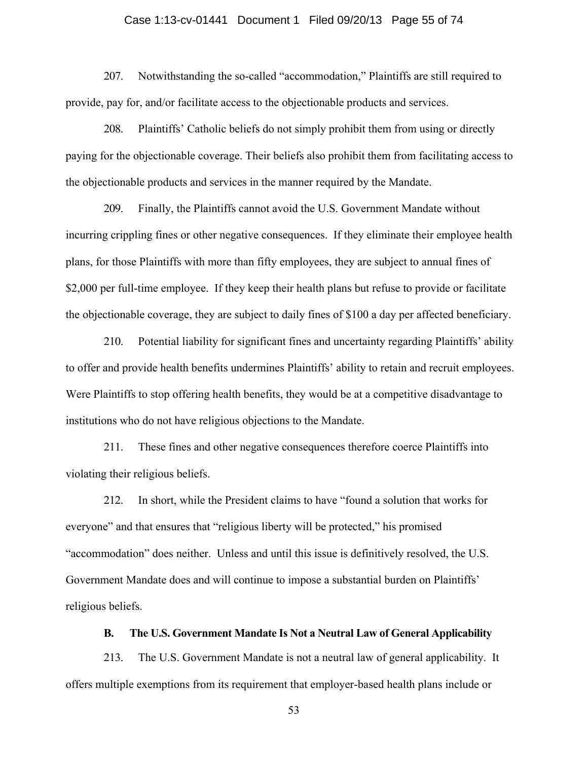207. Notwithstanding the so-called "accommodation," Plaintiffs are still required to provide, pay for, and/or facilitate access to the objectionable products and services.

208. Plaintiffs' Catholic beliefs do not simply prohibit them from using or directly paying for the objectionable coverage. Their beliefs also prohibit them from facilitating access to the objectionable products and services in the manner required by the Mandate.

209. Finally, the Plaintiffs cannot avoid the U.S. Government Mandate without incurring crippling fines or other negative consequences. If they eliminate their employee health plans, for those Plaintiffs with more than fifty employees, they are subject to annual fines of $2,000 per full-time employee. If they keep their health plans but refuse to provide or facilitate the objectionable coverage, they are subject to daily fines of $100 a day per affected beneficiary.

210. Potential liability for significant fines and uncertainty regarding Plaintiffs' ability to offer and provide health benefits undermines Plaintiffs' ability to retain and recruit employees. Were Plaintiffs to stop offering health benefits, they would be at a competitive disadvantage to institutions who do not have religious objections to the Mandate.

211. These fines and other negative consequences therefore coerce Plaintiffs into violating their religious beliefs.

212. In short, while the President claims to have "found a solution that works for everyone" and that ensures that "religious liberty will be protected," his promised "accommodation" does neither. Unless and until this issue is definitively resolved, the U.S. Government Mandate does and will continue to impose a substantial burden on Plaintiffs' religious beliefs.

### B. The U.S. Government Mandate Is Not a Neutral Law of General Applicability

213. The U.S. Government Mandate is not a neutral law of general applicability. It offers multiple exemptions from its requirement that employer-based health plans include or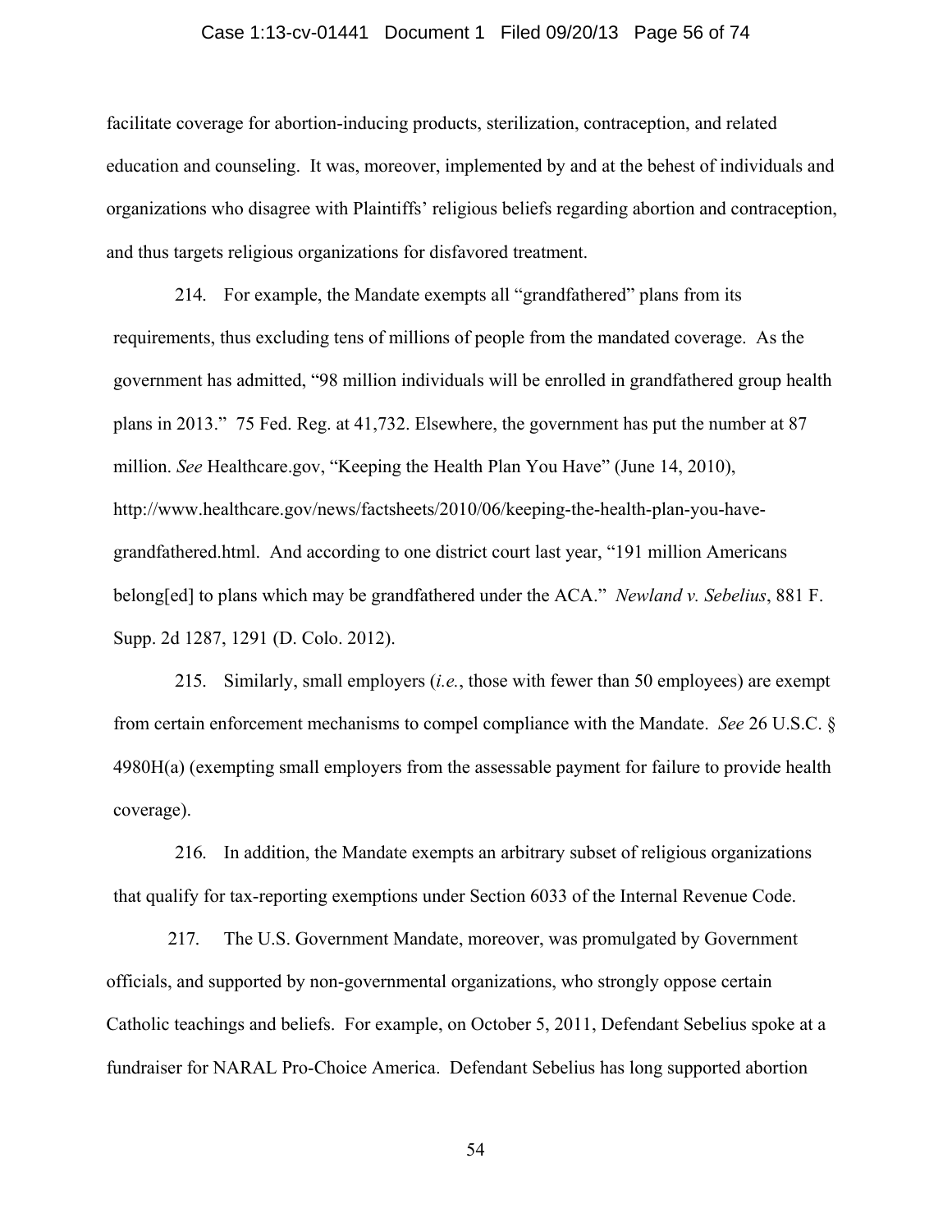facilitate coverage for abortion-inducing products, sterilization, contraception, and related education and counseling. It was, moreover, implemented by and at the behest of individuals and organizations who disagree with Plaintiffs' religious beliefs regarding abortion and contraception, and thus targets religious organizations for disfavored treatment.

214. For example, the Mandate exempts all "grandfathered" plans from its requirements, thus excluding tens of millions of people from the mandated coverage. As the government has admitted, "98 million individuals will be enrolled in grandfathered group health plans in 2013." 75 Fed. Reg. at 41,732. Elsewhere, the government has put the number at 87 million. *See* Healthcare.gov, "Keeping the Health Plan You Have" (June 14, 2010), http://www.healthcare.gov/news/factsheets/2010/06/keeping-the-health-plan-you-have-grandfathered.html. And according to one district court last year, "191 million Americans belong[ed] to plans which may be grandfathered under the ACA." *Newland v. Sebelius*, 881 F. Supp. 2d 1287, 1291 (D. Colo. 2012).

215. Similarly, small employers (*i.e.*, those with fewer than 50 employees) are exempt from certain enforcement mechanisms to compel compliance with the Mandate. *See* 26 U.S.C. § 4980H(a) (exempting small employers from the assessable payment for failure to provide health coverage).

216. In addition, the Mandate exempts an arbitrary subset of religious organizations that qualify for tax-reporting exemptions under Section 6033 of the Internal Revenue Code.

217. The U.S. Government Mandate, moreover, was promulgated by Government officials, and supported by non-governmental organizations, who strongly oppose certain Catholic teachings and beliefs. For example, on October 5, 2011, Defendant Sebelius spoke at a fundraiser for NARAL Pro-Choice America. Defendant Sebelius has long supported abortion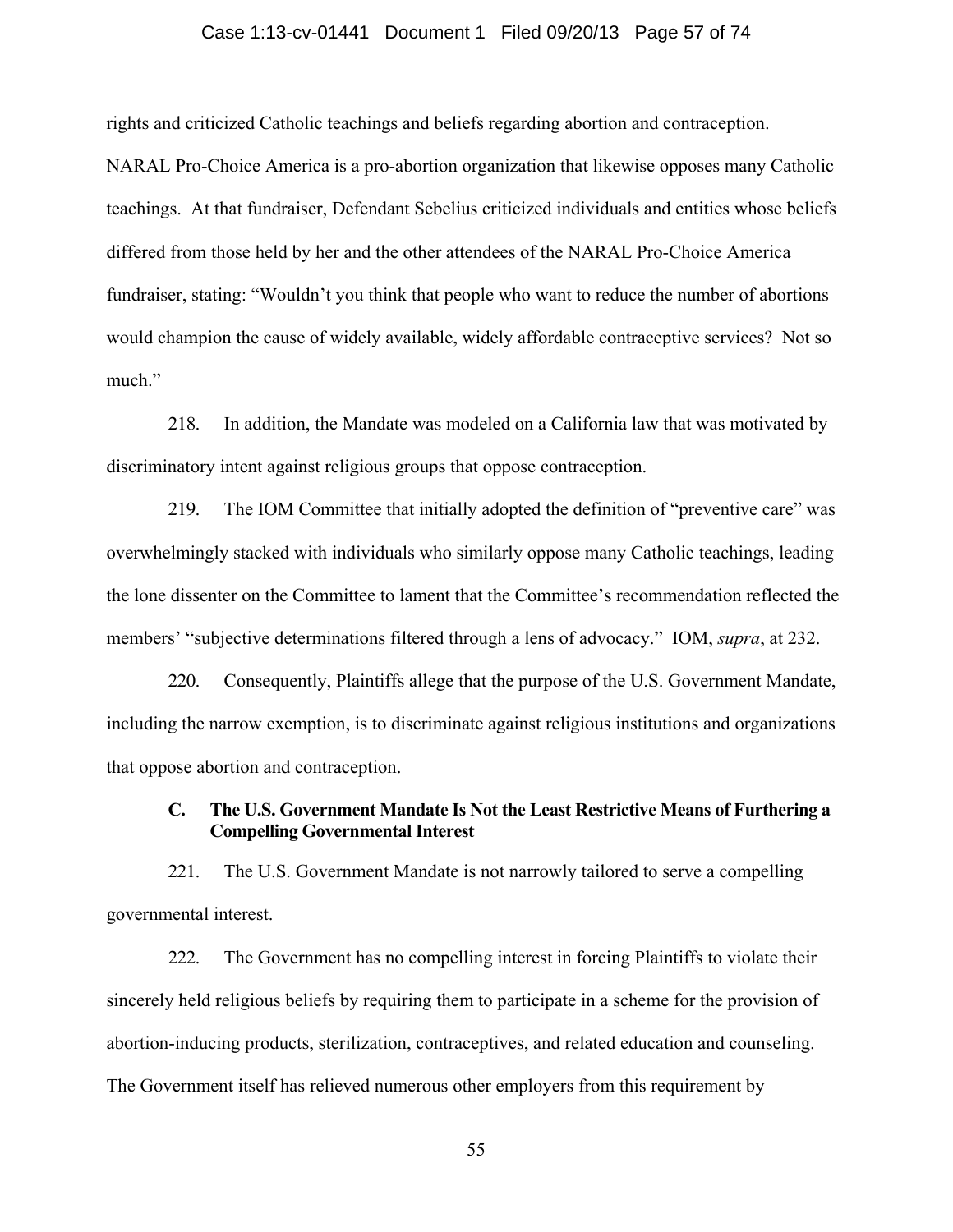rights and criticized Catholic teachings and beliefs regarding abortion and contraception. NARAL Pro-Choice America is a pro-abortion organization that likewise opposes many Catholic teachings. At that fundraiser, Defendant Sebelius criticized individuals and entities whose beliefs differed from those held by her and the other attendees of the NARAL Pro-Choice America fundraiser, stating: "Wouldn't you think that people who want to reduce the number of abortions would champion the cause of widely available, widely affordable contraceptive services? Not so much."

218. In addition, the Mandate was modeled on a California law that was motivated by discriminatory intent against religious groups that oppose contraception.

219. The IOM Committee that initially adopted the definition of "preventive care" was overwhelmingly stacked with individuals who similarly oppose many Catholic teachings, leading the lone dissenter on the Committee to lament that the Committee's recommendation reflected the members' "subjective determinations filtered through a lens of advocacy." IOM, *supra*, at 232.

220. Consequently, Plaintiffs allege that the purpose of the U.S. Government Mandate, including the narrow exemption, is to discriminate against religious institutions and organizations that oppose abortion and contraception.

### C. The U.S. Government Mandate Is Not the Least Restrictive Means of Furthering a Compelling Governmental Interest

221. The U.S. Government Mandate is not narrowly tailored to serve a compelling governmental interest.

222. The Government has no compelling interest in forcing Plaintiffs to violate their sincerely held religious beliefs by requiring them to participate in a scheme for the provision of abortion-inducing products, sterilization, contraceptives, and related education and counseling. The Government itself has relieved numerous other employers from this requirement by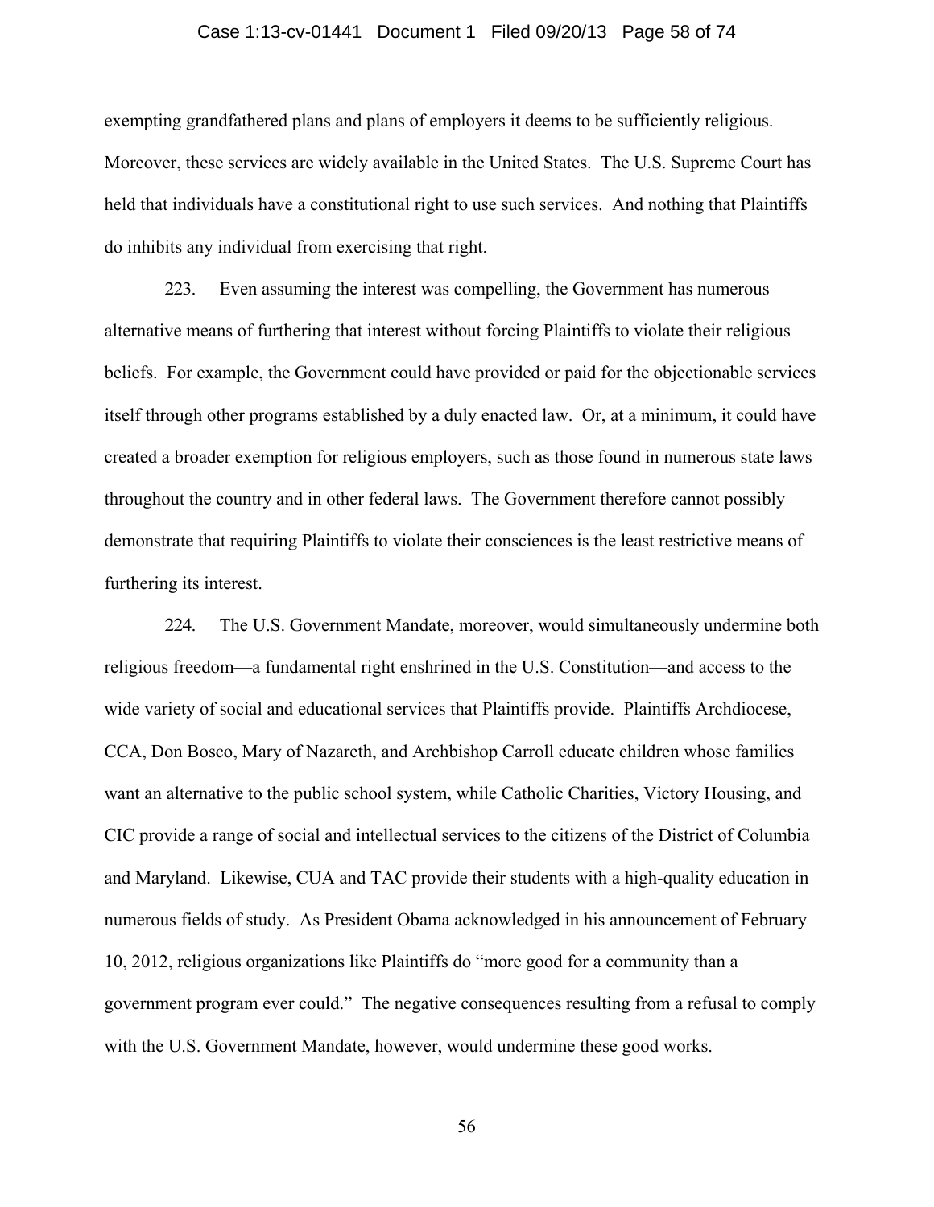exempting grandfathered plans and plans of employers it deems to be sufficiently religious. Moreover, these services are widely available in the United States. The U.S. Supreme Court has held that individuals have a constitutional right to use such services. And nothing that Plaintiffs do inhibits any individual from exercising that right.

223. Even assuming the interest was compelling, the Government has numerous alternative means of furthering that interest without forcing Plaintiffs to violate their religious beliefs. For example, the Government could have provided or paid for the objectionable services itself through other programs established by a duly enacted law. Or, at a minimum, it could have created a broader exemption for religious employers, such as those found in numerous state laws throughout the country and in other federal laws. The Government therefore cannot possibly demonstrate that requiring Plaintiffs to violate their consciences is the least restrictive means of furthering its interest.

224. The U.S. Government Mandate, moreover, would simultaneously undermine both religious freedom—a fundamental right enshrined in the U.S. Constitution—and access to the wide variety of social and educational services that Plaintiffs provide. Plaintiffs Archdiocese, CCA, Don Bosco, Mary of Nazareth, and Archbishop Carroll educate children whose families want an alternative to the public school system, while Catholic Charities, Victory Housing, and CIC provide a range of social and intellectual services to the citizens of the District of Columbia and Maryland. Likewise, CUA and TAC provide their students with a high-quality education in numerous fields of study. As President Obama acknowledged in his announcement of February 10, 2012, religious organizations like Plaintiffs do "more good for a community than a government program ever could." The negative consequences resulting from a refusal to comply with the U.S. Government Mandate, however, would undermine these good works.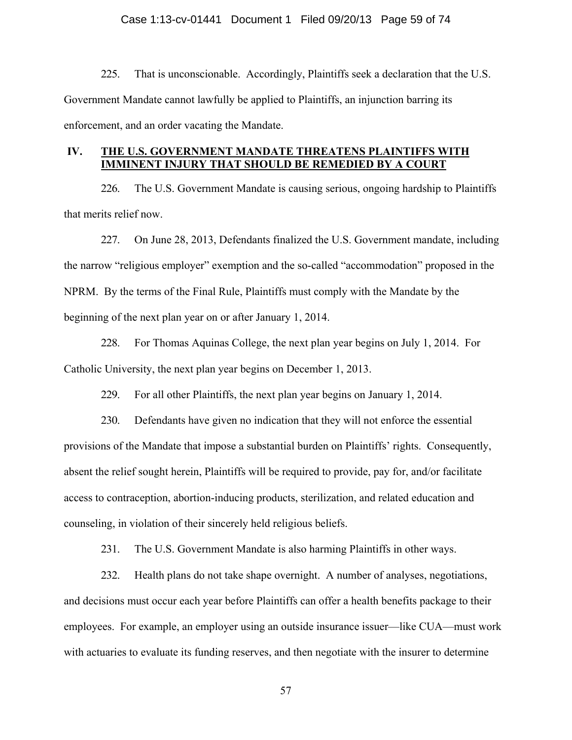225. That is unconscionable. Accordingly, Plaintiffs seek a declaration that the U.S. Government Mandate cannot lawfully be applied to Plaintiffs, an injunction barring its enforcement, and an order vacating the Mandate.

## IV. THE U.S. GOVERNMENT MANDATE THREATENS PLAINTIFFS WITH IMMINENT INJURY THAT SHOULD BE REMEDIED BY A COURT

226. The U.S. Government Mandate is causing serious, ongoing hardship to Plaintiffs that merits relief now.

227. On June 28, 2013, Defendants finalized the U.S. Government mandate, including the narrow "religious employer" exemption and the so-called "accommodation" proposed in the NPRM. By the terms of the Final Rule, Plaintiffs must comply with the Mandate by the beginning of the next plan year on or after January 1, 2014.

228. For Thomas Aquinas College, the next plan year begins on July 1, 2014. For Catholic University, the next plan year begins on December 1, 2013.

229. For all other Plaintiffs, the next plan year begins on January 1, 2014.

230. Defendants have given no indication that they will not enforce the essential provisions of the Mandate that impose a substantial burden on Plaintiffs' rights. Consequently, absent the relief sought herein, Plaintiffs will be required to provide, pay for, and/or facilitate access to contraception, abortion-inducing products, sterilization, and related education and counseling, in violation of their sincerely held religious beliefs.

231. The U.S. Government Mandate is also harming Plaintiffs in other ways.

232. Health plans do not take shape overnight. A number of analyses, negotiations, and decisions must occur each year before Plaintiffs can offer a health benefits package to their employees. For example, an employer using an outside insurance issuer—like CUA—must work with actuaries to evaluate its funding reserves, and then negotiate with the insurer to determine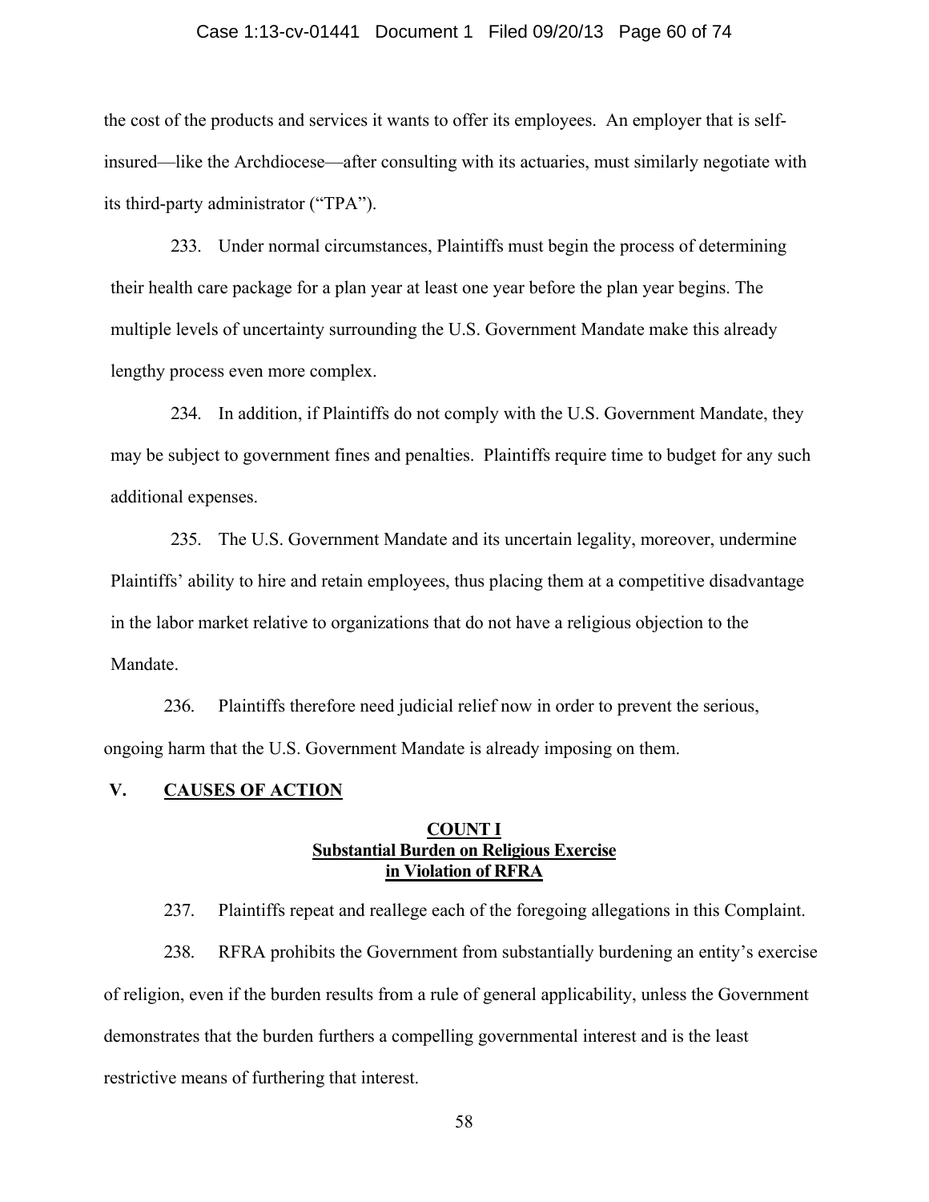the cost of the products and services it wants to offer its employees. An employer that is self-insured—like the Archdiocese—after consulting with its actuaries, must similarly negotiate with its third-party administrator ("TPA").

233. Under normal circumstances, Plaintiffs must begin the process of determining their health care package for a plan year at least one year before the plan year begins. The multiple levels of uncertainty surrounding the U.S. Government Mandate make this already lengthy process even more complex.

234. In addition, if Plaintiffs do not comply with the U.S. Government Mandate, they may be subject to government fines and penalties. Plaintiffs require time to budget for any such additional expenses.

235. The U.S. Government Mandate and its uncertain legality, moreover, undermine Plaintiffs' ability to hire and retain employees, thus placing them at a competitive disadvantage in the labor market relative to organizations that do not have a religious objection to the Mandate.

236. Plaintiffs therefore need judicial relief now in order to prevent the serious, ongoing harm that the U.S. Government Mandate is already imposing on them.

## V. CAUSES OF ACTION

### COUNT I
### Substantial Burden on Religious Exercise in Violation of RFRA

237. Plaintiffs repeat and reallege each of the foregoing allegations in this Complaint.

238. RFRA prohibits the Government from substantially burdening an entity's exercise of religion, even if the burden results from a rule of general applicability, unless the Government demonstrates that the burden furthers a compelling governmental interest and is the least restrictive means of furthering that interest.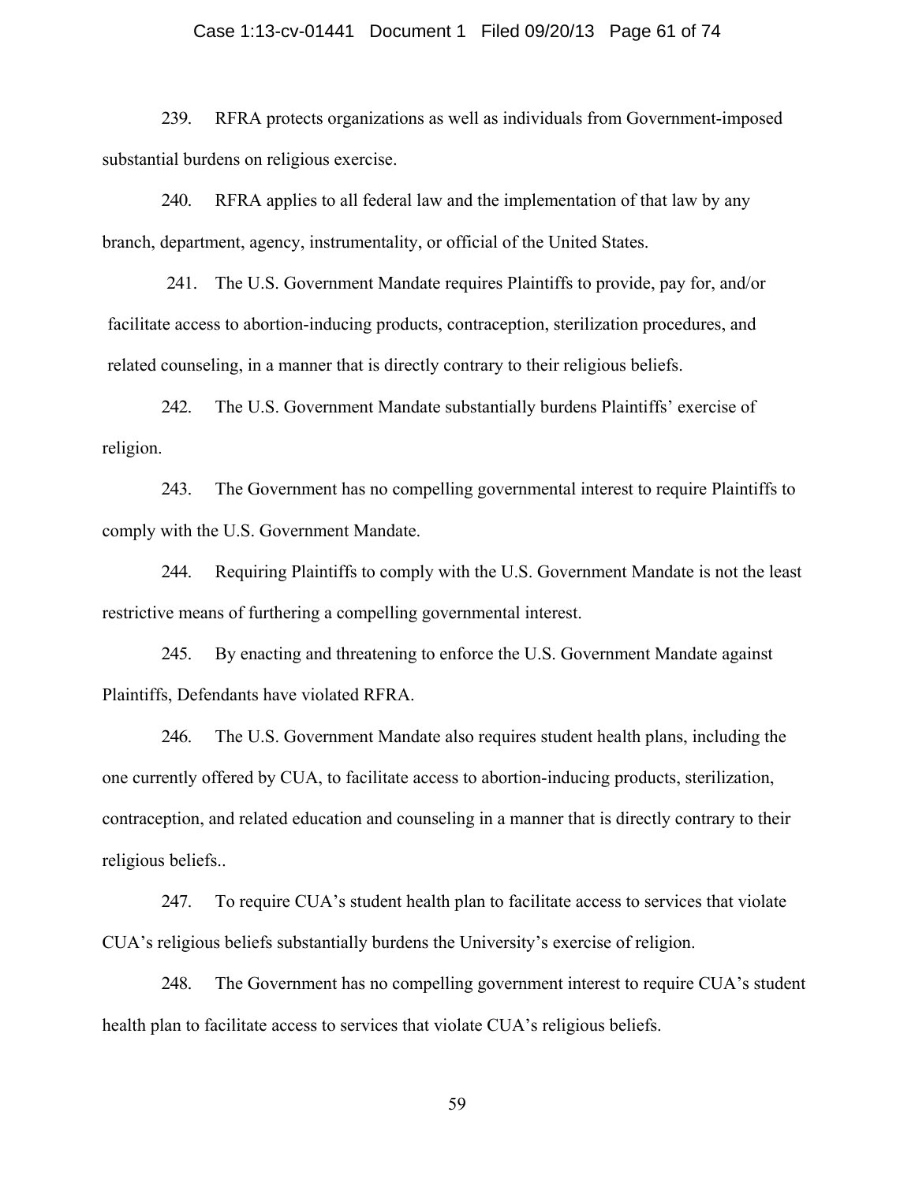239. RFRA protects organizations as well as individuals from Government-imposed substantial burdens on religious exercise.

240. RFRA applies to all federal law and the implementation of that law by any branch, department, agency, instrumentality, or official of the United States.

241. The U.S. Government Mandate requires Plaintiffs to provide, pay for, and/or facilitate access to abortion-inducing products, contraception, sterilization procedures, and related counseling, in a manner that is directly contrary to their religious beliefs.

242. The U.S. Government Mandate substantially burdens Plaintiffs' exercise of religion.

243. The Government has no compelling governmental interest to require Plaintiffs to comply with the U.S. Government Mandate.

244. Requiring Plaintiffs to comply with the U.S. Government Mandate is not the least restrictive means of furthering a compelling governmental interest.

245. By enacting and threatening to enforce the U.S. Government Mandate against Plaintiffs, Defendants have violated RFRA.

246. The U.S. Government Mandate also requires student health plans, including the one currently offered by CUA, to facilitate access to abortion-inducing products, sterilization, contraception, and related education and counseling in a manner that is directly contrary to their religious beliefs..

247. To require CUA's student health plan to facilitate access to services that violate CUA's religious beliefs substantially burdens the University's exercise of religion.

248. The Government has no compelling government interest to require CUA's student health plan to facilitate access to services that violate CUA's religious beliefs.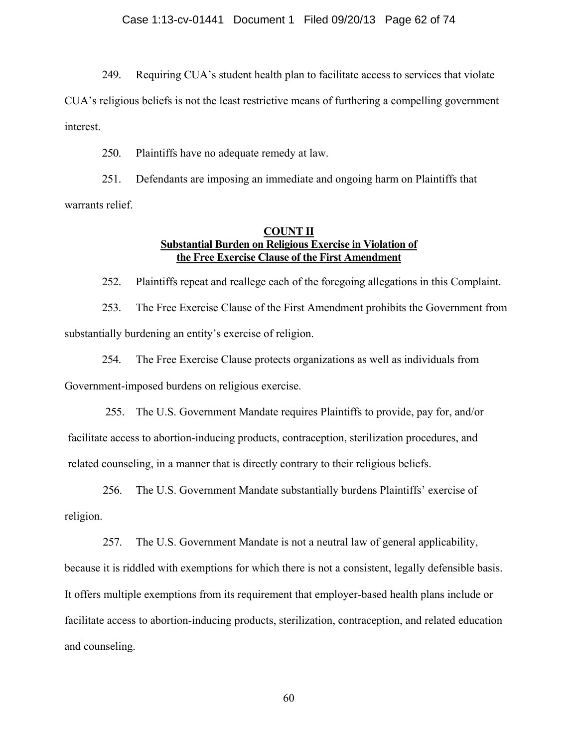249. Requiring CUA's student health plan to facilitate access to services that violate CUA's religious beliefs is not the least restrictive means of furthering a compelling government interest.

250. Plaintiffs have no adequate remedy at law.

251. Defendants are imposing an immediate and ongoing harm on Plaintiffs that warrants relief.

## COUNT II
## Substantial Burden on Religious Exercise in Violation of the Free Exercise Clause of the First Amendment

252. Plaintiffs repeat and reallege each of the foregoing allegations in this Complaint.

253. The Free Exercise Clause of the First Amendment prohibits the Government from substantially burdening an entity's exercise of religion.

254. The Free Exercise Clause protects organizations as well as individuals from Government-imposed burdens on religious exercise.

255. The U.S. Government Mandate requires Plaintiffs to provide, pay for, and/or facilitate access to abortion-inducing products, contraception, sterilization procedures, and related counseling, in a manner that is directly contrary to their religious beliefs.

256. The U.S. Government Mandate substantially burdens Plaintiffs' exercise of religion.

257. The U.S. Government Mandate is not a neutral law of general applicability, because it is riddled with exemptions for which there is not a consistent, legally defensible basis. It offers multiple exemptions from its requirement that employer-based health plans include or facilitate access to abortion-inducing products, sterilization, contraception, and related education and counseling.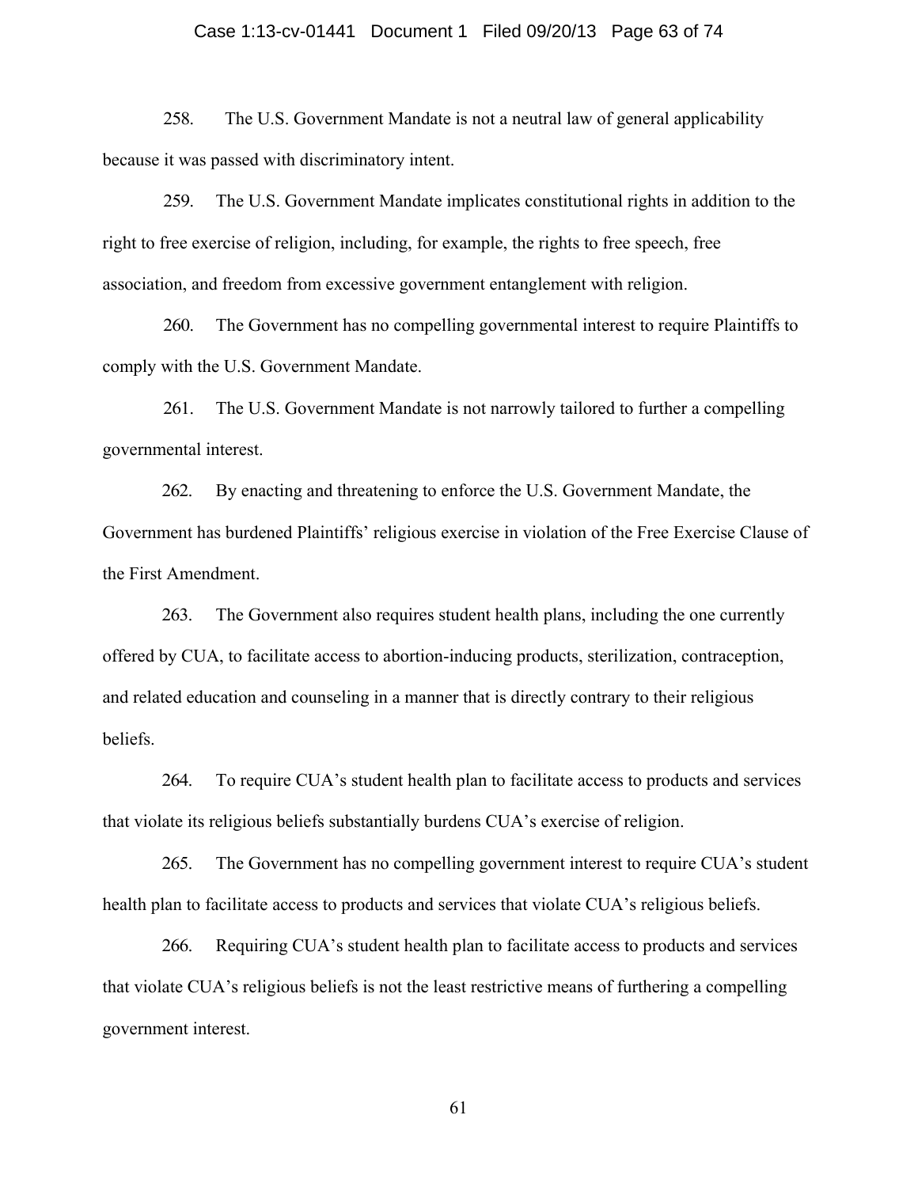258. The U.S. Government Mandate is not a neutral law of general applicability because it was passed with discriminatory intent.

259. The U.S. Government Mandate implicates constitutional rights in addition to the right to free exercise of religion, including, for example, the rights to free speech, free association, and freedom from excessive government entanglement with religion.

260. The Government has no compelling governmental interest to require Plaintiffs to comply with the U.S. Government Mandate.

261. The U.S. Government Mandate is not narrowly tailored to further a compelling governmental interest.

262. By enacting and threatening to enforce the U.S. Government Mandate, the Government has burdened Plaintiffs' religious exercise in violation of the Free Exercise Clause of the First Amendment.

263. The Government also requires student health plans, including the one currently offered by CUA, to facilitate access to abortion-inducing products, sterilization, contraception, and related education and counseling in a manner that is directly contrary to their religious beliefs.

264. To require CUA's student health plan to facilitate access to products and services that violate its religious beliefs substantially burdens CUA's exercise of religion.

265. The Government has no compelling government interest to require CUA's student health plan to facilitate access to products and services that violate CUA's religious beliefs.

266. Requiring CUA's student health plan to facilitate access to products and services that violate CUA's religious beliefs is not the least restrictive means of furthering a compelling government interest.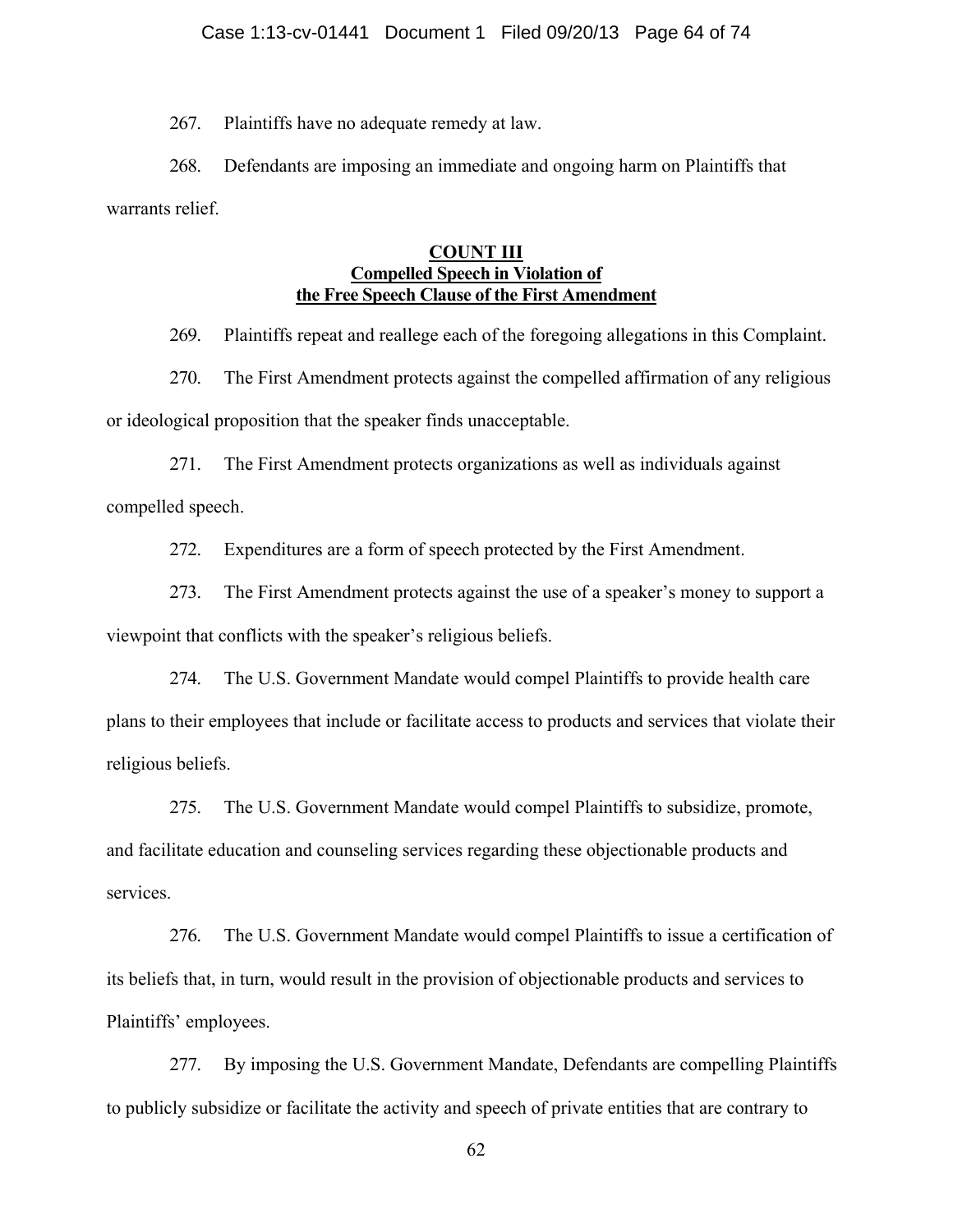267. Plaintiffs have no adequate remedy at law.

268. Defendants are imposing an immediate and ongoing harm on Plaintiffs that warrants relief.

**COUNT III**
**Compelled Speech in Violation of the Free Speech Clause of the First Amendment**

269. Plaintiffs repeat and reallege each of the foregoing allegations in this Complaint.

270. The First Amendment protects against the compelled affirmation of any religious or ideological proposition that the speaker finds unacceptable.

271. The First Amendment protects organizations as well as individuals against compelled speech.

272. Expenditures are a form of speech protected by the First Amendment.

273. The First Amendment protects against the use of a speaker's money to support a viewpoint that conflicts with the speaker's religious beliefs.

274. The U.S. Government Mandate would compel Plaintiffs to provide health care plans to their employees that include or facilitate access to products and services that violate their religious beliefs.

275. The U.S. Government Mandate would compel Plaintiffs to subsidize, promote, and facilitate education and counseling services regarding these objectionable products and services.

276. The U.S. Government Mandate would compel Plaintiffs to issue a certification of its beliefs that, in turn, would result in the provision of objectionable products and services to Plaintiffs' employees.

277. By imposing the U.S. Government Mandate, Defendants are compelling Plaintiffs to publicly subsidize or facilitate the activity and speech of private entities that are contrary to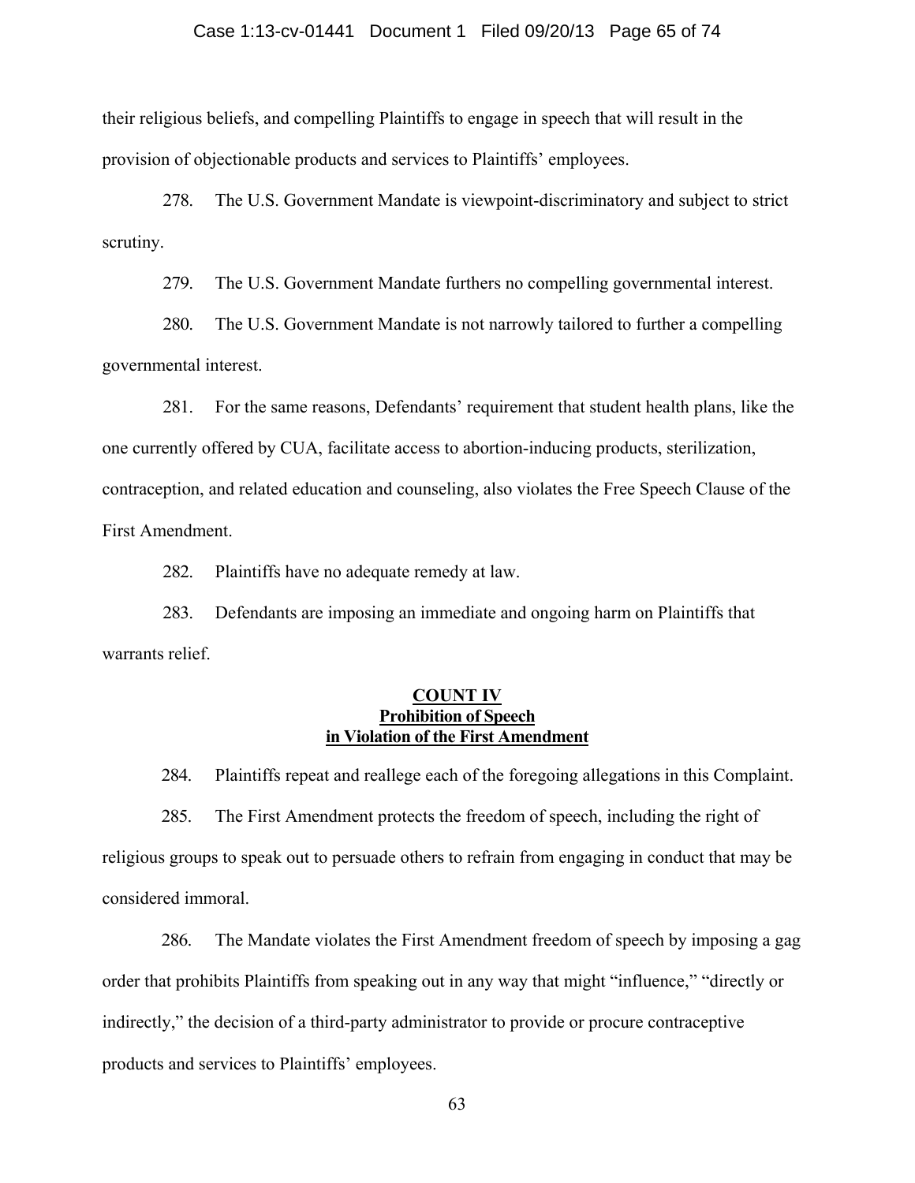their religious beliefs, and compelling Plaintiffs to engage in speech that will result in the provision of objectionable products and services to Plaintiffs' employees.

278. The U.S. Government Mandate is viewpoint-discriminatory and subject to strict scrutiny.

279. The U.S. Government Mandate furthers no compelling governmental interest.

280. The U.S. Government Mandate is not narrowly tailored to further a compelling governmental interest.

281. For the same reasons, Defendants' requirement that student health plans, like the one currently offered by CUA, facilitate access to abortion-inducing products, sterilization, contraception, and related education and counseling, also violates the Free Speech Clause of the First Amendment.

282. Plaintiffs have no adequate remedy at law.

283. Defendants are imposing an immediate and ongoing harm on Plaintiffs that warrants relief.

## COUNT IV
## Prohibition of Speech in Violation of the First Amendment

284. Plaintiffs repeat and reallege each of the foregoing allegations in this Complaint.

285. The First Amendment protects the freedom of speech, including the right of religious groups to speak out to persuade others to refrain from engaging in conduct that may be considered immoral.

286. The Mandate violates the First Amendment freedom of speech by imposing a gag order that prohibits Plaintiffs from speaking out in any way that might "influence," "directly or indirectly," the decision of a third-party administrator to provide or procure contraceptive products and services to Plaintiffs' employees.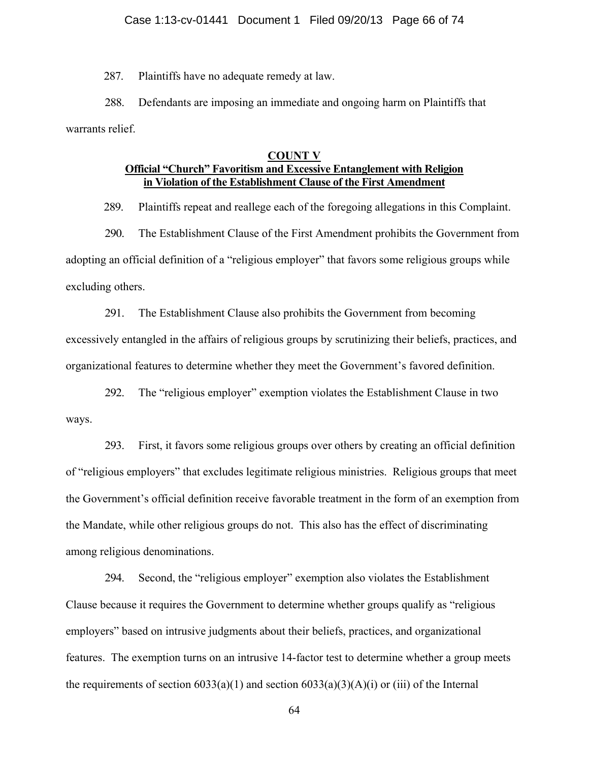287. Plaintiffs have no adequate remedy at law.

288. Defendants are imposing an immediate and ongoing harm on Plaintiffs that warrants relief.

## COUNT V
## Official "Church" Favoritism and Excessive Entanglement with Religion in Violation of the Establishment Clause of the First Amendment

289. Plaintiffs repeat and reallege each of the foregoing allegations in this Complaint.

290. The Establishment Clause of the First Amendment prohibits the Government from adopting an official definition of a "religious employer" that favors some religious groups while excluding others.

291. The Establishment Clause also prohibits the Government from becoming excessively entangled in the affairs of religious groups by scrutinizing their beliefs, practices, and organizational features to determine whether they meet the Government's favored definition.

292. The "religious employer" exemption violates the Establishment Clause in two ways.

293. First, it favors some religious groups over others by creating an official definition of "religious employers" that excludes legitimate religious ministries. Religious groups that meet the Government's official definition receive favorable treatment in the form of an exemption from the Mandate, while other religious groups do not. This also has the effect of discriminating among religious denominations.

294. Second, the "religious employer" exemption also violates the Establishment Clause because it requires the Government to determine whether groups qualify as "religious employers" based on intrusive judgments about their beliefs, practices, and organizational features. The exemption turns on an intrusive 14-factor test to determine whether a group meets the requirements of section 6033(a)(1) and section 6033(a)(3)(A)(i) or (iii) of the Internal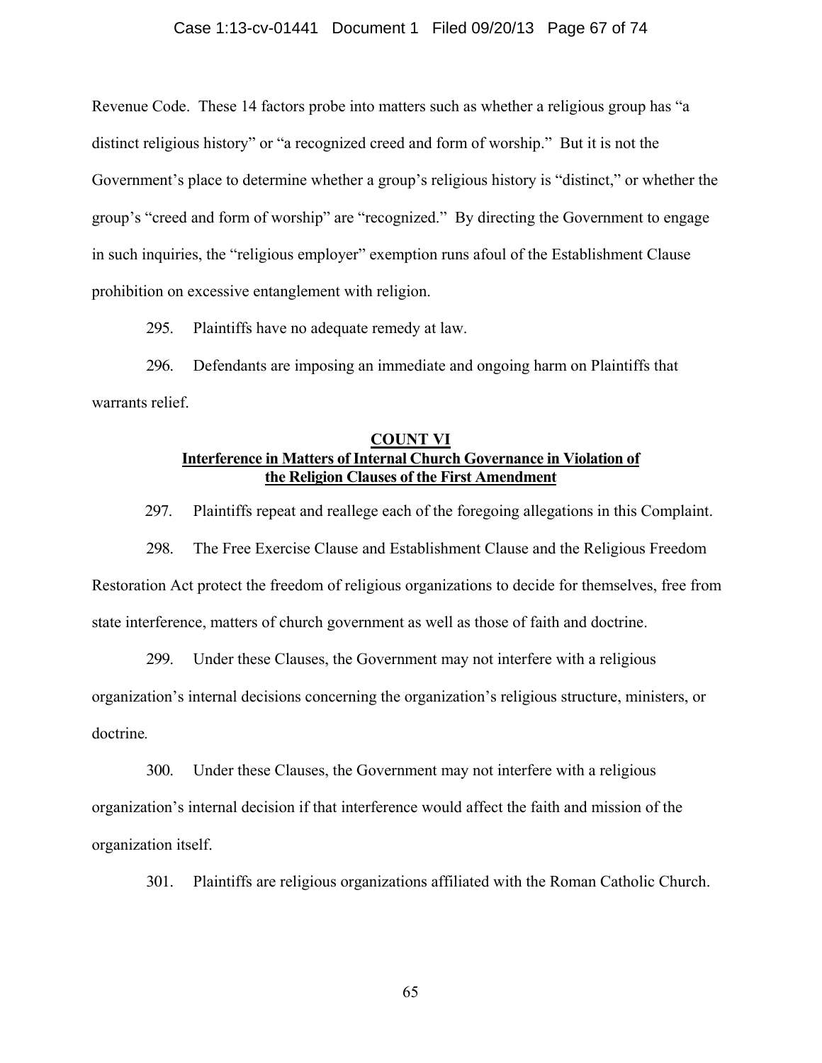Revenue Code. These 14 factors probe into matters such as whether a religious group has "a distinct religious history" or "a recognized creed and form of worship." But it is not the Government's place to determine whether a group's religious history is "distinct," or whether the group's "creed and form of worship" are "recognized." By directing the Government to engage in such inquiries, the "religious employer" exemption runs afoul of the Establishment Clause prohibition on excessive entanglement with religion.

295. Plaintiffs have no adequate remedy at law.

296. Defendants are imposing an immediate and ongoing harm on Plaintiffs that warrants relief.

## COUNT VI
## Interference in Matters of Internal Church Governance in Violation of the Religion Clauses of the First Amendment

297. Plaintiffs repeat and reallege each of the foregoing allegations in this Complaint.

298. The Free Exercise Clause and Establishment Clause and the Religious Freedom Restoration Act protect the freedom of religious organizations to decide for themselves, free from state interference, matters of church government as well as those of faith and doctrine.

299. Under these Clauses, the Government may not interfere with a religious organization's internal decisions concerning the organization's religious structure, ministers, or doctrine.

300. Under these Clauses, the Government may not interfere with a religious organization's internal decision if that interference would affect the faith and mission of the organization itself.

301. Plaintiffs are religious organizations affiliated with the Roman Catholic Church.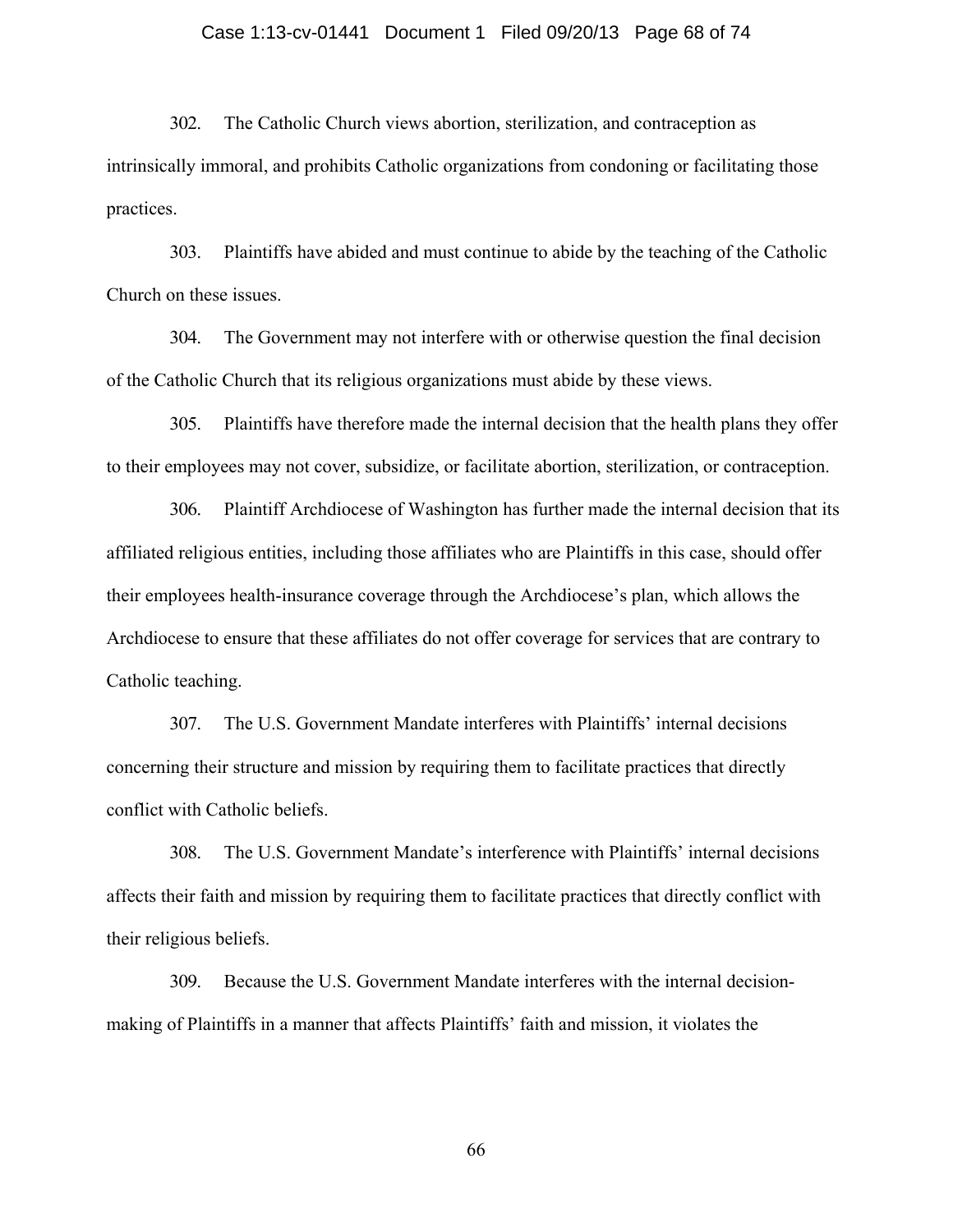302. The Catholic Church views abortion, sterilization, and contraception as intrinsically immoral, and prohibits Catholic organizations from condoning or facilitating those practices.

303. Plaintiffs have abided and must continue to abide by the teaching of the Catholic Church on these issues.

304. The Government may not interfere with or otherwise question the final decision of the Catholic Church that its religious organizations must abide by these views.

305. Plaintiffs have therefore made the internal decision that the health plans they offer to their employees may not cover, subsidize, or facilitate abortion, sterilization, or contraception.

306. Plaintiff Archdiocese of Washington has further made the internal decision that its affiliated religious entities, including those affiliates who are Plaintiffs in this case, should offer their employees health-insurance coverage through the Archdiocese's plan, which allows the Archdiocese to ensure that these affiliates do not offer coverage for services that are contrary to Catholic teaching.

307. The U.S. Government Mandate interferes with Plaintiffs' internal decisions concerning their structure and mission by requiring them to facilitate practices that directly conflict with Catholic beliefs.

308. The U.S. Government Mandate's interference with Plaintiffs' internal decisions affects their faith and mission by requiring them to facilitate practices that directly conflict with their religious beliefs.

309. Because the U.S. Government Mandate interferes with the internal decision-making of Plaintiffs in a manner that affects Plaintiffs' faith and mission, it violates the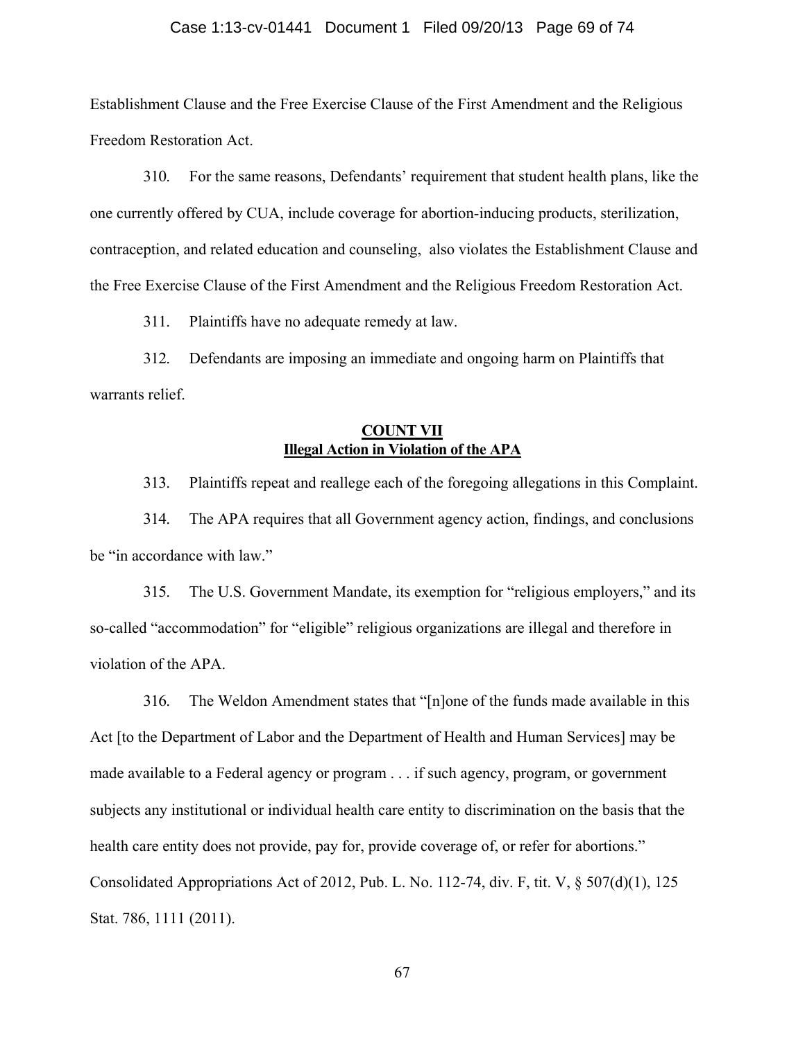Establishment Clause and the Free Exercise Clause of the First Amendment and the Religious Freedom Restoration Act.

310. For the same reasons, Defendants' requirement that student health plans, like the one currently offered by CUA, include coverage for abortion-inducing products, sterilization, contraception, and related education and counseling, also violates the Establishment Clause and the Free Exercise Clause of the First Amendment and the Religious Freedom Restoration Act.

311. Plaintiffs have no adequate remedy at law.

312. Defendants are imposing an immediate and ongoing harm on Plaintiffs that warrants relief.

## COUNT VII
## Illegal Action in Violation of the APA

313. Plaintiffs repeat and reallege each of the foregoing allegations in this Complaint.

314. The APA requires that all Government agency action, findings, and conclusions be "in accordance with law."

315. The U.S. Government Mandate, its exemption for "religious employers," and its so-called "accommodation" for "eligible" religious organizations are illegal and therefore in violation of the APA.

316. The Weldon Amendment states that "[n]one of the funds made available in this Act [to the Department of Labor and the Department of Health and Human Services] may be made available to a Federal agency or program . . . if such agency, program, or government subjects any institutional or individual health care entity to discrimination on the basis that the health care entity does not provide, pay for, provide coverage of, or refer for abortions." Consolidated Appropriations Act of 2012, Pub. L. No. 112-74, div. F, tit. V, § 507(d)(1), 125 Stat. 786, 1111 (2011).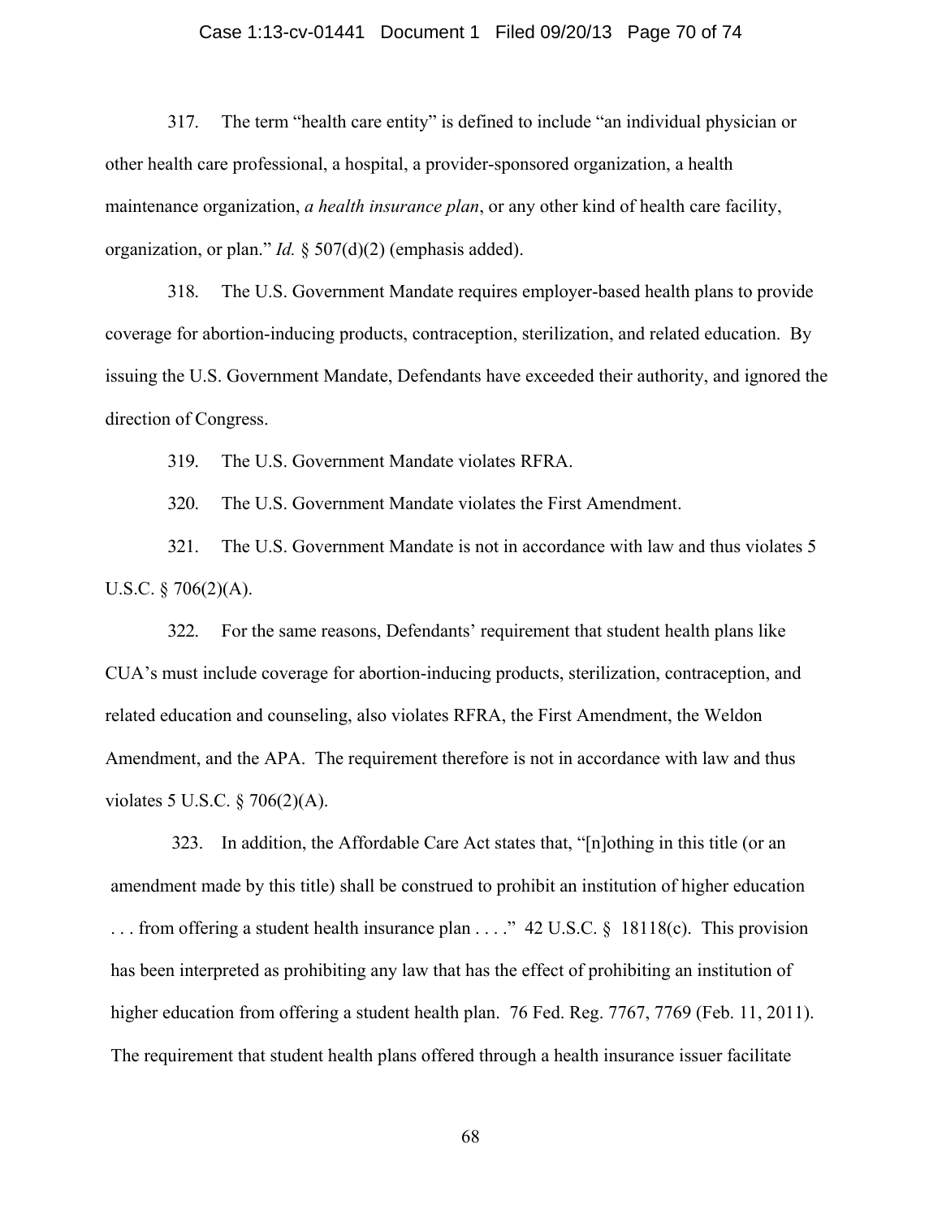317. The term "health care entity" is defined to include "an individual physician or other health care professional, a hospital, a provider-sponsored organization, a health maintenance organization, *a health insurance plan*, or any other kind of health care facility, organization, or plan." *Id.* § 507(d)(2) (emphasis added).

318. The U.S. Government Mandate requires employer-based health plans to provide coverage for abortion-inducing products, contraception, sterilization, and related education. By issuing the U.S. Government Mandate, Defendants have exceeded their authority, and ignored the direction of Congress.

319. The U.S. Government Mandate violates RFRA.

320. The U.S. Government Mandate violates the First Amendment.

321. The U.S. Government Mandate is not in accordance with law and thus violates 5 U.S.C. § 706(2)(A).

322. For the same reasons, Defendants' requirement that student health plans like CUA's must include coverage for abortion-inducing products, sterilization, contraception, and related education and counseling, also violates RFRA, the First Amendment, the Weldon Amendment, and the APA. The requirement therefore is not in accordance with law and thus violates 5 U.S.C. § 706(2)(A).

323. In addition, the Affordable Care Act states that, "[n]othing in this title (or an amendment made by this title) shall be construed to prohibit an institution of higher education . . . from offering a student health insurance plan . . . ." 42 U.S.C. § 18118(c). This provision has been interpreted as prohibiting any law that has the effect of prohibiting an institution of higher education from offering a student health plan. 76 Fed. Reg. 7767, 7769 (Feb. 11, 2011). The requirement that student health plans offered through a health insurance issuer facilitate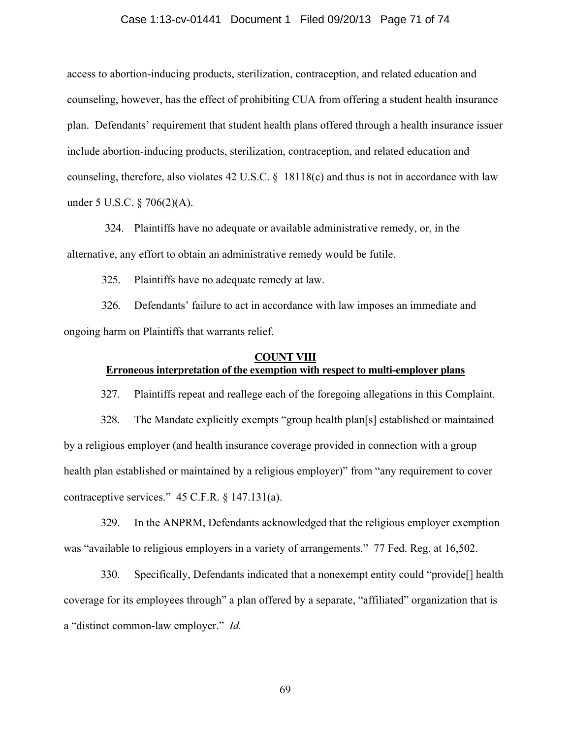access to abortion-inducing products, sterilization, contraception, and related education and counseling, however, has the effect of prohibiting CUA from offering a student health insurance plan. Defendants' requirement that student health plans offered through a health insurance issuer include abortion-inducing products, sterilization, contraception, and related education and counseling, therefore, also violates 42 U.S.C. § 18118(c) and thus is not in accordance with law under 5 U.S.C. § 706(2)(A).

324. Plaintiffs have no adequate or available administrative remedy, or, in the alternative, any effort to obtain an administrative remedy would be futile.

325. Plaintiffs have no adequate remedy at law.

326. Defendants' failure to act in accordance with law imposes an immediate and ongoing harm on Plaintiffs that warrants relief.

## COUNT VIII
### Erroneous interpretation of the exemption with respect to multi-employer plans

327. Plaintiffs repeat and reallege each of the foregoing allegations in this Complaint.

328. The Mandate explicitly exempts "group health plan[s] established or maintained by a religious employer (and health insurance coverage provided in connection with a group health plan established or maintained by a religious employer)" from "any requirement to cover contraceptive services." 45 C.F.R. § 147.131(a).

329. In the ANPRM, Defendants acknowledged that the religious employer exemption was "available to religious employers in a variety of arrangements." 77 Fed. Reg. at 16,502.

330. Specifically, Defendants indicated that a nonexempt entity could "provide[] health coverage for its employees through" a plan offered by a separate, "affiliated" organization that is a "distinct common-law employer." *Id.*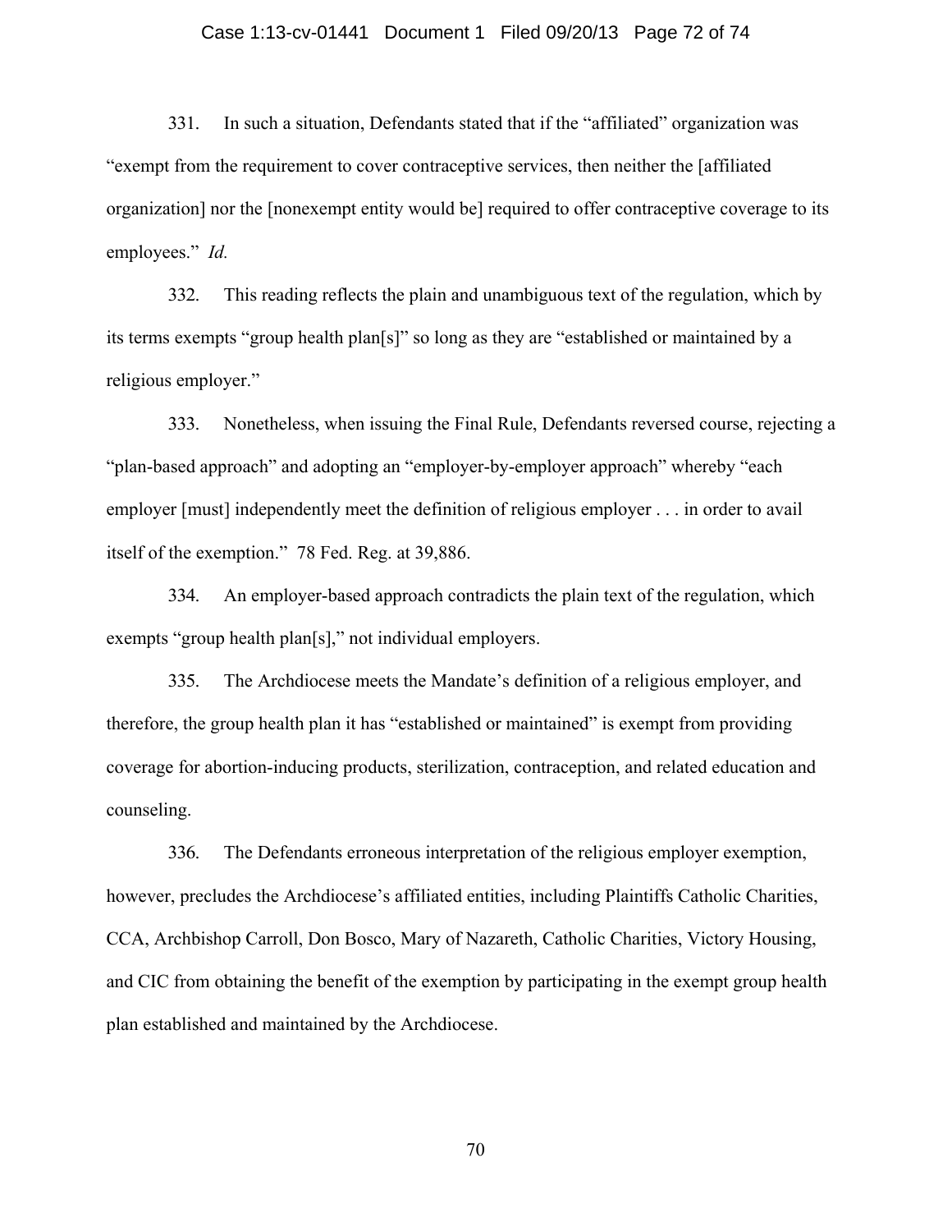331. In such a situation, Defendants stated that if the "affiliated" organization was "exempt from the requirement to cover contraceptive services, then neither the [affiliated organization] nor the [nonexempt entity would be] required to offer contraceptive coverage to its employees." *Id.*

332. This reading reflects the plain and unambiguous text of the regulation, which by its terms exempts "group health plan[s]" so long as they are "established or maintained by a religious employer."

333. Nonetheless, when issuing the Final Rule, Defendants reversed course, rejecting a "plan-based approach" and adopting an "employer-by-employer approach" whereby "each employer [must] independently meet the definition of religious employer . . . in order to avail itself of the exemption." 78 Fed. Reg. at 39,886.

334. An employer-based approach contradicts the plain text of the regulation, which exempts "group health plan[s]," not individual employers.

335. The Archdiocese meets the Mandate's definition of a religious employer, and therefore, the group health plan it has "established or maintained" is exempt from providing coverage for abortion-inducing products, sterilization, contraception, and related education and counseling.

336. The Defendants erroneous interpretation of the religious employer exemption, however, precludes the Archdiocese's affiliated entities, including Plaintiffs Catholic Charities, CCA, Archbishop Carroll, Don Bosco, Mary of Nazareth, Catholic Charities, Victory Housing, and CIC from obtaining the benefit of the exemption by participating in the exempt group health plan established and maintained by the Archdiocese.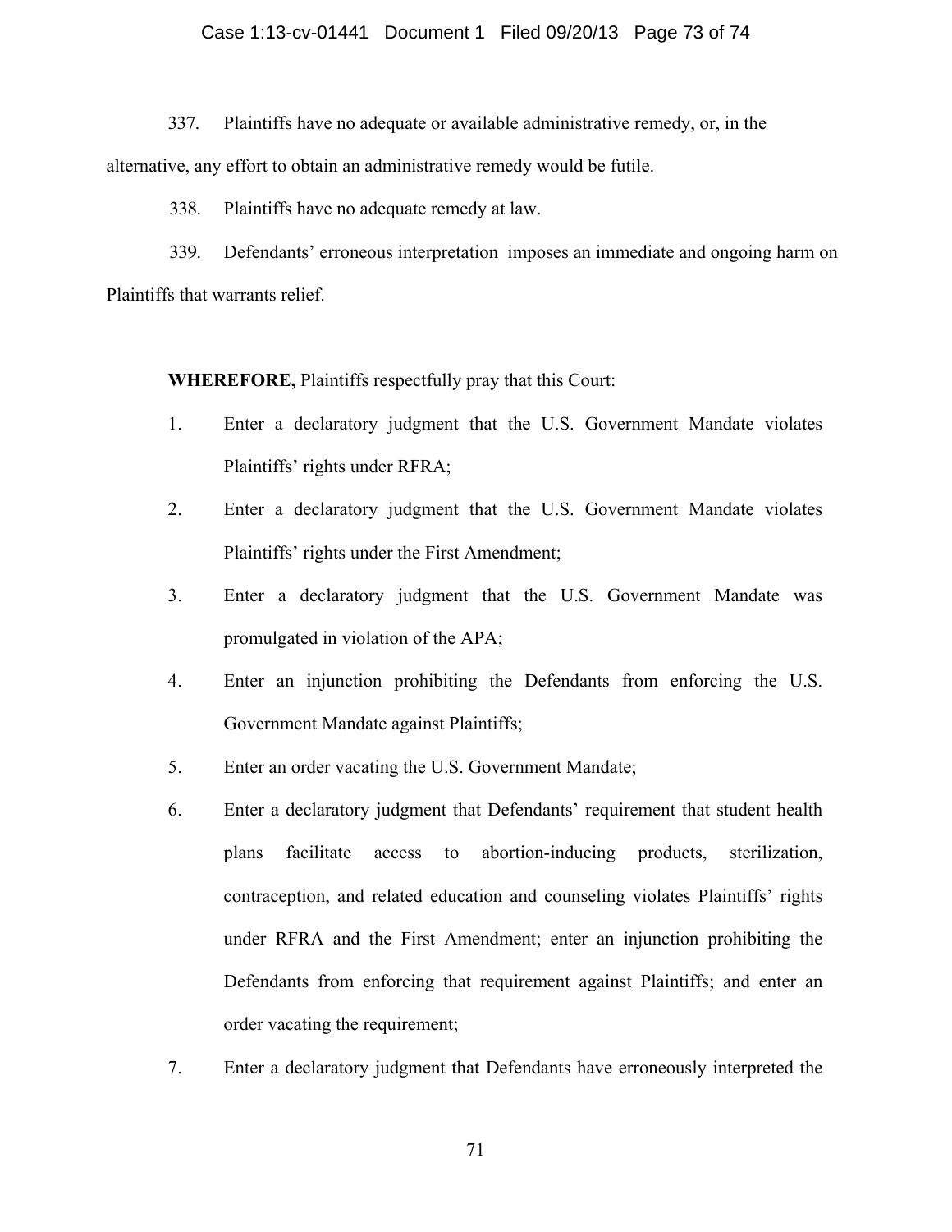337. Plaintiffs have no adequate or available administrative remedy, or, in the alternative, any effort to obtain an administrative remedy would be futile.

338. Plaintiffs have no adequate remedy at law.

339. Defendants' erroneous interpretation imposes an immediate and ongoing harm on Plaintiffs that warrants relief.

**WHEREFORE,** Plaintiffs respectfully pray that this Court:

1. Enter a declaratory judgment that the U.S. Government Mandate violates Plaintiffs' rights under RFRA;
2. Enter a declaratory judgment that the U.S. Government Mandate violates Plaintiffs' rights under the First Amendment;
3. Enter a declaratory judgment that the U.S. Government Mandate was promulgated in violation of the APA;
4. Enter an injunction prohibiting the Defendants from enforcing the U.S. Government Mandate against Plaintiffs;
5. Enter an order vacating the U.S. Government Mandate;
6. Enter a declaratory judgment that Defendants' requirement that student health plans facilitate access to abortion-inducing products, sterilization, contraception, and related education and counseling violates Plaintiffs' rights under RFRA and the First Amendment; enter an injunction prohibiting the Defendants from enforcing that requirement against Plaintiffs; and enter an order vacating the requirement;
7. Enter a declaratory judgment that Defendants have erroneously interpreted the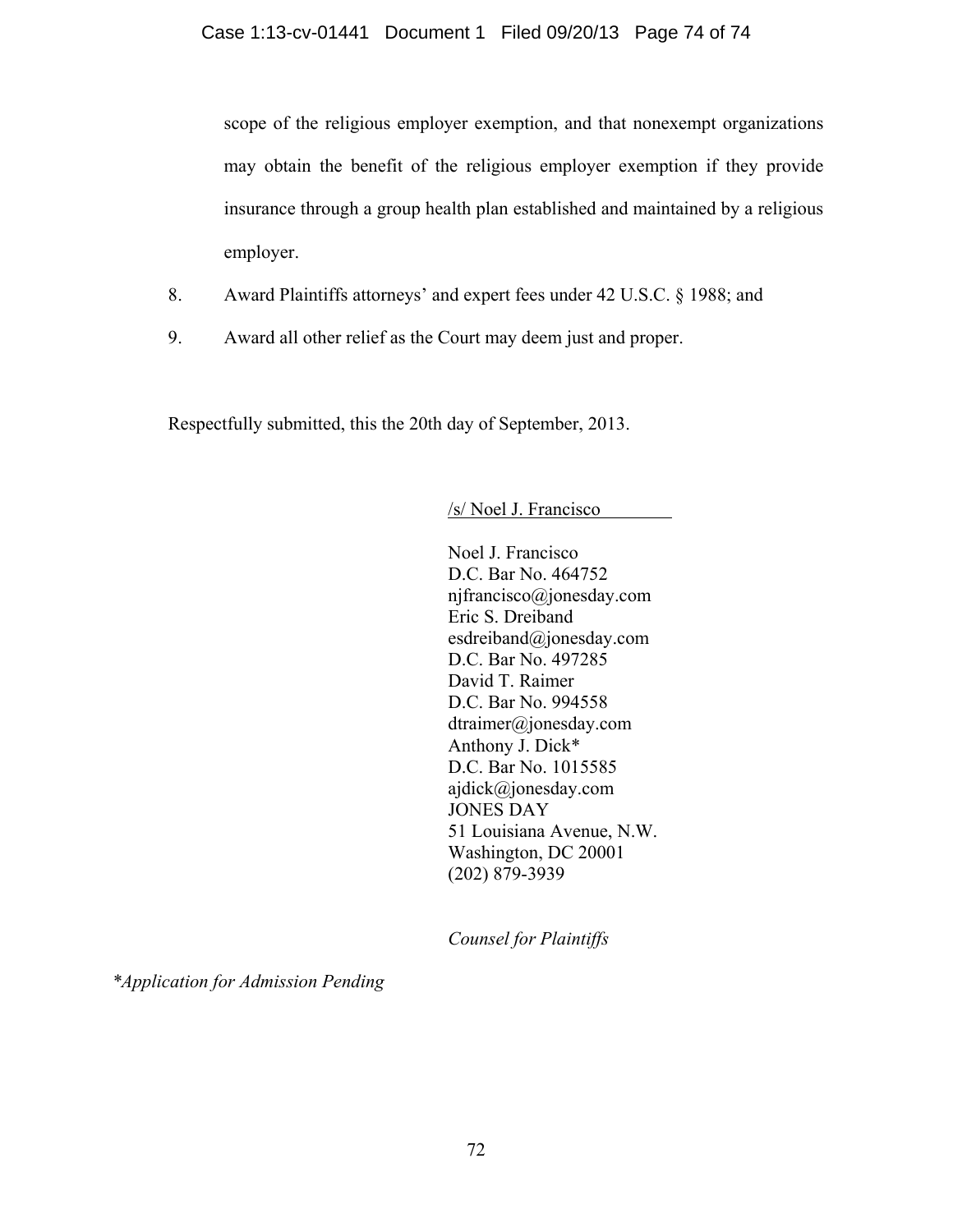scope of the religious employer exemption, and that nonexempt organizations may obtain the benefit of the religious employer exemption if they provide insurance through a group health plan established and maintained by a religious employer.

8. Award Plaintiffs attorneys' and expert fees under 42 U.S.C. § 1988; and

9. Award all other relief as the Court may deem just and proper.

Respectfully submitted, this the 20th day of September, 2013.

/s/ Noel J. Francisco

Noel J. Francisco
D.C. Bar No. 464752
njfrancisco@jonesday.com
Eric S. Dreiband
esdreiband@jonesday.com
D.C. Bar No. 497285
David T. Raimer
D.C. Bar No. 994558
dtraimer@jonesday.com
Anthony J. Dick*
D.C. Bar No. 1015585
ajdick@jonesday.com
JONES DAY
51 Louisiana Avenue, N.W.
Washington, DC 20001
(202) 879-3939

*Counsel for Plaintiffs*

*\*Application for Admission Pending*